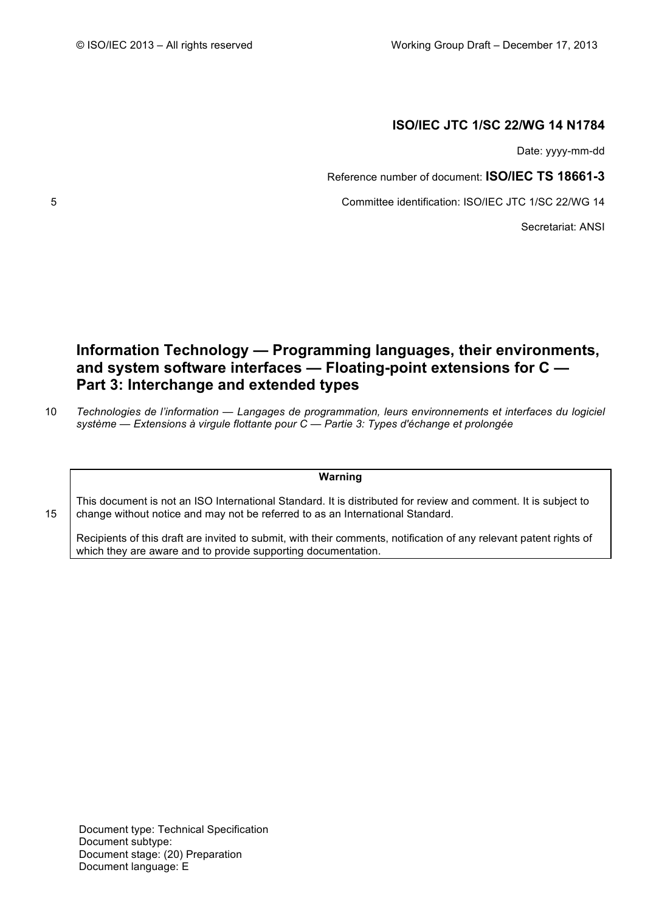© ISO/IEC 2013 – All rights reserved

Working Group Draft – December 17, 2013

**ISO/IEC JTC 1/SC 22/WG 14 N1784**

Date: yyyy-mm-dd

Reference number of document: **ISO/IEC TS 18661-3**

Committee identification: ISO/IEC JTC 1/SC 22/WG 14

Secretariat: ANSI

# Information Technology — Programming languages, their environments, and system software interfaces — Floating-point extensions for C — Part 3: Interchange and extended types

*Technologies de l'information — Langages de programmation, leurs environnements et interfaces du logiciel système — Extensions à virgule flottante pour C — Partie 3: Types d'échange et prolongée*

**Warning**

This document is not an ISO International Standard. It is distributed for review and comment. It is subject to change without notice and may not be referred to as an International Standard.

Recipients of this draft are invited to submit, with their comments, notification of any relevant patent rights of which they are aware and to provide supporting documentation.

Document type: Technical Specification
Document subtype:
Document stage: (20) Preparation
Document language: E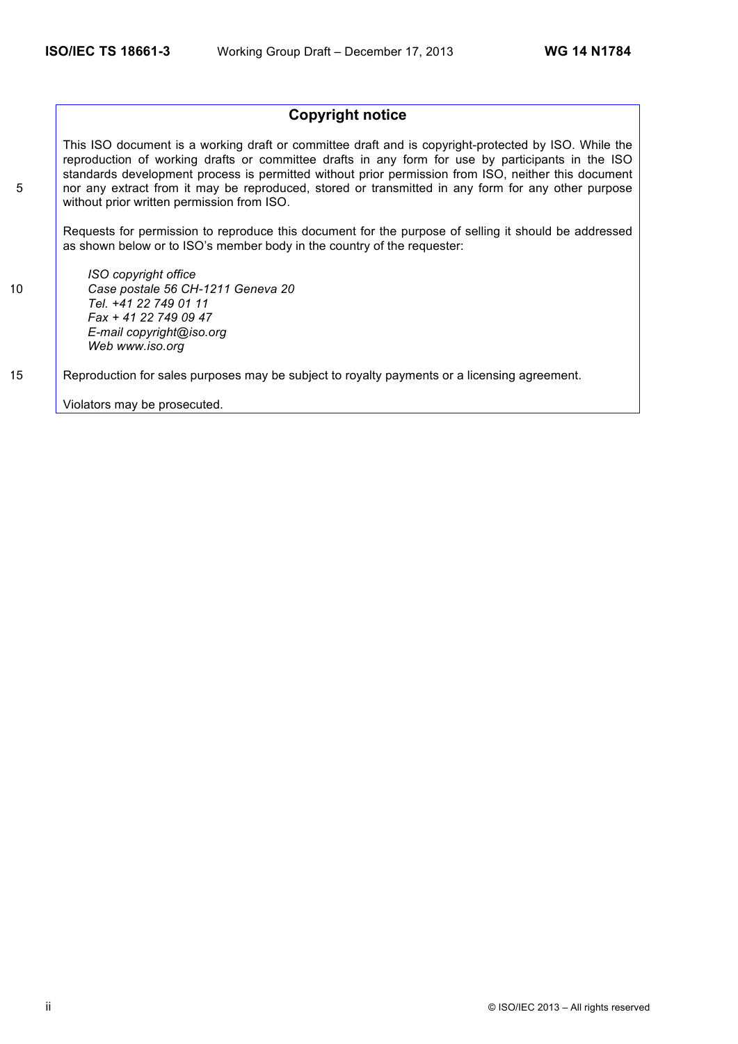## Copyright notice

This ISO document is a working draft or committee draft and is copyright-protected by ISO. While the reproduction of working drafts or committee drafts in any form for use by participants in the ISO standards development process is permitted without prior permission from ISO, neither this document nor any extract from it may be reproduced, stored or transmitted in any form for any other purpose without prior written permission from ISO.

Requests for permission to reproduce this document for the purpose of selling it should be addressed as shown below or to ISO's member body in the country of the requester:

*ISO copyright office*
*Case postale 56 CH-1211 Geneva 20*
*Tel. +41 22 749 01 11*
*Fax + 41 22 749 09 47*
*E-mail copyright@iso.org*
*Web www.iso.org*

Reproduction for sales purposes may be subject to royalty payments or a licensing agreement.

Violators may be prosecuted.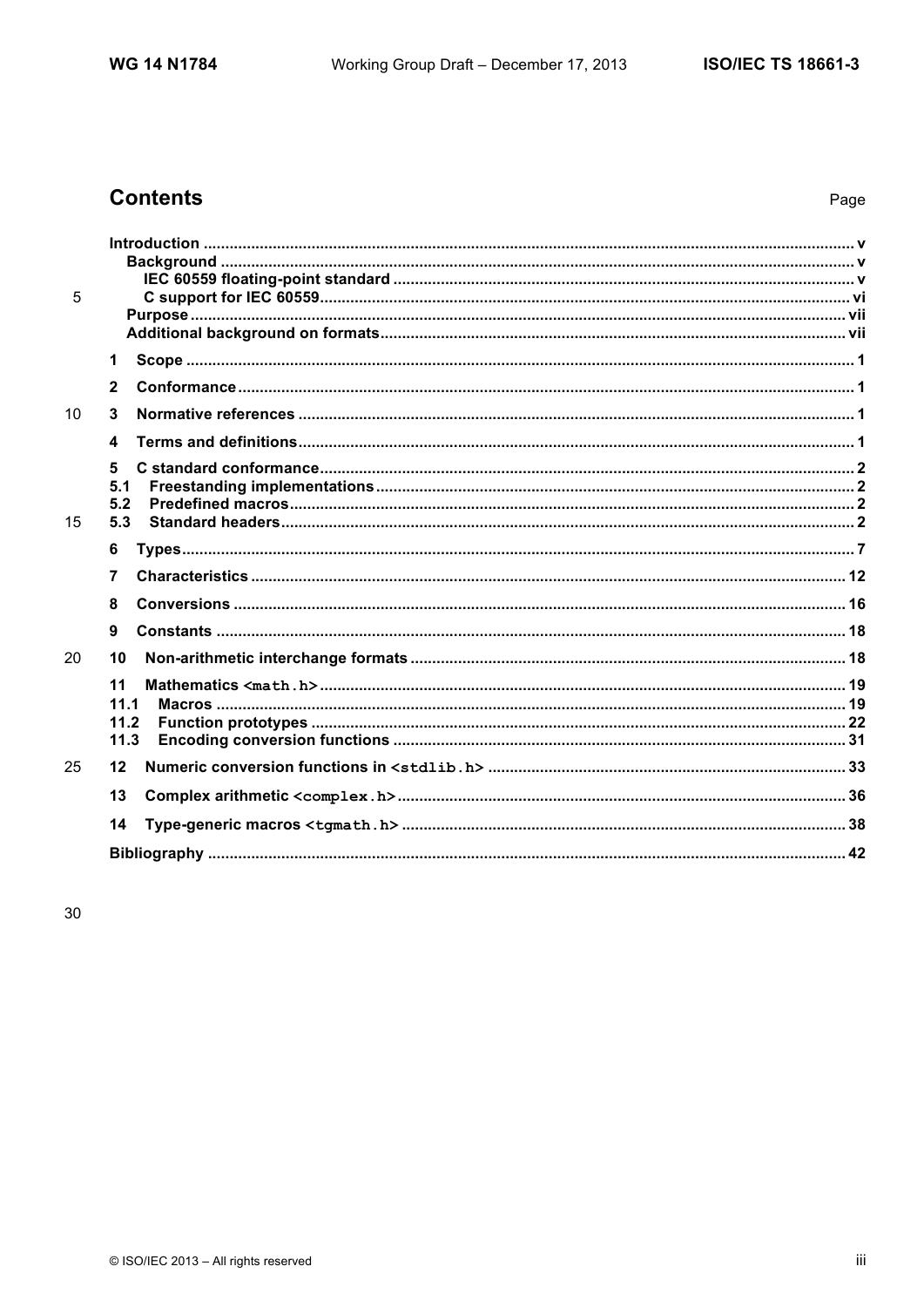# Contents

Page

- Introduction ..... v
  - Background ..... v
    - IEC 60559 floating-point standard ..... v
    - C support for IEC 60559 ..... vi
  - Purpose ..... vii
  - Additional background on formats ..... vii
- 1 Scope ..... 1
- 2 Conformance ..... 1
- 3 Normative references ..... 1
- 4 Terms and definitions ..... 1
- 5 C standard conformance ..... 2
  - 5.1 Freestanding implementations ..... 2
  - 5.2 Predefined macros ..... 2
  - 5.3 Standard headers ..... 2
- 6 Types ..... 7
- 7 Characteristics ..... 12
- 8 Conversions ..... 16
- 9 Constants ..... 18
- 10 Non-arithmetic interchange formats ..... 18
- 11 Mathematics `<math.h>` ..... 19
  - 11.1 Macros ..... 19
  - 11.2 Function prototypes ..... 22
  - 11.3 Encoding conversion functions ..... 31
- 12 Numeric conversion functions in `<stdlib.h>` ..... 33
- 13 Complex arithmetic `<complex.h>` ..... 36
- 14 Type-generic macros `<tgmath.h>` ..... 38
- Bibliography ..... 42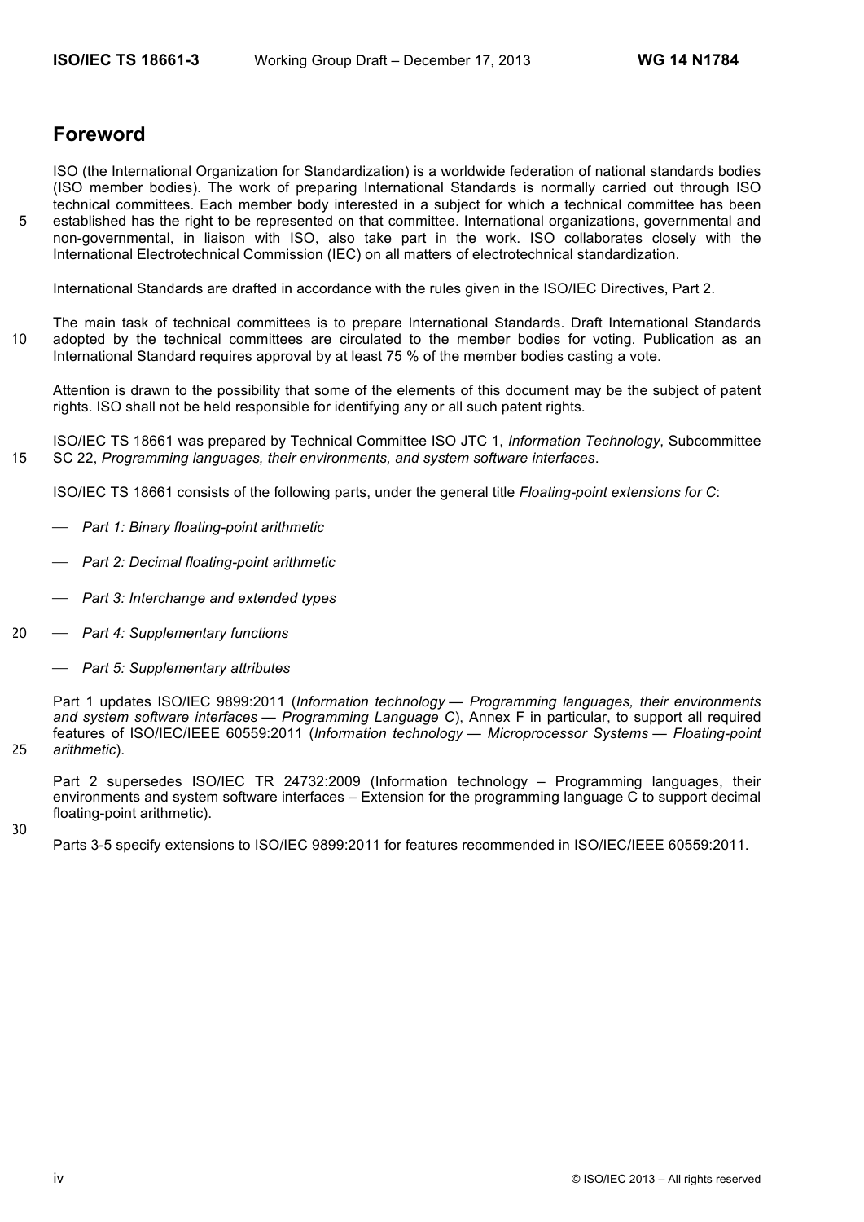# Foreword

ISO (the International Organization for Standardization) is a worldwide federation of national standards bodies (ISO member bodies). The work of preparing International Standards is normally carried out through ISO technical committees. Each member body interested in a subject for which a technical committee has been established has the right to be represented on that committee. International organizations, governmental and non-governmental, in liaison with ISO, also take part in the work. ISO collaborates closely with the International Electrotechnical Commission (IEC) on all matters of electrotechnical standardization.

International Standards are drafted in accordance with the rules given in the ISO/IEC Directives, Part 2.

The main task of technical committees is to prepare International Standards. Draft International Standards adopted by the technical committees are circulated to the member bodies for voting. Publication as an International Standard requires approval by at least 75 % of the member bodies casting a vote.

Attention is drawn to the possibility that some of the elements of this document may be the subject of patent rights. ISO shall not be held responsible for identifying any or all such patent rights.

ISO/IEC TS 18661 was prepared by Technical Committee ISO JTC 1, *Information Technology*, Subcommittee SC 22, *Programming languages, their environments, and system software interfaces*.

ISO/IEC TS 18661 consists of the following parts, under the general title *Floating-point extensions for C*:

- *Part 1: Binary floating-point arithmetic*
- *Part 2: Decimal floating-point arithmetic*
- *Part 3: Interchange and extended types*
- *Part 4: Supplementary functions*
- *Part 5: Supplementary attributes*

Part 1 updates ISO/IEC 9899:2011 (*Information technology — Programming languages, their environments and system software interfaces — Programming Language C*), Annex F in particular, to support all required features of ISO/IEC/IEEE 60559:2011 (*Information technology — Microprocessor Systems — Floating-point arithmetic*).

Part 2 supersedes ISO/IEC TR 24732:2009 (Information technology – Programming languages, their environments and system software interfaces – Extension for the programming language C to support decimal floating-point arithmetic).

Parts 3-5 specify extensions to ISO/IEC 9899:2011 for features recommended in ISO/IEC/IEEE 60559:2011.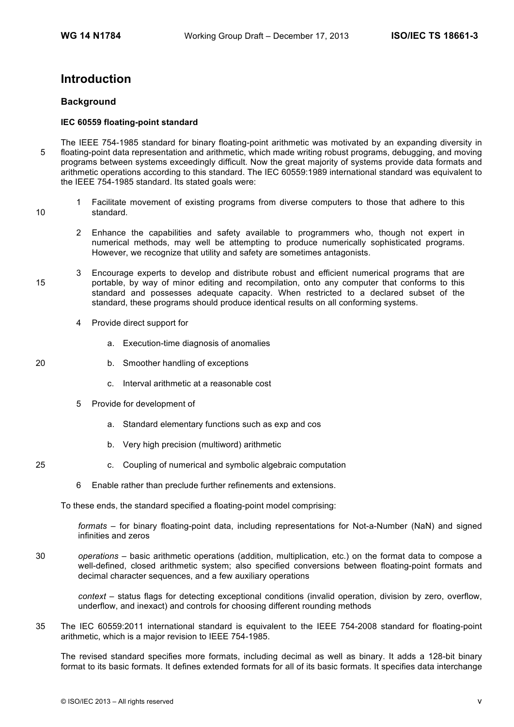## Introduction

### Background

#### IEC 60559 floating-point standard

The IEEE 754-1985 standard for binary floating-point arithmetic was motivated by an expanding diversity in floating-point data representation and arithmetic, which made writing robust programs, debugging, and moving programs between systems exceedingly difficult. Now the great majority of systems provide data formats and arithmetic operations according to this standard. The IEC 60559:1989 international standard was equivalent to the IEEE 754-1985 standard. Its stated goals were:

1 Facilitate movement of existing programs from diverse computers to those that adhere to this standard.

2 Enhance the capabilities and safety available to programmers who, though not expert in numerical methods, may well be attempting to produce numerically sophisticated programs. However, we recognize that utility and safety are sometimes antagonists.

3 Encourage experts to develop and distribute robust and efficient numerical programs that are portable, by way of minor editing and recompilation, onto any computer that conforms to this standard and possesses adequate capacity. When restricted to a declared subset of the standard, these programs should produce identical results on all conforming systems.

4 Provide direct support for

  a. Execution-time diagnosis of anomalies

  b. Smoother handling of exceptions

  c. Interval arithmetic at a reasonable cost

5 Provide for development of

  a. Standard elementary functions such as exp and cos

  b. Very high precision (multiword) arithmetic

  c. Coupling of numerical and symbolic algebraic computation

6 Enable rather than preclude further refinements and extensions.

To these ends, the standard specified a floating-point model comprising:

*formats* – for binary floating-point data, including representations for Not-a-Number (NaN) and signed infinities and zeros

*operations* – basic arithmetic operations (addition, multiplication, etc.) on the format data to compose a well-defined, closed arithmetic system; also specified conversions between floating-point formats and decimal character sequences, and a few auxiliary operations

*context* – status flags for detecting exceptional conditions (invalid operation, division by zero, overflow, underflow, and inexact) and controls for choosing different rounding methods

The IEC 60559:2011 international standard is equivalent to the IEEE 754-2008 standard for floating-point arithmetic, which is a major revision to IEEE 754-1985.

The revised standard specifies more formats, including decimal as well as binary. It adds a 128-bit binary format to its basic formats. It defines extended formats for all of its basic formats. It specifies data interchange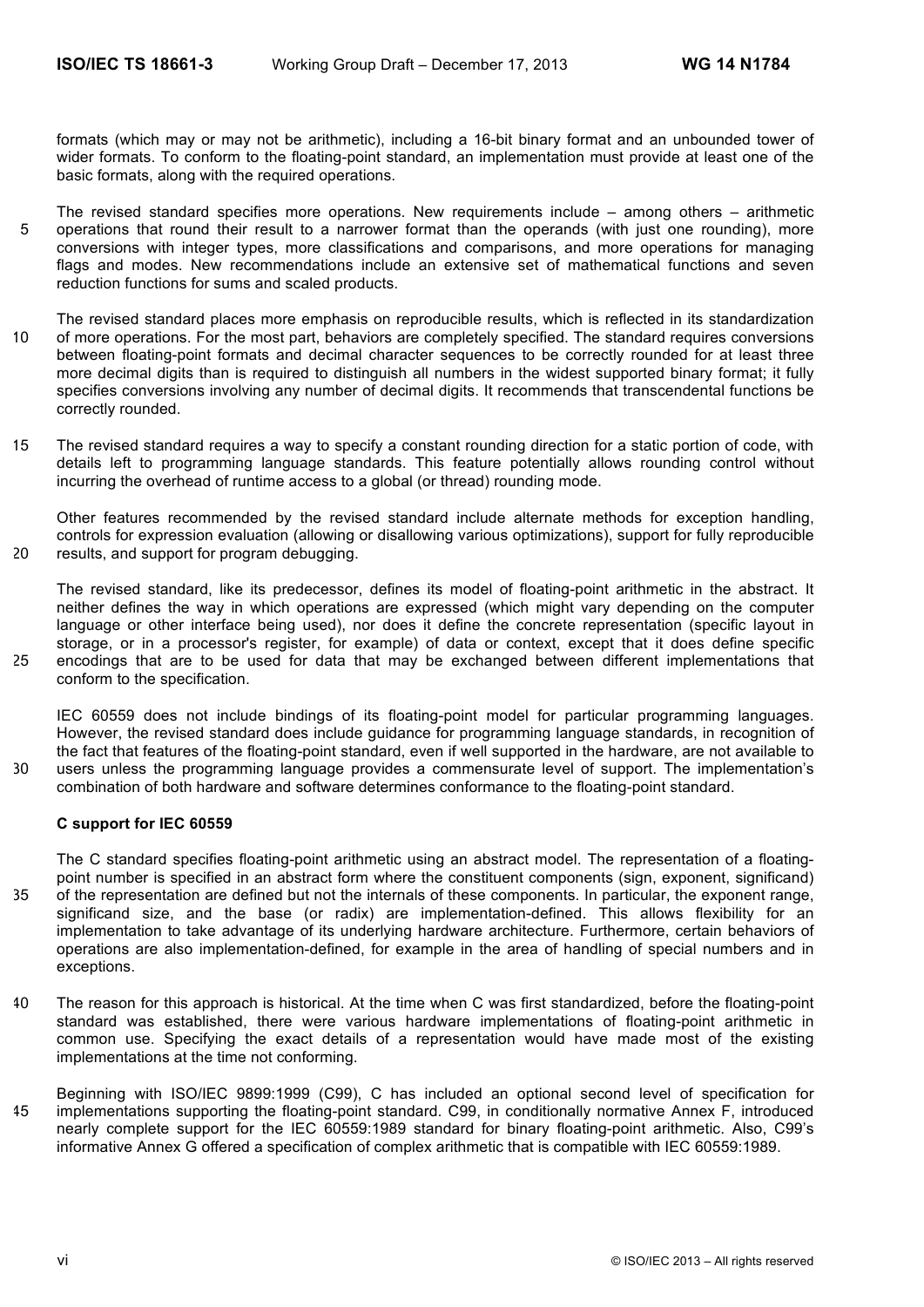formats (which may or may not be arithmetic), including a 16-bit binary format and an unbounded tower of wider formats. To conform to the floating-point standard, an implementation must provide at least one of the basic formats, along with the required operations.

The revised standard specifies more operations. New requirements include – among others – arithmetic operations that round their result to a narrower format than the operands (with just one rounding), more conversions with integer types, more classifications and comparisons, and more operations for managing flags and modes. New recommendations include an extensive set of mathematical functions and seven reduction functions for sums and scaled products.

The revised standard places more emphasis on reproducible results, which is reflected in its standardization of more operations. For the most part, behaviors are completely specified. The standard requires conversions between floating-point formats and decimal character sequences to be correctly rounded for at least three more decimal digits than is required to distinguish all numbers in the widest supported binary format; it fully specifies conversions involving any number of decimal digits. It recommends that transcendental functions be correctly rounded.

The revised standard requires a way to specify a constant rounding direction for a static portion of code, with details left to programming language standards. This feature potentially allows rounding control without incurring the overhead of runtime access to a global (or thread) rounding mode.

Other features recommended by the revised standard include alternate methods for exception handling, controls for expression evaluation (allowing or disallowing various optimizations), support for fully reproducible results, and support for program debugging.

The revised standard, like its predecessor, defines its model of floating-point arithmetic in the abstract. It neither defines the way in which operations are expressed (which might vary depending on the computer language or other interface being used), nor does it define the concrete representation (specific layout in storage, or in a processor's register, for example) of data or context, except that it does define specific encodings that are to be used for data that may be exchanged between different implementations that conform to the specification.

IEC 60559 does not include bindings of its floating-point model for particular programming languages. However, the revised standard does include guidance for programming language standards, in recognition of the fact that features of the floating-point standard, even if well supported in the hardware, are not available to users unless the programming language provides a commensurate level of support. The implementation's combination of both hardware and software determines conformance to the floating-point standard.

**C support for IEC 60559**

The C standard specifies floating-point arithmetic using an abstract model. The representation of a floating-point number is specified in an abstract form where the constituent components (sign, exponent, significand) of the representation are defined but not the internals of these components. In particular, the exponent range, significand size, and the base (or radix) are implementation-defined. This allows flexibility for an implementation to take advantage of its underlying hardware architecture. Furthermore, certain behaviors of operations are also implementation-defined, for example in the area of handling of special numbers and in exceptions.

The reason for this approach is historical. At the time when C was first standardized, before the floating-point standard was established, there were various hardware implementations of floating-point arithmetic in common use. Specifying the exact details of a representation would have made most of the existing implementations at the time not conforming.

Beginning with ISO/IEC 9899:1999 (C99), C has included an optional second level of specification for implementations supporting the floating-point standard. C99, in conditionally normative Annex F, introduced nearly complete support for the IEC 60559:1989 standard for binary floating-point arithmetic. Also, C99's informative Annex G offered a specification of complex arithmetic that is compatible with IEC 60559:1989.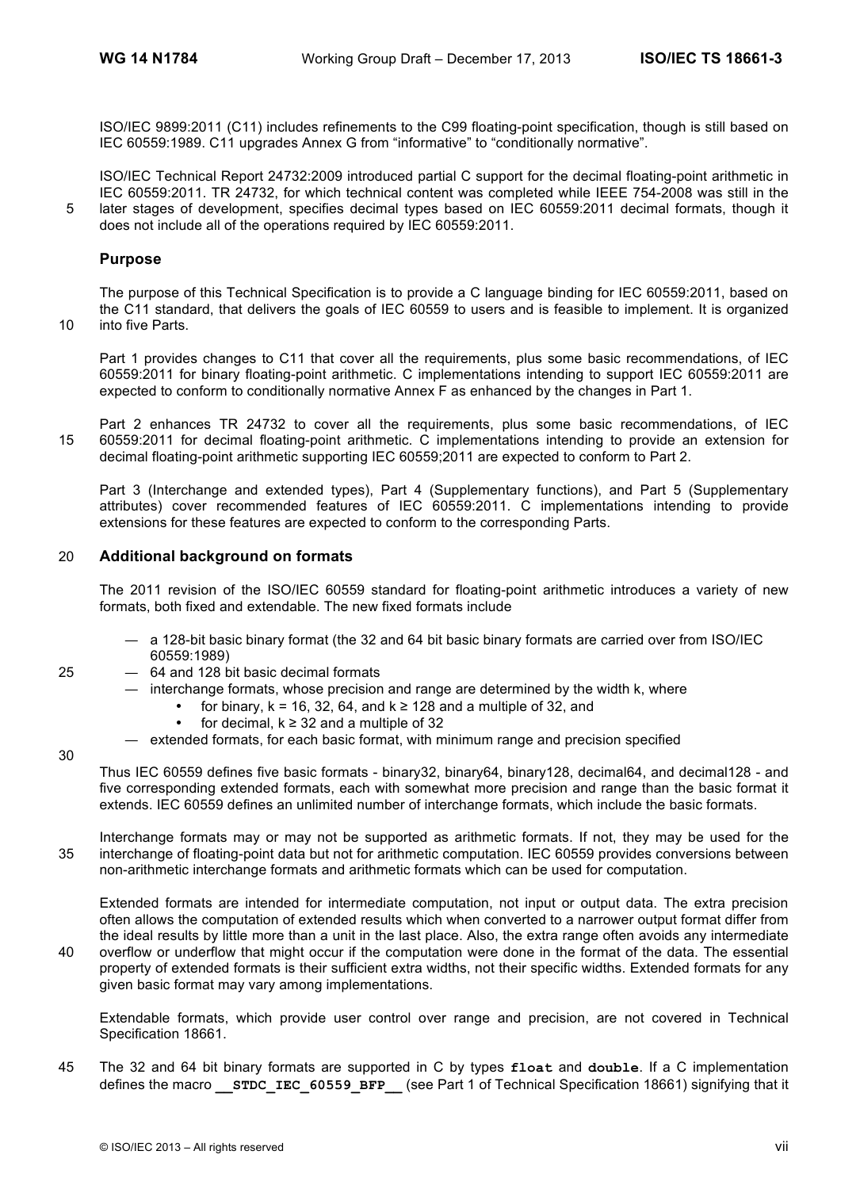ISO/IEC 9899:2011 (C11) includes refinements to the C99 floating-point specification, though is still based on IEC 60559:1989. C11 upgrades Annex G from "informative" to "conditionally normative".

ISO/IEC Technical Report 24732:2009 introduced partial C support for the decimal floating-point arithmetic in IEC 60559:2011. TR 24732, for which technical content was completed while IEEE 754-2008 was still in the later stages of development, specifies decimal types based on IEC 60559:2011 decimal formats, though it does not include all of the operations required by IEC 60559:2011.

## Purpose

The purpose of this Technical Specification is to provide a C language binding for IEC 60559:2011, based on the C11 standard, that delivers the goals of IEC 60559 to users and is feasible to implement. It is organized into five Parts.

Part 1 provides changes to C11 that cover all the requirements, plus some basic recommendations, of IEC 60559:2011 for binary floating-point arithmetic. C implementations intending to support IEC 60559:2011 are expected to conform to conditionally normative Annex F as enhanced by the changes in Part 1.

Part 2 enhances TR 24732 to cover all the requirements, plus some basic recommendations, of IEC 60559:2011 for decimal floating-point arithmetic. C implementations intending to provide an extension for decimal floating-point arithmetic supporting IEC 60559;2011 are expected to conform to Part 2.

Part 3 (Interchange and extended types), Part 4 (Supplementary functions), and Part 5 (Supplementary attributes) cover recommended features of IEC 60559:2011. C implementations intending to provide extensions for these features are expected to conform to the corresponding Parts.

## Additional background on formats

The 2011 revision of the ISO/IEC 60559 standard for floating-point arithmetic introduces a variety of new formats, both fixed and extendable. The new fixed formats include

- a 128-bit basic binary format (the 32 and 64 bit basic binary formats are carried over from ISO/IEC 60559:1989)
- 64 and 128 bit basic decimal formats
- interchange formats, whose precision and range are determined by the width k, where
  - for binary, k = 16, 32, 64, and k ≥ 128 and a multiple of 32, and
  - for decimal, k ≥ 32 and a multiple of 32
- extended formats, for each basic format, with minimum range and precision specified

Thus IEC 60559 defines five basic formats - binary32, binary64, binary128, decimal64, and decimal128 - and five corresponding extended formats, each with somewhat more precision and range than the basic format it extends. IEC 60559 defines an unlimited number of interchange formats, which include the basic formats.

Interchange formats may or may not be supported as arithmetic formats. If not, they may be used for the interchange of floating-point data but not for arithmetic computation. IEC 60559 provides conversions between non-arithmetic interchange formats and arithmetic formats which can be used for computation.

Extended formats are intended for intermediate computation, not input or output data. The extra precision often allows the computation of extended results which when converted to a narrower output format differ from the ideal results by little more than a unit in the last place. Also, the extra range often avoids any intermediate overflow or underflow that might occur if the computation were done in the format of the data. The essential property of extended formats is their sufficient extra widths, not their specific widths. Extended formats for any given basic format may vary among implementations.

Extendable formats, which provide user control over range and precision, are not covered in Technical Specification 18661.

The 32 and 64 bit binary formats are supported in C by types **float** and **double**. If a C implementation defines the macro **__STDC_IEC_60559_BFP__** (see Part 1 of Technical Specification 18661) signifying that it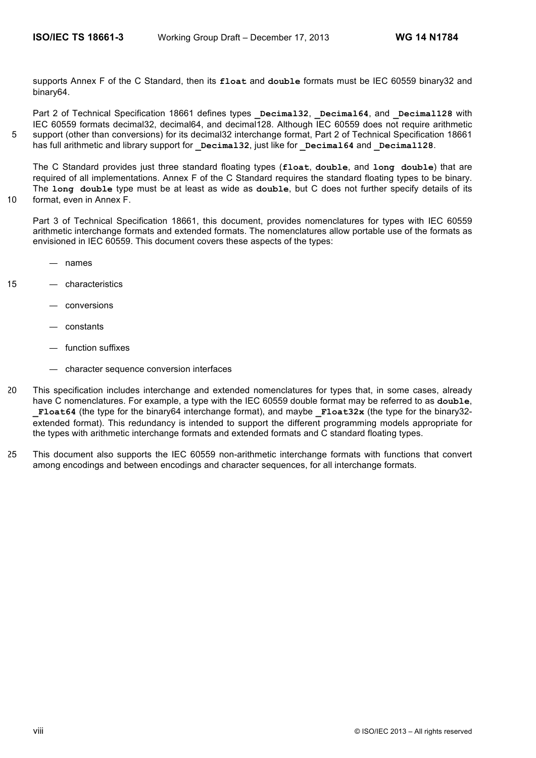supports Annex F of the C Standard, then its **float** and **double** formats must be IEC 60559 binary32 and binary64.

Part 2 of Technical Specification 18661 defines types **_Decimal32**, **_Decimal64**, and **_Decimal128** with IEC 60559 formats decimal32, decimal64, and decimal128. Although IEC 60559 does not require arithmetic support (other than conversions) for its decimal32 interchange format, Part 2 of Technical Specification 18661 has full arithmetic and library support for **_Decimal32**, just like for **_Decimal64** and **_Decimal128**.

The C Standard provides just three standard floating types (**float**, **double**, and **long double**) that are required of all implementations. Annex F of the C Standard requires the standard floating types to be binary. The **long double** type must be at least as wide as **double**, but C does not further specify details of its format, even in Annex F.

Part 3 of Technical Specification 18661, this document, provides nomenclatures for types with IEC 60559 arithmetic interchange formats and extended formats. The nomenclatures allow portable use of the formats as envisioned in IEC 60559. This document covers these aspects of the types:

— names

— characteristics

— conversions

— constants

— function suffixes

— character sequence conversion interfaces

This specification includes interchange and extended nomenclatures for types that, in some cases, already have C nomenclatures. For example, a type with the IEC 60559 double format may be referred to as **double**, **_Float64** (the type for the binary64 interchange format), and maybe **_Float32x** (the type for the binary32-extended format). This redundancy is intended to support the different programming models appropriate for the types with arithmetic interchange formats and extended formats and C standard floating types.

This document also supports the IEC 60559 non-arithmetic interchange formats with functions that convert among encodings and between encodings and character sequences, for all interchange formats.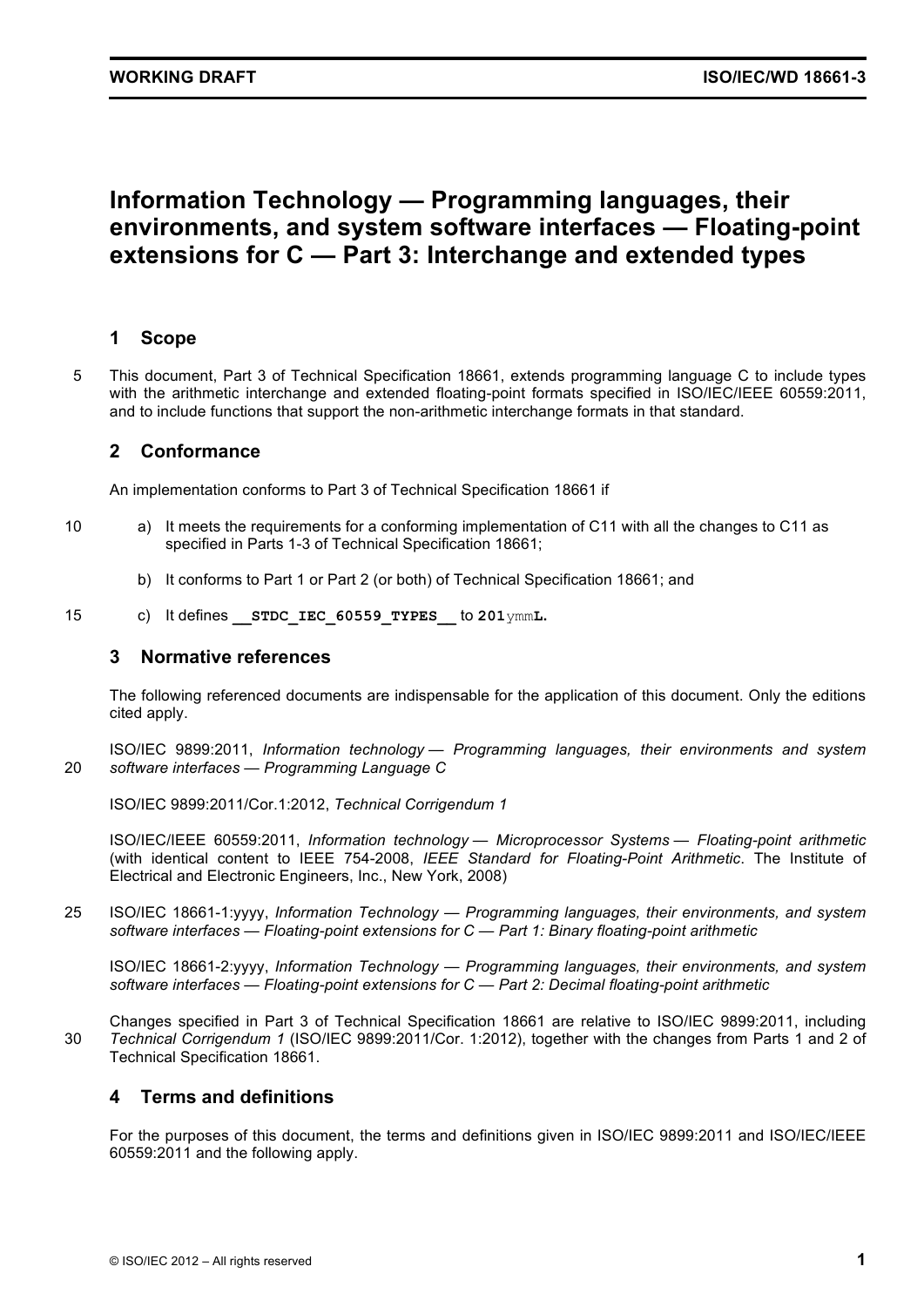# Information Technology — Programming languages, their environments, and system software interfaces — Floating-point extensions for C — Part 3: Interchange and extended types

## 1 Scope

This document, Part 3 of Technical Specification 18661, extends programming language C to include types with the arithmetic interchange and extended floating-point formats specified in ISO/IEC/IEEE 60559:2011, and to include functions that support the non-arithmetic interchange formats in that standard.

## 2 Conformance

An implementation conforms to Part 3 of Technical Specification 18661 if

a) It meets the requirements for a conforming implementation of C11 with all the changes to C11 as specified in Parts 1-3 of Technical Specification 18661;

b) It conforms to Part 1 or Part 2 (or both) of Technical Specification 18661; and

c) It defines **`__STDC_IEC_60559_TYPES__`** to **`201`**`ymm`**`L`**.

## 3 Normative references

The following referenced documents are indispensable for the application of this document. Only the editions cited apply.

ISO/IEC 9899:2011, *Information technology — Programming languages, their environments and system software interfaces — Programming Language C*

ISO/IEC 9899:2011/Cor.1:2012, *Technical Corrigendum 1*

ISO/IEC/IEEE 60559:2011, *Information technology — Microprocessor Systems — Floating-point arithmetic* (with identical content to IEEE 754-2008, *IEEE Standard for Floating-Point Arithmetic*. The Institute of Electrical and Electronic Engineers, Inc., New York, 2008)

ISO/IEC 18661-1:yyyy, *Information Technology — Programming languages, their environments, and system software interfaces — Floating-point extensions for C — Part 1: Binary floating-point arithmetic*

ISO/IEC 18661-2:yyyy, *Information Technology — Programming languages, their environments, and system software interfaces — Floating-point extensions for C — Part 2: Decimal floating-point arithmetic*

Changes specified in Part 3 of Technical Specification 18661 are relative to ISO/IEC 9899:2011, including *Technical Corrigendum 1* (ISO/IEC 9899:2011/Cor. 1:2012), together with the changes from Parts 1 and 2 of Technical Specification 18661.

## 4 Terms and definitions

For the purposes of this document, the terms and definitions given in ISO/IEC 9899:2011 and ISO/IEC/IEEE 60559:2011 and the following apply.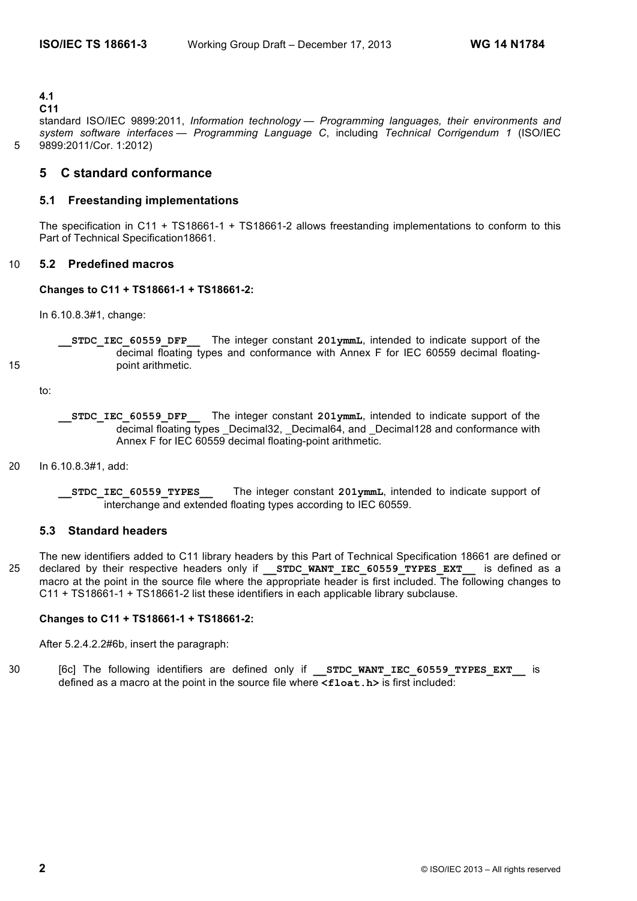**4.1**
**C11**
standard ISO/IEC 9899:2011, *Information technology — Programming languages, their environments and system software interfaces — Programming Language C*, including *Technical Corrigendum 1* (ISO/IEC 9899:2011/Cor. 1:2012)

# 5 C standard conformance

## 5.1 Freestanding implementations

The specification in C11 + TS18661-1 + TS18661-2 allows freestanding implementations to conform to this Part of Technical Specification18661.

## 5.2 Predefined macros

**Changes to C11 + TS18661-1 + TS18661-2:**

In 6.10.8.3#1, change:

> **`__STDC_IEC_60559_DFP__`** The integer constant **`201ymmL`**, intended to indicate support of the decimal floating types and conformance with Annex F for IEC 60559 decimal floating-point arithmetic.

to:

> **`__STDC_IEC_60559_DFP__`** The integer constant **`201ymmL`**, intended to indicate support of the decimal floating types _Decimal32, _Decimal64, and _Decimal128 and conformance with Annex F for IEC 60559 decimal floating-point arithmetic.

In 6.10.8.3#1, add:

> **`__STDC_IEC_60559_TYPES__`** The integer constant **`201ymmL`**, intended to indicate support of interchange and extended floating types according to IEC 60559.

## 5.3 Standard headers

The new identifiers added to C11 library headers by this Part of Technical Specification 18661 are defined or declared by their respective headers only if **`__STDC_WANT_IEC_60559_TYPES_EXT__`** is defined as a macro at the point in the source file where the appropriate header is first included. The following changes to C11 + TS18661-1 + TS18661-2 list these identifiers in each applicable library subclause.

**Changes to C11 + TS18661-1 + TS18661-2:**

After 5.2.4.2.2#6b, insert the paragraph:

> [6c] The following identifiers are defined only if **`__STDC_WANT_IEC_60559_TYPES_EXT__`** is defined as a macro at the point in the source file where **`<float.h>`** is first included: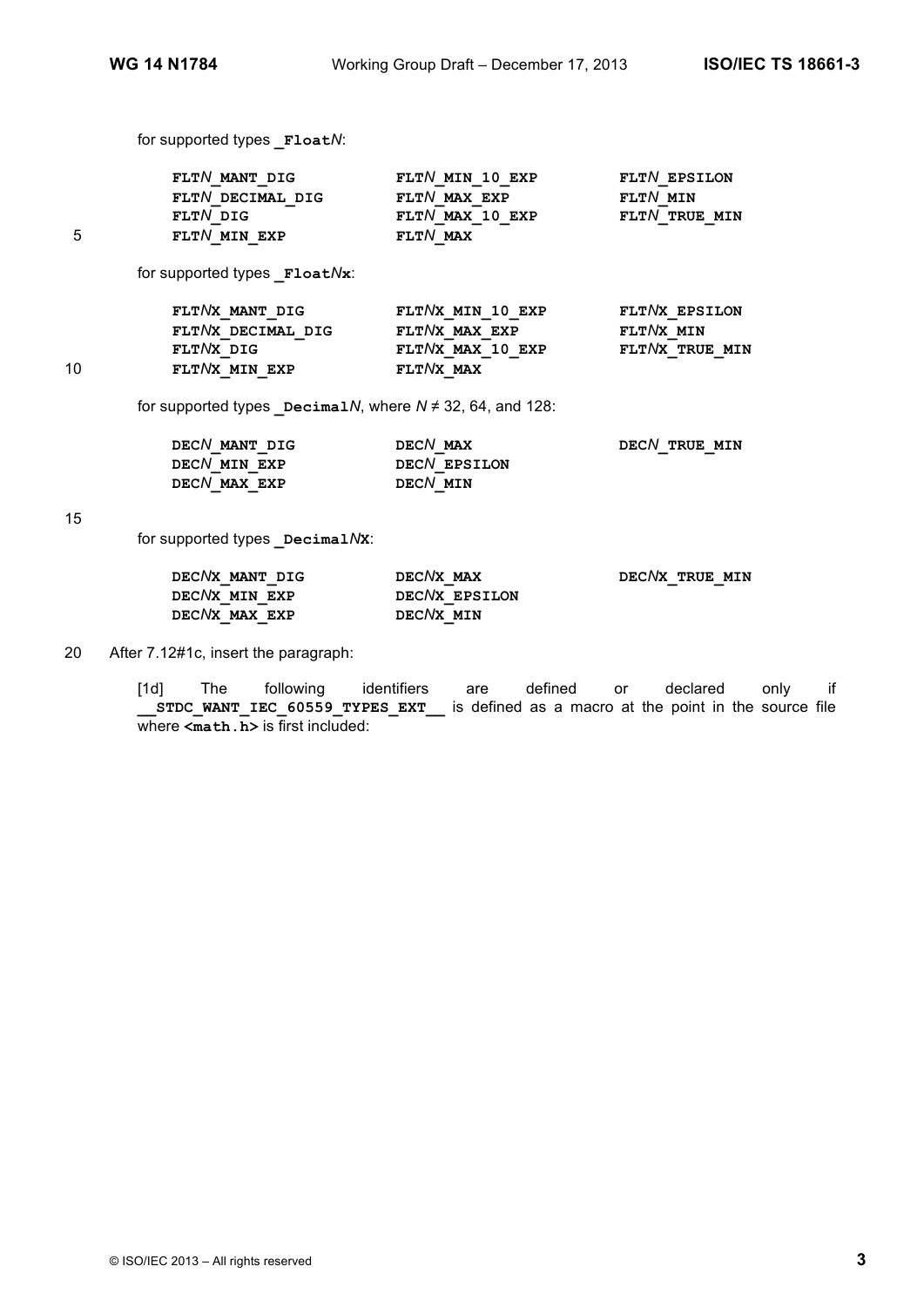for supported types **_Float*N***:

| | | |
|---|---|---|
| **FLT*N*_MANT_DIG** | **FLT*N*_MIN_10_EXP** | **FLT*N*_EPSILON** |
| **FLT*N*_DECIMAL_DIG** | **FLT*N*_MAX_EXP** | **FLT*N*_MIN** |
| **FLT*N*_DIG** | **FLT*N*_MAX_10_EXP** | **FLT*N*_TRUE_MIN** |
| **FLT*N*_MIN_EXP** | **FLT*N*_MAX** | |

for supported types **_Float*N*x**:

| | | |
|---|---|---|
| **FLT*N*X_MANT_DIG** | **FLT*N*X_MIN_10_EXP** | **FLT*N*X_EPSILON** |
| **FLT*N*X_DECIMAL_DIG** | **FLT*N*X_MAX_EXP** | **FLT*N*X_MIN** |
| **FLT*N*X_DIG** | **FLT*N*X_MAX_10_EXP** | **FLT*N*X_TRUE_MIN** |
| **FLT*N*X_MIN_EXP** | **FLT*N*X_MAX** | |

for supported types **_Decimal*N***, where *N* ≠ 32, 64, and 128:

| | | |
|---|---|---|
| **DEC*N*_MANT_DIG** | **DEC*N*_MAX** | **DEC*N*_TRUE_MIN** |
| **DEC*N*_MIN_EXP** | **DEC*N*_EPSILON** | |
| **DEC*N*_MAX_EXP** | **DEC*N*_MIN** | |

for supported types **_Decimal*N*X**:

| | | |
|---|---|---|
| **DEC*N*X_MANT_DIG** | **DEC*N*X_MAX** | **DEC*N*X_TRUE_MIN** |
| **DEC*N*X_MIN_EXP** | **DEC*N*X_EPSILON** | |
| **DEC*N*X_MAX_EXP** | **DEC*N*X_MIN** | |

After 7.12#1c, insert the paragraph:

[1d] The following identifiers are defined or declared only if **__STDC_WANT_IEC_60559_TYPES_EXT__** is defined as a macro at the point in the source file where **<math.h>** is first included: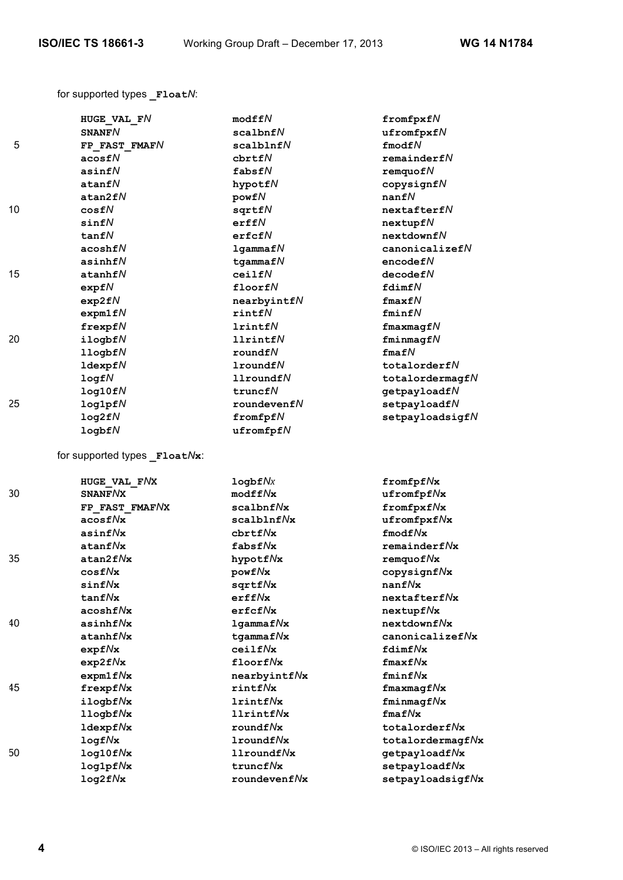for supported types **_Float*N***:

```
HUGE_VAL_FN        modffN          fromfpxfN
SNANFN             scalbnfN        ufromfpxfN
FP_FAST_FMAFN      scalblnfN       fmodfN
acosfN             cbrtfN          remainderfN
asinfN             fabsfN          remquofN
atanfN             hypotfN         copysignfN
atan2fN            powfN           nanfN
cosfN              sqrtfN          nextafterfN
sinfN              erffN           nextupfN
tanfN              erfcfN          nextdownfN
acoshfN            lgammafN        canonicalizefN
asinhfN            tgammafN        encodefN
atanhfN            ceilfN          decodefN
expfN              floorfN         fdimfN
exp2fN             nearbyintfN     fmaxfN
expm1fN            rintfN          fminfN
frexpfN            lrintfN         fmaxmagfN
ilogbfN            llrintfN        fminmagfN
llogbfN            roundfN         fmafN
ldexpfN            lroundfN        totalorderfN
logfN              llroundfN       totalordermagfN
log10fN            truncfN         getpayloadfN
log1pfN            roundevenfN     setpayloadfN
log2fN             fromfpfN        setpayloadsigfN
logbfN             ufromfpfN
```

for supported types **_Float*N*x**:

```
HUGE_VAL_FNX       logbfNx         fromfpfNx
SNANFNX            modffNx         ufromfpfNx
FP_FAST_FMAFNX     scalbnfNx       fromfpxfNx
acosfNx            scalblnfNx      ufromfpxfNx
asinfNx            cbrtfNx         fmodfNx
atanfNx            fabsfNx         remainderfNx
atan2fNx           hypotfNx        remquofNx
cosfNx             powfNx          copysignfNx
sinfNx             sqrtfNx         nanfNx
tanfNx             erffNx          nextafterfNx
acoshfNx           erfcfNx         nextupfNx
asinhfNx           lgammafNx       nextdownfNx
atanhfNx           tgammafNx       canonicalizefNx
expfNx             ceilfNx         fdimfNx
exp2fNx            floorfNx        fmaxfNx
expm1fNx           nearbyintfNx    fminfNx
frexpfNx           rintfNx         fmaxmagfNx
ilogbfNx           lrintfNx        fminmagfNx
llogbfNx           llrintfNx       fmafNx
ldexpfNx           roundfNx        totalorderfNx
logfNx             lroundfNx       totalordermagfNx
log10fNx           llroundfNx      getpayloadfNx
log1pfNx           truncfNx        setpayloadfNx
log2fNx            roundevenfNx    setpayloadsigfNx
```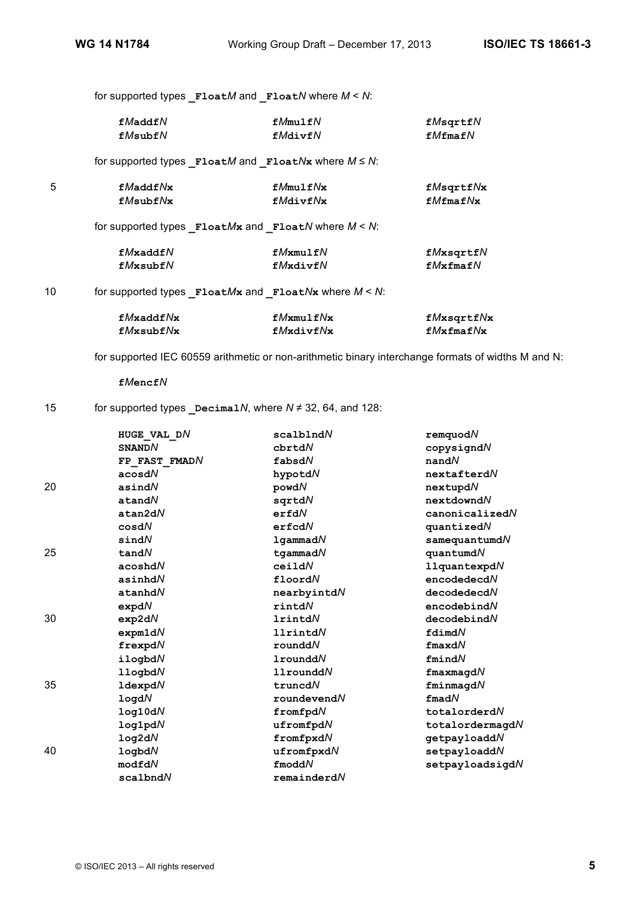for supported types **_Float***M* and **_Float***N* where *M* < *N*:

| | | |
|---|---|---|
| **f***M***addf***N* | **f***M***mulf***N* | **f***M***sqrtf***N* |
| **f***M***subf***N* | **f***M***divf***N* | **f***M***fmaf***N* |

for supported types **_Float***M* and **_Float***N***x** where *M* ≤ *N*:

| | | |
|---|---|---|
| **f***M***addf***N***x** | **f***M***mulf***N***x** | **f***M***sqrtf***N***x** |
| **f***M***subf***N***x** | **f***M***divf***N***x** | **f***M***fmaf***N***x** |

for supported types **_Float***M***x** and **_Float***N* where *M* < *N*:

| | | |
|---|---|---|
| **f***M***xaddf***N* | **f***M***xmulf***N* | **f***M***xsqrtf***N* |
| **f***M***xsubf***N* | **f***M***xdivf***N* | **f***M***xfmaf***N* |

for supported types **_Float***M***x** and **_Float***N***x** where *M* < *N*:

| | | |
|---|---|---|
| **f***M***xaddf***N***x** | **f***M***xmulf***N***x** | **f***M***xsqrtf***N***x** |
| **f***M***xsubf***N***x** | **f***M***xdivf***N***x** | **f***M***xfmaf***N***x** |

for supported IEC 60559 arithmetic or non-arithmetic binary interchange formats of widths M and N:

**f***M***encf***N*

for supported types **_Decimal***N*, where *N* ≠ 32, 64, and 128:

| | | |
|---|---|---|
| **HUGE_VAL_D***N* | **scalblnd***N* | **remquod***N* |
| **SNAND***N* | **cbrtd***N* | **copysignd***N* |
| **FP_FAST_FMAD***N* | **fabsd***N* | **nand***N* |
| **acosd***N* | **hypotd***N* | **nextafterd***N* |
| **asind***N* | **powd***N* | **nextupd***N* |
| **atand***N* | **sqrtd***N* | **nextdownd***N* |
| **atan2d***N* | **erfd***N* | **canonicalized***N* |
| **cosd***N* | **erfcd***N* | **quantized***N* |
| **sind***N* | **lgammad***N* | **samequantumd***N* |
| **tand***N* | **tgammad***N* | **quantumd***N* |
| **acoshd***N* | **ceild***N* | **llquantexpd***N* |
| **asinhd***N* | **floord***N* | **encodedecd***N* |
| **atanhd***N* | **nearbyintd***N* | **decodedecd***N* |
| **expd***N* | **rintd***N* | **encodebind***N* |
| **exp2d***N* | **lrintd***N* | **decodebind***N* |
| **expm1d***N* | **llrintd***N* | **fdimd***N* |
| **frexpd***N* | **roundd***N* | **fmaxd***N* |
| **ilogbd***N* | **lroundd***N* | **fmind***N* |
| **llogbd***N* | **llroundd***N* | **fmaxmagd***N* |
| **ldexpd***N* | **truncd***N* | **fminmagd***N* |
| **logd***N* | **roundevend***N* | **fmad***N* |
| **log10d***N* | **fromfpd***N* | **totalorderd***N* |
| **log1pd***N* | **ufromfpd***N* | **totalordermagd***N* |
| **log2d***N* | **fromfpxd***N* | **getpayloadd***N* |
| **logbd***N* | **ufromfpxd***N* | **setpayloadd***N* |
| **modfd***N* | **fmodd***N* | **setpayloadsigd***N* |
| **scalbnd***N* | **remainderd***N* | |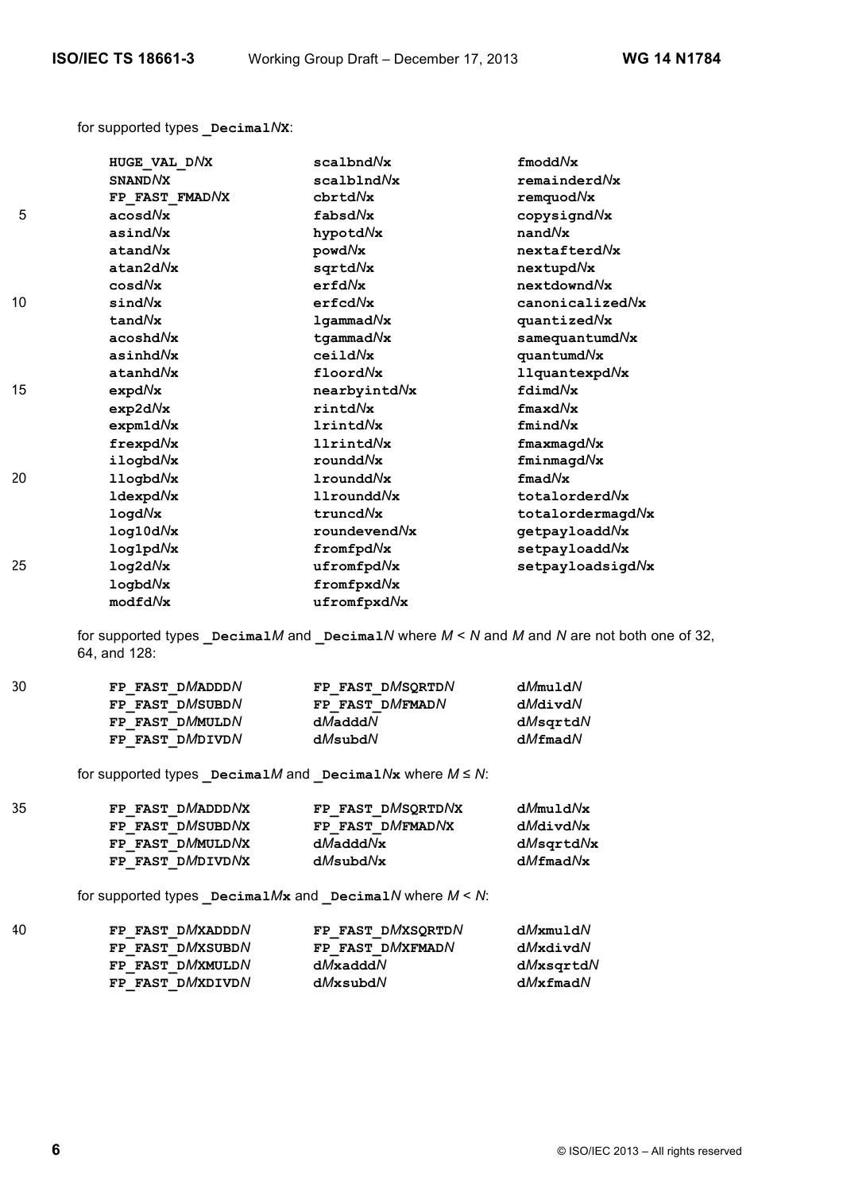for supported types `_DecimalNX`:

```
HUGE_VAL_DNX            scalbndNx               fmoddNx
SNANDNX                 scalblndNx              remainderdNx
FP_FAST_FMADNX          cbrtdNx                 remquodNx
acosdNx                 fabsdNx                 copysigndNx
asindNx                 hypotdNx                nandNx
atandNx                 powdNx                  nextafterdNx
atan2dNx                sqrtdNx                 nextupdNx
cosdNx                  erfdNx                  nextdowndNx
sindNx                  erfcdNx                 canonicalizedNx
tandNx                  lgammadNx               quantizedNx
acoshdNx                tgammadNx               samequantumdNx
asinhdNx                ceildNx                 quantumdNx
atanhdNx                floordNx                llquantexpdNx
expdNx                  nearbyintdNx            fdimdNx
exp2dNx                 rintdNx                 fmaxdNx
expm1dNx                lrintdNx                fmindNx
frexpdNx                llrintdNx               fmaxmagdNx
ilogbdNx                rounddNx                fminmagdNx
llogbdNx                lrounddNx               fmadNx
ldexpdNx                llrounddNx              totalorderdNx
logdNx                  truncdNx                totalordermagdNx
log10dNx                roundevendNx            getpayloaddNx
log1pdNx                fromfpdNx               setpayloaddNx
log2dNx                 ufromfpdNx              setpayloadsigdNx
logbdNx                 fromfpxdNx
modfdNx                 ufromfpxdNx
```

for supported types `_DecimalM` and `_DecimalN` where $M < N$ and $M$ and $N$ are not both one of 32, 64, and 128:

```
FP_FAST_DMADDDN         FP_FAST_DMSQRTDN        dMmuldN
FP_FAST_DMSUBDN         FP_FAST_DMFMADN         dMdivdN
FP_FAST_DMMULDN         dMadddN                 dMsqrtdN
FP_FAST_DMDIVDN         dMsubdN                 dMfmadN
```

for supported types `_DecimalM` and `_DecimalNx` where $M \leq N$:

```
FP_FAST_DMADDDNX        FP_FAST_DMSQRTDNX       dMmuldNx
FP_FAST_DMSUBDNX        FP_FAST_DMFMADNX        dMdivdNx
FP_FAST_DMMULDNX        dMadddNx                dMsqrtdNx
FP_FAST_DMDIVDNX        dMsubdNx                dMfmadNx
```

for supported types `_DecimalMx` and `_DecimalN` where $M < N$:

```
FP_FAST_DMXADDDN        FP_FAST_DMXSQRTDN       dMxmuldN
FP_FAST_DMXSUBDN        FP_FAST_DMXFMADN        dMxdivdN
FP_FAST_DMXMULDN        dMxadddN                dMxsqrtdN
FP_FAST_DMXDIVDN        dMxsubdN                dMxfmadN
```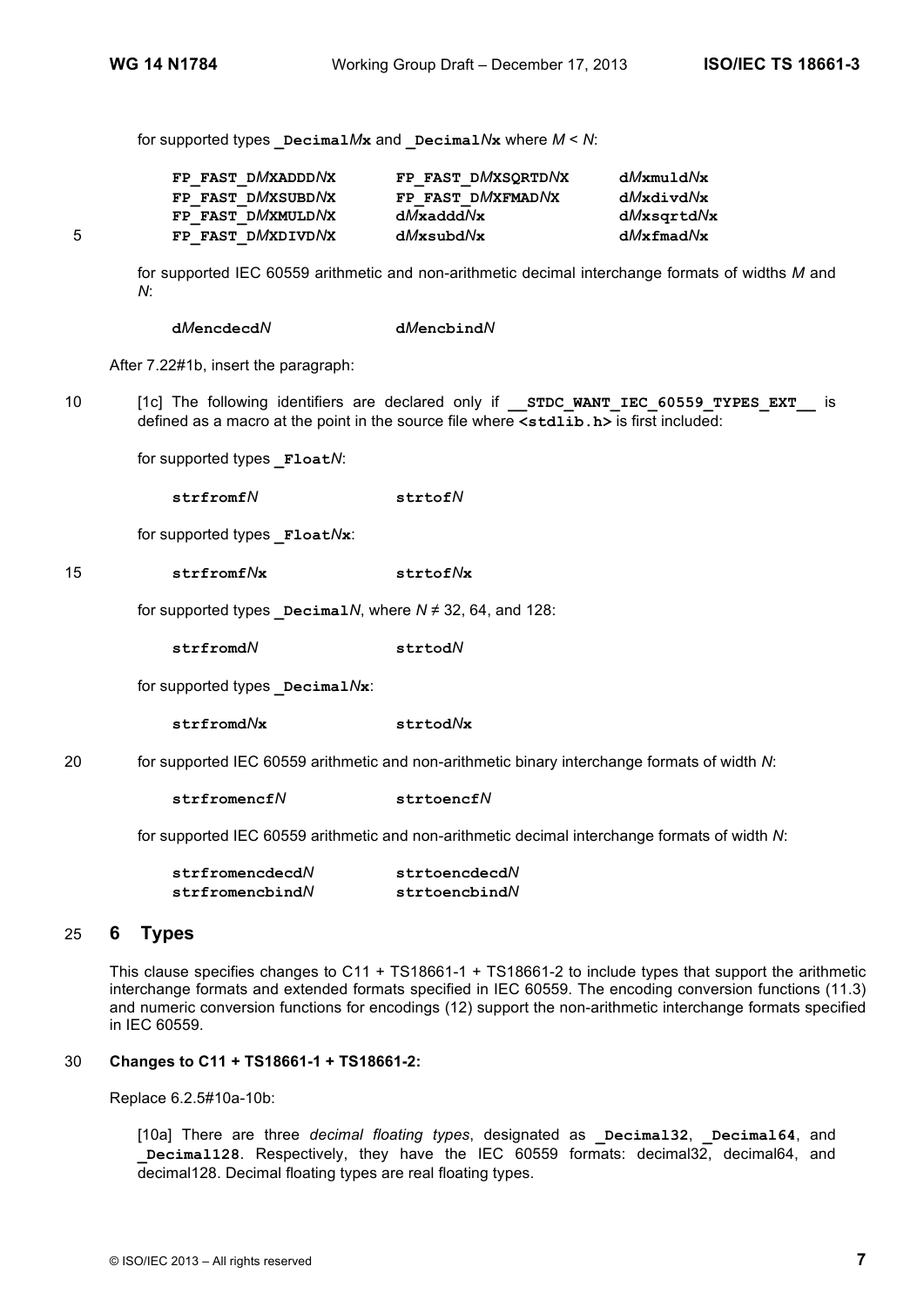for supported types **_Decimal*M*x** and **_Decimal*N*x** where *M* < *N*:

| | | |
|---|---|---|
| **FP_FAST_D*M*XADDD*N*X** | **FP_FAST_D*M*XSQRTD*N*X** | **d*M*xmuld*N*x** |
| **FP_FAST_D*M*XSUBD*N*X** | **FP_FAST_D*M*XFMAD*N*X** | **d*M*xdivd*N*x** |
| **FP_FAST_D*M*XMULD*N*X** | **d*M*xaddd*N*x** | **d*M*xsqrtd*N*x** |
| **FP_FAST_D*M*XDIVD*N*X** | **d*M*xsubd*N*x** | **d*M*xfmad*N*x** |

for supported IEC 60559 arithmetic and non-arithmetic decimal interchange formats of widths *M* and *N*:

**d*M*encdecd*N*** **d*M*encbind*N***

After 7.22#1b, insert the paragraph:

[1c] The following identifiers are declared only if **__STDC_WANT_IEC_60559_TYPES_EXT__** is defined as a macro at the point in the source file where **<stdlib.h>** is first included:

for supported types **_Float*N***:

**strfromf*N*** **strtof*N***

for supported types **_Float*N*x**:

**strfromf*N*x** **strtof*N*x**

for supported types **_Decimal*N***, where *N* ≠ 32, 64, and 128:

**strfromd*N*** **strtod*N***

for supported types **_Decimal*N*x**:

**strfromd*N*x** **strtod*N*x**

for supported IEC 60559 arithmetic and non-arithmetic binary interchange formats of width *N*:

**strfromencf*N*** **strtoencf*N***

for supported IEC 60559 arithmetic and non-arithmetic decimal interchange formats of width *N*:

**strfromencdecd*N*** **strtoencdecd*N***
**strfromencbind*N*** **strtoencbind*N***

# 6 Types

This clause specifies changes to C11 + TS18661-1 + TS18661-2 to include types that support the arithmetic interchange formats and extended formats specified in IEC 60559. The encoding conversion functions (11.3) and numeric conversion functions for encodings (12) support the non-arithmetic interchange formats specified in IEC 60559.

**Changes to C11 + TS18661-1 + TS18661-2:**

Replace 6.2.5#10a-10b:

> [10a] There are three *decimal floating types*, designated as **_Decimal32**, **_Decimal64**, and **_Decimal128**. Respectively, they have the IEC 60559 formats: decimal32, decimal64, and decimal128. Decimal floating types are real floating types.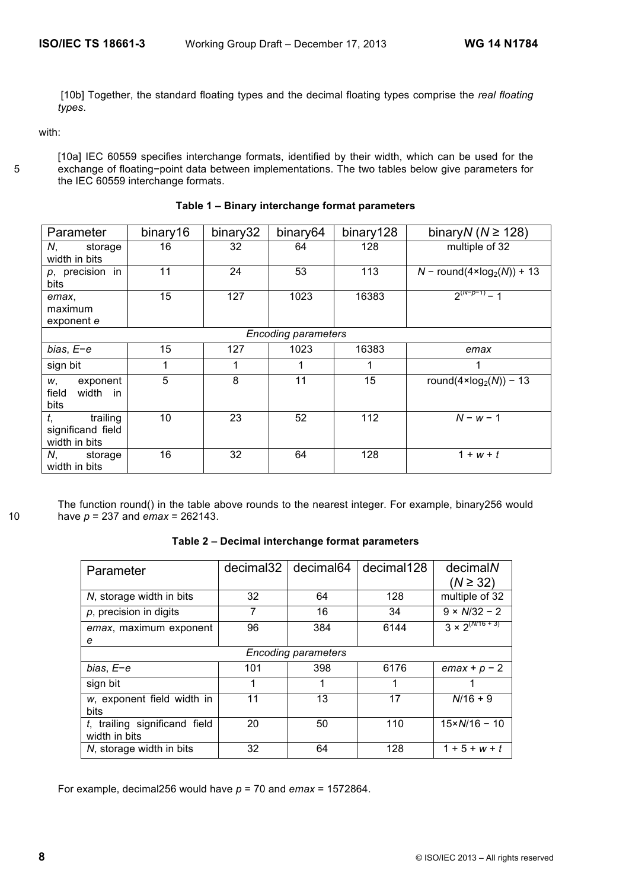[10b] Together, the standard floating types and the decimal floating types comprise the *real floating types*.

with:

[10a] IEC 60559 specifies interchange formats, identified by their width, which can be used for the exchange of floating−point data between implementations. The two tables below give parameters for the IEC 60559 interchange formats.

**Table 1 – Binary interchange format parameters**

| Parameter | binary16 | binary32 | binary64 | binary128 | binary$N$ ($N \geq 128$) |
|---|---|---|---|---|---|
| $N$, storage width in bits | 16 | 32 | 64 | 128 | multiple of 32 |
| $p$, precision in bits | 11 | 24 | 53 | 113 | $N - \text{round}(4\times\log_2(N)) + 13$ |
| *emax*, maximum exponent *e* | 15 | 127 | 1023 | 16383 | $2^{(N-p-1)} - 1$ |
| *Encoding parameters* | | | | | |
| *bias*, *E*−*e* | 15 | 127 | 1023 | 16383 | *emax* |
| sign bit | 1 | 1 | 1 | 1 | 1 |
| $w$, exponent field width in bits | 5 | 8 | 11 | 15 | $\text{round}(4\times\log_2(N)) - 13$ |
| $t$, trailing significand field width in bits | 10 | 23 | 52 | 112 | $N - w - 1$ |
| $N$, storage width in bits | 16 | 32 | 64 | 128 | $1 + w + t$ |

The function round() in the table above rounds to the nearest integer. For example, binary256 would have $p = 237$ and $emax = 262143$.

**Table 2 – Decimal interchange format parameters**

| Parameter | decimal32 | decimal64 | decimal128 | decimal$N$ ($N \geq 32$) |
|---|---|---|---|---|
| $N$, storage width in bits | 32 | 64 | 128 | multiple of 32 |
| $p$, precision in digits | 7 | 16 | 34 | $9 \times N/32 - 2$ |
| *emax*, maximum exponent *e* | 96 | 384 | 6144 | $3 \times 2^{(N/16 + 3)}$ |
| *Encoding parameters* | | | | |
| *bias*, *E*−*e* | 101 | 398 | 6176 | $emax + p - 2$ |
| sign bit | 1 | 1 | 1 | 1 |
| $w$, exponent field width in bits | 11 | 13 | 17 | $N/16 + 9$ |
| $t$, trailing significand field width in bits | 20 | 50 | 110 | $15\times N/16 - 10$ |
| $N$, storage width in bits | 32 | 64 | 128 | $1 + 5 + w + t$ |

For example, decimal256 would have $p = 70$ and $emax = 1572864$.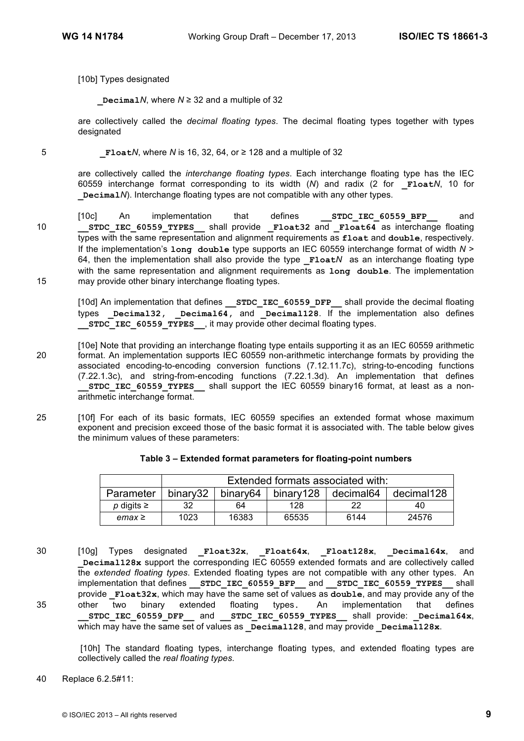[10b] Types designated

**_Decimal**$N$, where $N \geq 32$ and a multiple of 32

are collectively called the *decimal floating types*. The decimal floating types together with types designated

**_Float**$N$, where $N$ is 16, 32, 64, or ≥ 128 and a multiple of 32

are collectively called the *interchange floating types*. Each interchange floating type has the IEC 60559 interchange format corresponding to its width ($N$) and radix (2 for **_Float**$N$, 10 for **_Decimal**$N$). Interchange floating types are not compatible with any other types.

[10c] An implementation that defines **__STDC_IEC_60559_BFP__** and **__STDC_IEC_60559_TYPES__** shall provide **_Float32** and **_Float64** as interchange floating types with the same representation and alignment requirements as **float** and **double**, respectively. If the implementation's **long double** type supports an IEC 60559 interchange format of width $N > 64$, then the implementation shall also provide the type **_Float**$N$ as an interchange floating type with the same representation and alignment requirements as **long double**. The implementation may provide other binary interchange floating types.

[10d] An implementation that defines **__STDC_IEC_60559_DFP__** shall provide the decimal floating types **_Decimal32, _Decimal64,** and **_Decimal128**. If the implementation also defines **__STDC_IEC_60559_TYPES__**, it may provide other decimal floating types.

[10e] Note that providing an interchange floating type entails supporting it as an IEC 60559 arithmetic format. An implementation supports IEC 60559 non-arithmetic interchange formats by providing the associated encoding-to-encoding conversion functions (7.12.11.7c), string-to-encoding functions (7.22.1.3c), and string-from-encoding functions (7.22.1.3d). An implementation that defines **__STDC_IEC_60559_TYPES__** shall support the IEC 60559 binary16 format, at least as a non-arithmetic interchange format.

[10f] For each of its basic formats, IEC 60559 specifies an extended format whose maximum exponent and precision exceed those of the basic format it is associated with. The table below gives the minimum values of these parameters:

**Table 3 – Extended format parameters for floating-point numbers**

| | Extended formats associated with: | | | | |
|---|---|---|---|---|---|
| Parameter | binary32 | binary64 | binary128 | decimal64 | decimal128 |
| *p* digits ≥ | 32 | 64 | 128 | 22 | 40 |
| *emax* ≥ | 1023 | 16383 | 65535 | 6144 | 24576 |

[10g] Types designated **_Float32x**, **_Float64x**, **_Float128x**, **_Decimal64x**, and **_Decimal128x** support the corresponding IEC 60559 extended formats and are collectively called the *extended floating types*. Extended floating types are not compatible with any other types. An implementation that defines **__STDC_IEC_60559_BFP__** and **__STDC_IEC_60559_TYPES__** shall provide **_Float32x**, which may have the same set of values as **double**, and may provide any of the other two binary extended floating types. An implementation that defines **__STDC_IEC_60559_DFP__** and **__STDC_IEC_60559_TYPES__** shall provide: **_Decimal64x**, which may have the same set of values as **_Decimal128**, and may provide **_Decimal128x**.

[10h] The standard floating types, interchange floating types, and extended floating types are collectively called the *real floating types*.

Replace 6.2.5#11: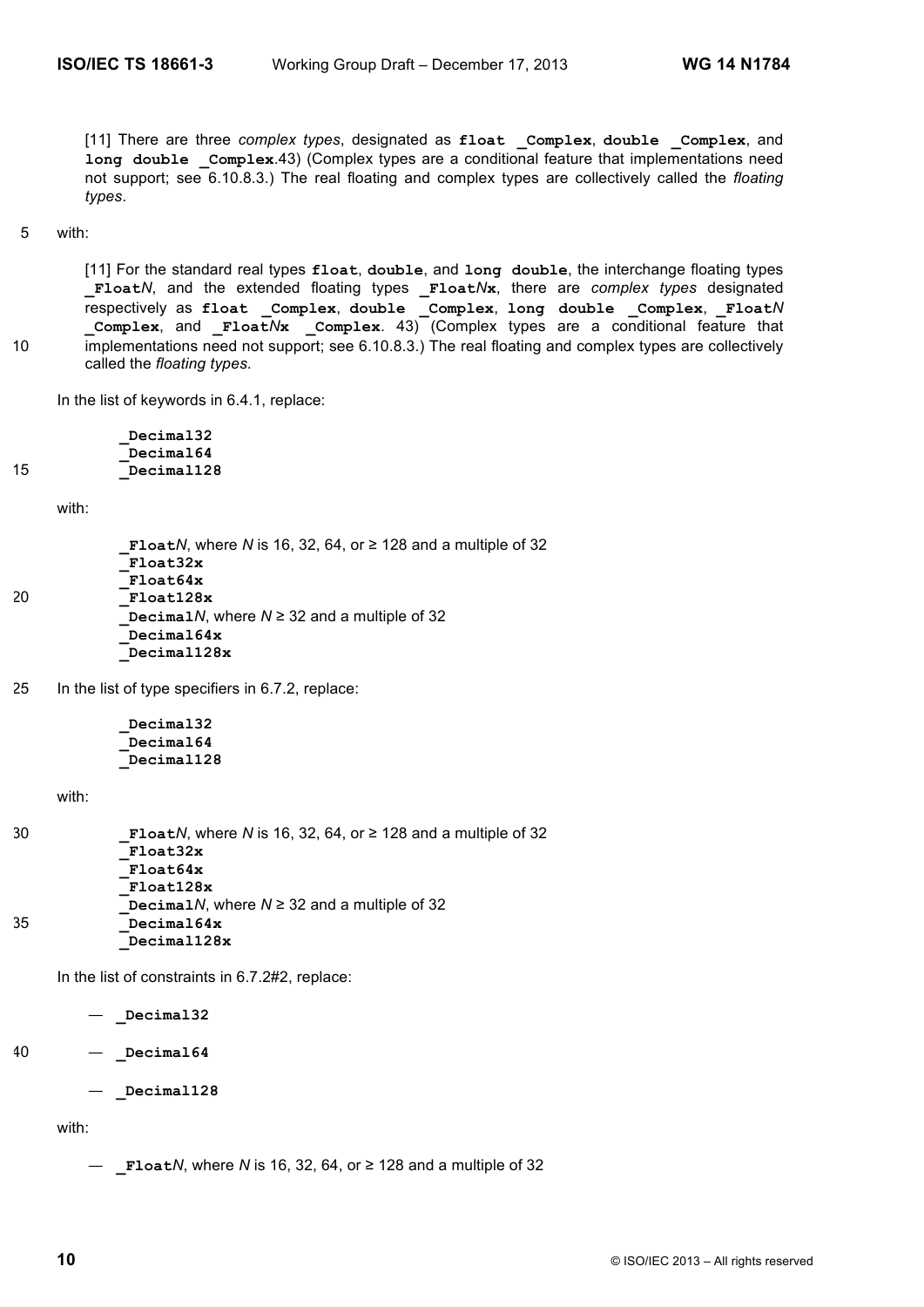[11] There are three *complex types*, designated as **float _Complex**, **double _Complex**, and **long double _Complex**.43) (Complex types are a conditional feature that implementations need not support; see 6.10.8.3.) The real floating and complex types are collectively called the *floating types*.

with:

[11] For the standard real types **float**, **double**, and **long double**, the interchange floating types **_Float***N*, and the extended floating types **_Float***N***x**, there are *complex types* designated respectively as **float _Complex**, **double _Complex**, **long double _Complex**, **_Float***N* **_Complex**, and **_Float***N***x _Complex**. 43) (Complex types are a conditional feature that implementations need not support; see 6.10.8.3.) The real floating and complex types are collectively called the *floating types*.

In the list of keywords in 6.4.1, replace:

**_Decimal32**
**_Decimal64**
**_Decimal128**

with:

**_Float***N*, where *N* is 16, 32, 64, or ≥ 128 and a multiple of 32
**_Float32x**
**_Float64x**
**_Float128x**
**_Decimal***N*, where *N* ≥ 32 and a multiple of 32
**_Decimal64x**
**_Decimal128x**

In the list of type specifiers in 6.7.2, replace:

**_Decimal32**
**_Decimal64**
**_Decimal128**

with:

**_Float***N*, where *N* is 16, 32, 64, or ≥ 128 and a multiple of 32
**_Float32x**
**_Float64x**
**_Float128x**
**_Decimal***N*, where *N* ≥ 32 and a multiple of 32
**_Decimal64x**
**_Decimal128x**

In the list of constraints in 6.7.2#2, replace:

— **_Decimal32**

— **_Decimal64**

— **_Decimal128**

with:

— **_Float***N*, where *N* is 16, 32, 64, or ≥ 128 and a multiple of 32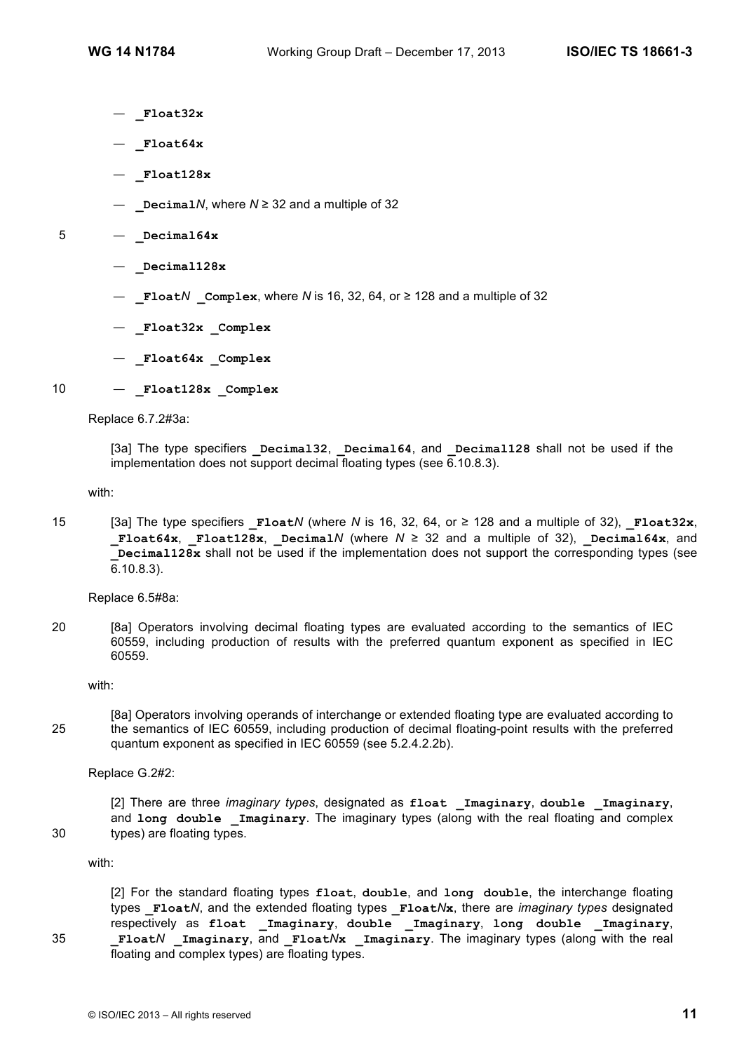— **_Float32x**

— **_Float64x**

— **_Float128x**

— **_Decimal***N*, where *N* ≥ 32 and a multiple of 32

— **_Decimal64x**

— **_Decimal128x**

— **_Float***N* **_Complex**, where *N* is 16, 32, 64, or ≥ 128 and a multiple of 32

— **_Float32x _Complex**

— **_Float64x _Complex**

— **_Float128x _Complex**

Replace 6.7.2#3a:

> [3a] The type specifiers **_Decimal32**, **_Decimal64**, and **_Decimal128** shall not be used if the implementation does not support decimal floating types (see 6.10.8.3).

with:

> [3a] The type specifiers **_Float***N* (where *N* is 16, 32, 64, or ≥ 128 and a multiple of 32), **_Float32x**, **_Float64x**, **_Float128x**, **_Decimal***N* (where *N* ≥ 32 and a multiple of 32), **_Decimal64x**, and **_Decimal128x** shall not be used if the implementation does not support the corresponding types (see 6.10.8.3).

Replace 6.5#8a:

> [8a] Operators involving decimal floating types are evaluated according to the semantics of IEC 60559, including production of results with the preferred quantum exponent as specified in IEC 60559.

with:

> [8a] Operators involving operands of interchange or extended floating type are evaluated according to the semantics of IEC 60559, including production of decimal floating-point results with the preferred quantum exponent as specified in IEC 60559 (see 5.2.4.2.2b).

Replace G.2#2:

> [2] There are three *imaginary types*, designated as **float _Imaginary**, **double _Imaginary**, and **long double _Imaginary**. The imaginary types (along with the real floating and complex types) are floating types.

with:

> [2] For the standard floating types **float**, **double**, and **long double**, the interchange floating types **_Float***N*, and the extended floating types **_Float***N***x**, there are *imaginary types* designated respectively as **float _Imaginary**, **double _Imaginary**, **long double _Imaginary**, **_Float***N* **_Imaginary**, and **_Float***N***x _Imaginary**. The imaginary types (along with the real floating and complex types) are floating types.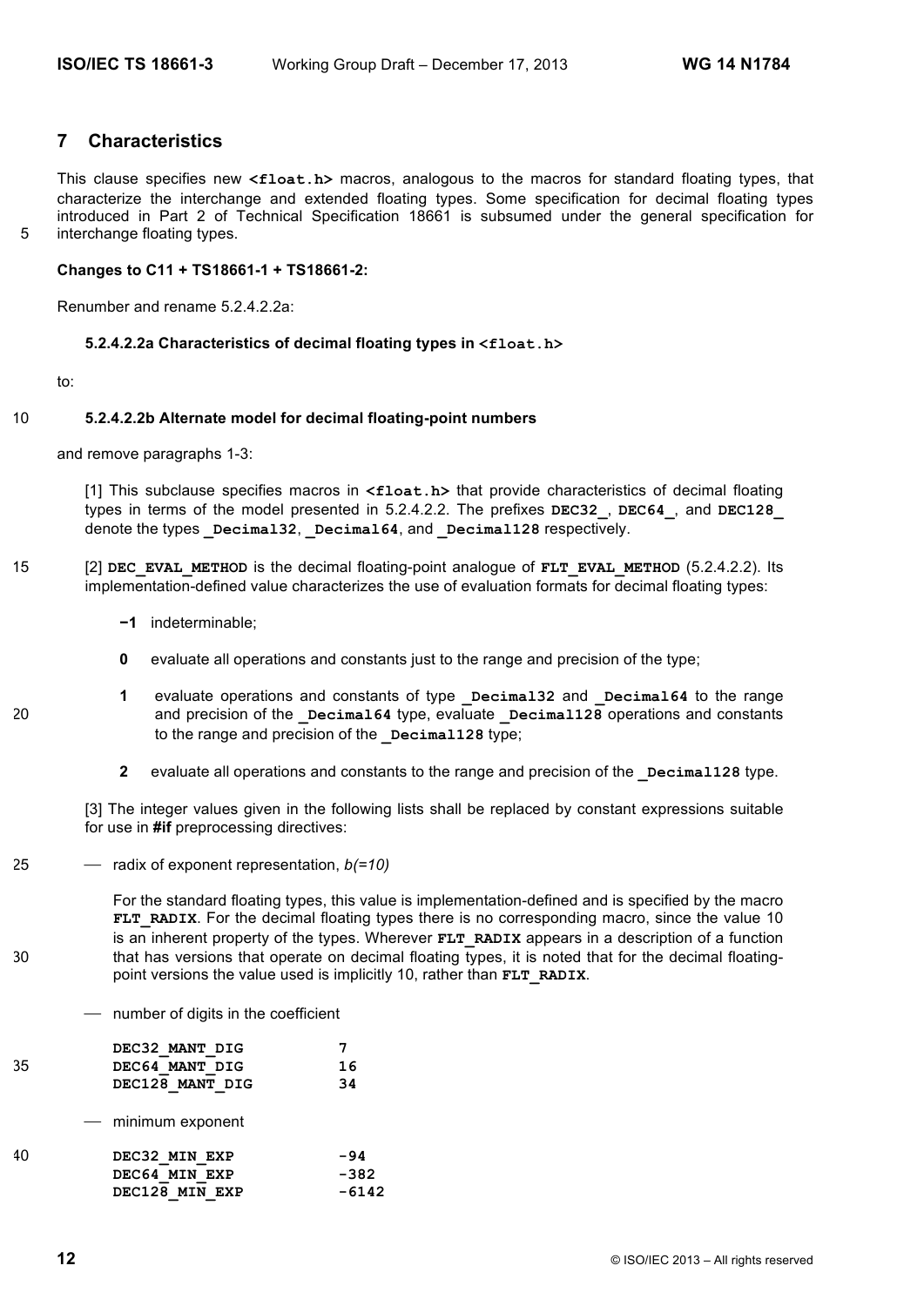## 7 Characteristics

This clause specifies new **<float.h>** macros, analogous to the macros for standard floating types, that characterize the interchange and extended floating types. Some specification for decimal floating types introduced in Part 2 of Technical Specification 18661 is subsumed under the general specification for interchange floating types.

**Changes to C11 + TS18661-1 + TS18661-2:**

Renumber and rename 5.2.4.2.2a:

> **5.2.4.2.2a Characteristics of decimal floating types in <float.h>**

to:

> **5.2.4.2.2b Alternate model for decimal floating-point numbers**

and remove paragraphs 1-3:

> [1] This subclause specifies macros in **<float.h>** that provide characteristics of decimal floating types in terms of the model presented in 5.2.4.2.2. The prefixes **DEC32_**, **DEC64_**, and **DEC128_** denote the types **_Decimal32**, **_Decimal64**, and **_Decimal128** respectively.
>
> [2] **DEC_EVAL_METHOD** is the decimal floating-point analogue of **FLT_EVAL_METHOD** (5.2.4.2.2). Its implementation-defined value characterizes the use of evaluation formats for decimal floating types:
>
> **−1** indeterminable;
>
> **0** evaluate all operations and constants just to the range and precision of the type;
>
> **1** evaluate operations and constants of type **_Decimal32** and **_Decimal64** to the range and precision of the **_Decimal64** type, evaluate **_Decimal128** operations and constants to the range and precision of the **_Decimal128** type;
>
> **2** evaluate all operations and constants to the range and precision of the **_Decimal128** type.
>
> [3] The integer values given in the following lists shall be replaced by constant expressions suitable for use in **#if** preprocessing directives:
>
> — radix of exponent representation, *b(=10)*
>
> For the standard floating types, this value is implementation-defined and is specified by the macro **FLT_RADIX**. For the decimal floating types there is no corresponding macro, since the value 10 is an inherent property of the types. Wherever **FLT_RADIX** appears in a description of a function that has versions that operate on decimal floating types, it is noted that for the decimal floating-point versions the value used is implicitly 10, rather than **FLT_RADIX**.
>
> — number of digits in the coefficient
>
> ```
> DEC32_MANT_DIG        7
> DEC64_MANT_DIG        16
> DEC128_MANT_DIG       34
> ```
>
> — minimum exponent
>
> ```
> DEC32_MIN_EXP         -94
> DEC64_MIN_EXP         -382
> DEC128_MIN_EXP        -6142
> ```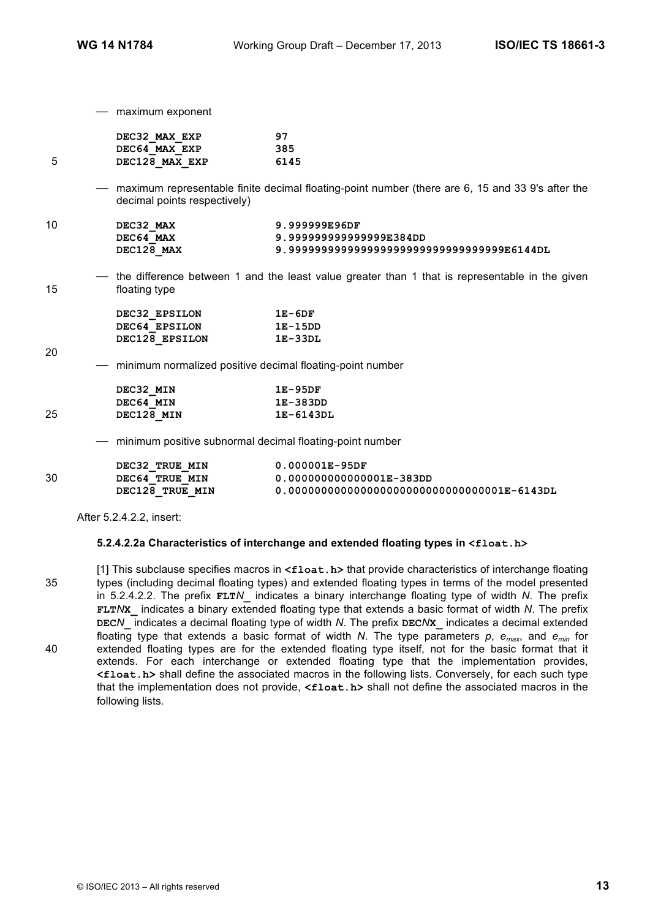— maximum exponent

```
DEC32_MAX_EXP        97
DEC64_MAX_EXP        385
DEC128_MAX_EXP       6145
```

— maximum representable finite decimal floating-point number (there are 6, 15 and 33 9's after the decimal points respectively)

```
DEC32_MAX            9.999999E96DF
DEC64_MAX            9.999999999999999E384DD
DEC128_MAX           9.999999999999999999999999999999999E6144DL
```

— the difference between 1 and the least value greater than 1 that is representable in the given floating type

```
DEC32_EPSILON        1E-6DF
DEC64_EPSILON        1E-15DD
DEC128_EPSILON       1E-33DL
```

— minimum normalized positive decimal floating-point number

```
DEC32_MIN            1E-95DF
DEC64_MIN            1E-383DD
DEC128_MIN           1E-6143DL
```

— minimum positive subnormal decimal floating-point number

```
DEC32_TRUE_MIN       0.000001E-95DF
DEC64_TRUE_MIN       0.000000000000001E-383DD
DEC128_TRUE_MIN      0.000000000000000000000000000000001E-6143DL
```

After 5.2.4.2.2, insert:

#### 5.2.4.2.2a Characteristics of interchange and extended floating types in `<float.h>`

[1] This subclause specifies macros in **`<float.h>`** that provide characteristics of interchange floating types (including decimal floating types) and extended floating types in terms of the model presented in 5.2.4.2.2. The prefix **`FLT`***N***`_`** indicates a binary interchange floating type of width *N*. The prefix **`FLT`***N***`X_`** indicates a binary extended floating type that extends a basic format of width *N*. The prefix **`DEC`***N***`_`** indicates a decimal floating type of width *N*. The prefix **`DEC`***N***`X_`** indicates a decimal extended floating type that extends a basic format of width *N*. The type parameters *p*, $e_{max}$, and $e_{min}$ for extended floating types are for the extended floating type itself, not for the basic format that it extends. For each interchange or extended floating type that the implementation provides, **`<float.h>`** shall define the associated macros in the following lists. Conversely, for each such type that the implementation does not provide, **`<float.h>`** shall not define the associated macros in the following lists.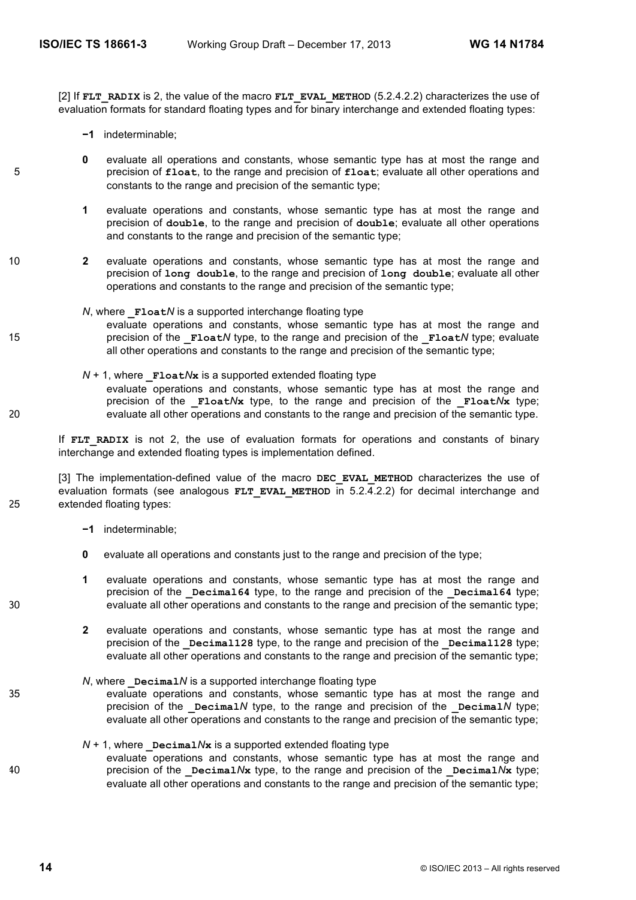[2] If **FLT_RADIX** is 2, the value of the macro **FLT_EVAL_METHOD** (5.2.4.2.2) characterizes the use of evaluation formats for standard floating types and for binary interchange and extended floating types:

**−1** indeterminable;

**0** evaluate all operations and constants, whose semantic type has at most the range and precision of **float**, to the range and precision of **float**; evaluate all other operations and constants to the range and precision of the semantic type;

**1** evaluate operations and constants, whose semantic type has at most the range and precision of **double**, to the range and precision of **double**; evaluate all other operations and constants to the range and precision of the semantic type;

**2** evaluate operations and constants, whose semantic type has at most the range and precision of **long double**, to the range and precision of **long double**; evaluate all other operations and constants to the range and precision of the semantic type;

*N*, where **_Float***N* is a supported interchange floating type
evaluate operations and constants, whose semantic type has at most the range and precision of the **_Float***N* type, to the range and precision of the **_Float***N* type; evaluate all other operations and constants to the range and precision of the semantic type;

*N* + 1, where **_Float***N***x** is a supported extended floating type
evaluate operations and constants, whose semantic type has at most the range and precision of the **_Float***N***x** type, to the range and precision of the **_Float***N***x** type; evaluate all other operations and constants to the range and precision of the semantic type.

If **FLT_RADIX** is not 2, the use of evaluation formats for operations and constants of binary interchange and extended floating types is implementation defined.

[3] The implementation-defined value of the macro **DEC_EVAL_METHOD** characterizes the use of evaluation formats (see analogous **FLT_EVAL_METHOD** in 5.2.4.2.2) for decimal interchange and extended floating types:

**−1** indeterminable;

**0** evaluate all operations and constants just to the range and precision of the type;

**1** evaluate operations and constants, whose semantic type has at most the range and precision of the **_Decimal64** type, to the range and precision of the **_Decimal64** type; evaluate all other operations and constants to the range and precision of the semantic type;

**2** evaluate operations and constants, whose semantic type has at most the range and precision of the **_Decimal128** type, to the range and precision of the **_Decimal128** type; evaluate all other operations and constants to the range and precision of the semantic type;

*N*, where **_Decimal***N* is a supported interchange floating type
evaluate operations and constants, whose semantic type has at most the range and precision of the **_Decimal***N* type, to the range and precision of the **_Decimal***N* type; evaluate all other operations and constants to the range and precision of the semantic type;

*N* + 1, where **_Decimal***N***x** is a supported extended floating type
evaluate operations and constants, whose semantic type has at most the range and precision of the **_Decimal***N***x** type, to the range and precision of the **_Decimal***N***x** type; evaluate all other operations and constants to the range and precision of the semantic type;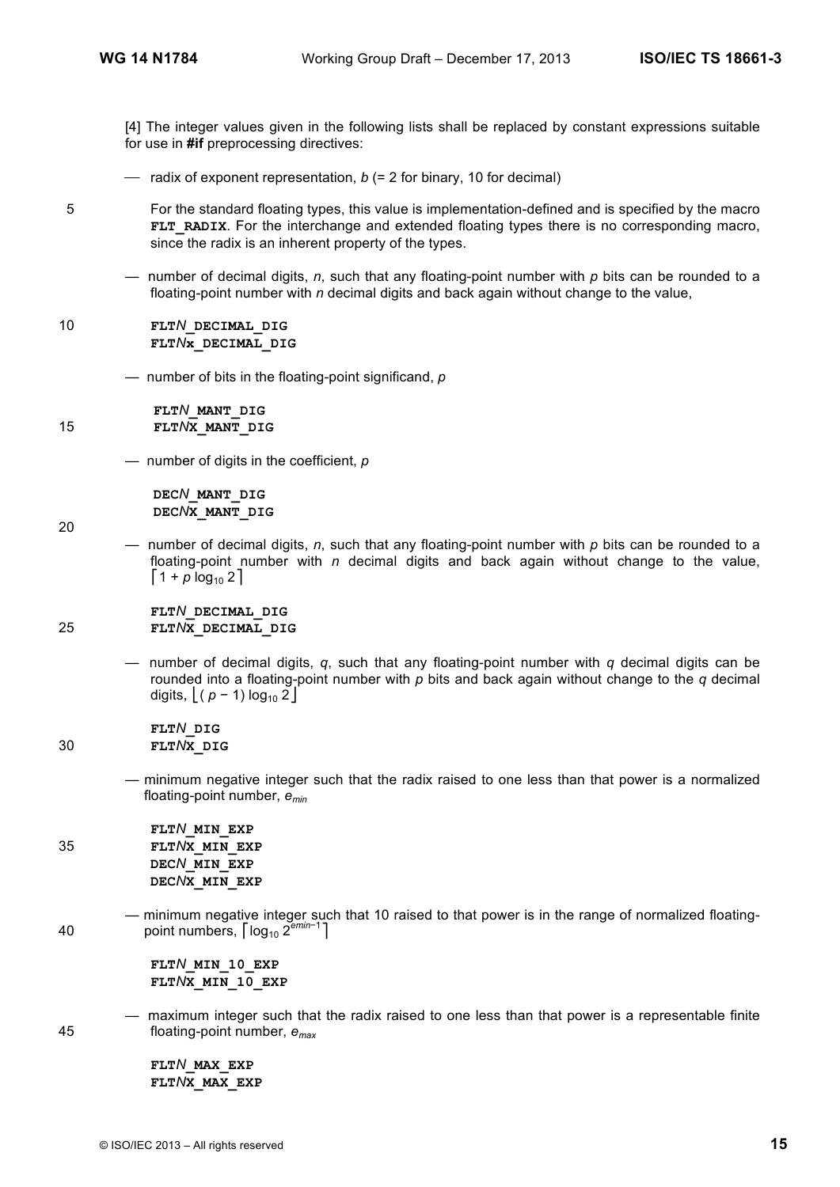[4] The integer values given in the following lists shall be replaced by constant expressions suitable for use in **#if** preprocessing directives:

— radix of exponent representation, $b$ (= 2 for binary, 10 for decimal)

For the standard floating types, this value is implementation-defined and is specified by the macro **FLT_RADIX**. For the interchange and extended floating types there is no corresponding macro, since the radix is an inherent property of the types.

— number of decimal digits, $n$, such that any floating-point number with $p$ bits can be rounded to a floating-point number with $n$ decimal digits and back again without change to the value,

```
FLTN_DECIMAL_DIG
FLTNx_DECIMAL_DIG
```

— number of bits in the floating-point significand, $p$

```
FLTN_MANT_DIG
FLTNX_MANT_DIG
```

— number of digits in the coefficient, $p$

```
DECN_MANT_DIG
DECNX_MANT_DIG
```

— number of decimal digits, $n$, such that any floating-point number with $p$ bits can be rounded to a floating-point number with $n$ decimal digits and back again without change to the value, $\lceil 1 + p \log_{10} 2 \rceil$

```
FLTN_DECIMAL_DIG
FLTNX_DECIMAL_DIG
```

— number of decimal digits, $q$, such that any floating-point number with $q$ decimal digits can be rounded into a floating-point number with $p$ bits and back again without change to the $q$ decimal digits, $\lfloor ( p - 1) \log_{10} 2 \rfloor$

```
FLTN_DIG
FLTNX_DIG
```

— minimum negative integer such that the radix raised to one less than that power is a normalized floating-point number, $e_{min}$

```
FLTN_MIN_EXP
FLTNX_MIN_EXP
DECN_MIN_EXP
DECNX_MIN_EXP
```

— minimum negative integer such that 10 raised to that power is in the range of normalized floating-point numbers, $\lceil \log_{10} 2^{emin-1} \rceil$

```
FLTN_MIN_10_EXP
FLTNX_MIN_10_EXP
```

— maximum integer such that the radix raised to one less than that power is a representable finite floating-point number, $e_{max}$

```
FLTN_MAX_EXP
FLTNX_MAX_EXP
```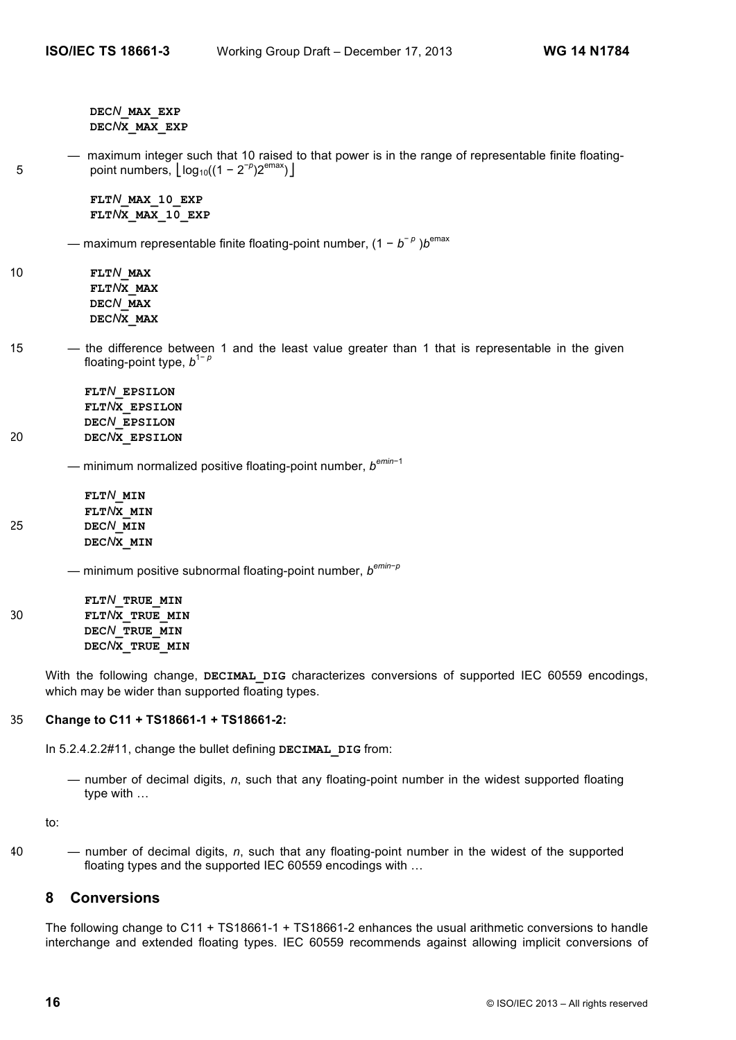**DEC*N*_MAX_EXP**
**DEC*N*X_MAX_EXP**

— maximum integer such that 10 raised to that power is in the range of representable finite floating-point numbers, $\lfloor \log_{10}((1 - 2^{-p})2^{emax}) \rfloor$

**FLT*N*_MAX_10_EXP**
**FLT*N*X_MAX_10_EXP**

— maximum representable finite floating-point number, $(1 - b^{-p})b^{emax}$

**FLT*N*_MAX**
**FLT*N*X_MAX**
**DEC*N*_MAX**
**DEC*N*X_MAX**

— the difference between 1 and the least value greater than 1 that is representable in the given floating-point type, $b^{1-p}$

**FLT*N*_EPSILON**
**FLT*N*X_EPSILON**
**DEC*N*_EPSILON**
**DEC*N*X_EPSILON**

— minimum normalized positive floating-point number, $b^{emin-1}$

**FLT*N*_MIN**
**FLT*N*X_MIN**
**DEC*N*_MIN**
**DEC*N*X_MIN**

— minimum positive subnormal floating-point number, $b^{emin-p}$

**FLT*N*_TRUE_MIN**
**FLT*N*X_TRUE_MIN**
**DEC*N*_TRUE_MIN**
**DEC*N*X_TRUE_MIN**

With the following change, **DECIMAL_DIG** characterizes conversions of supported IEC 60559 encodings, which may be wider than supported floating types.

**Change to C11 + TS18661-1 + TS18661-2:**

In 5.2.4.2.2#11, change the bullet defining **DECIMAL_DIG** from:

— number of decimal digits, *n*, such that any floating-point number in the widest supported floating type with …

to:

— number of decimal digits, *n*, such that any floating-point number in the widest of the supported floating types and the supported IEC 60559 encodings with …

## 8 Conversions

The following change to C11 + TS18661-1 + TS18661-2 enhances the usual arithmetic conversions to handle interchange and extended floating types. IEC 60559 recommends against allowing implicit conversions of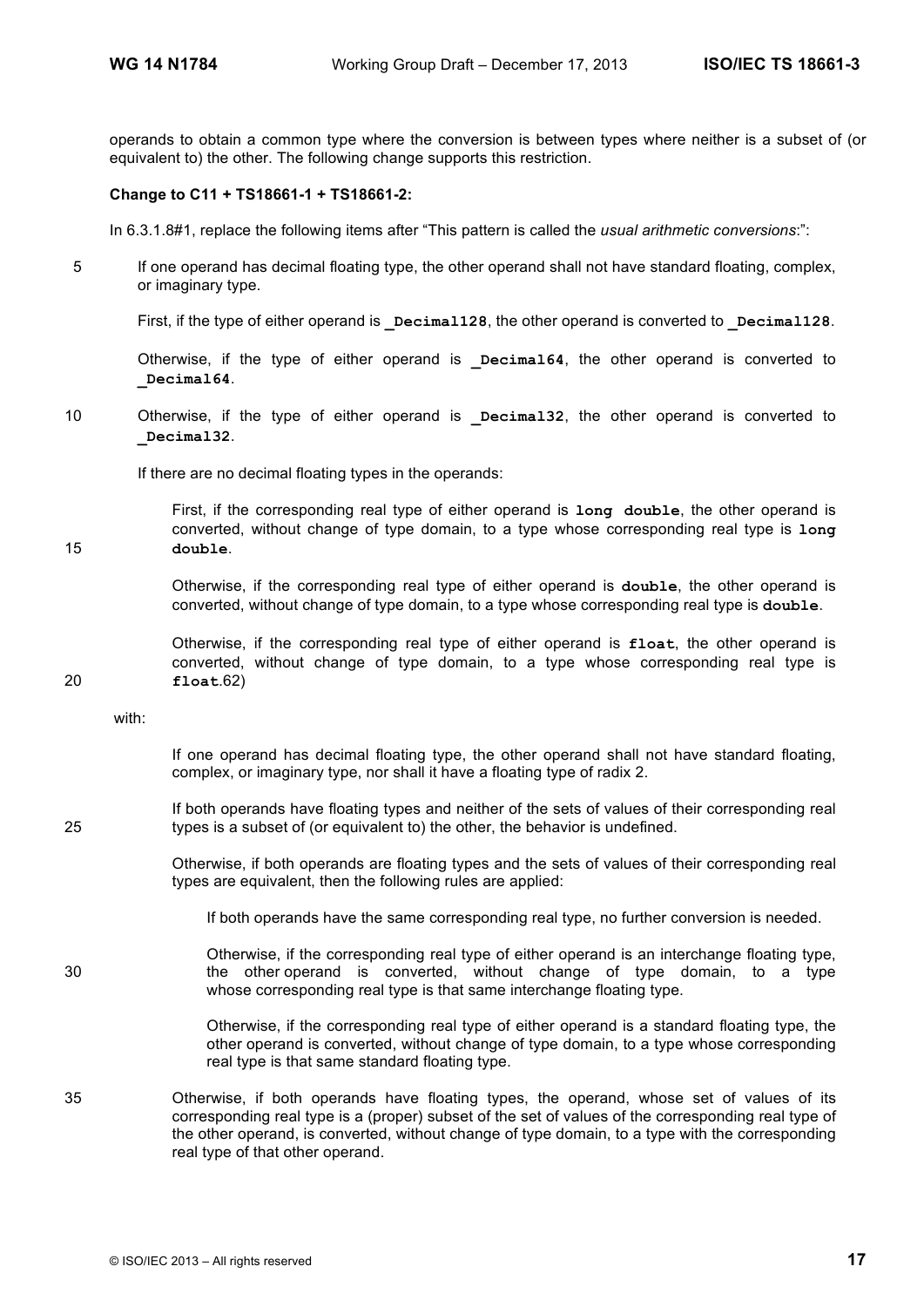operands to obtain a common type where the conversion is between types where neither is a subset of (or equivalent to) the other. The following change supports this restriction.

**Change to C11 + TS18661-1 + TS18661-2:**

In 6.3.1.8#1, replace the following items after "This pattern is called the *usual arithmetic conversions*:":

> If one operand has decimal floating type, the other operand shall not have standard floating, complex, or imaginary type.
>
> First, if the type of either operand is **`_Decimal128`**, the other operand is converted to **`_Decimal128`**.
>
> Otherwise, if the type of either operand is **`_Decimal64`**, the other operand is converted to **`_Decimal64`**.
>
> Otherwise, if the type of either operand is **`_Decimal32`**, the other operand is converted to **`_Decimal32`**.
>
> If there are no decimal floating types in the operands:
>
> > First, if the corresponding real type of either operand is **`long double`**, the other operand is converted, without change of type domain, to a type whose corresponding real type is **`long double`**.
> >
> > Otherwise, if the corresponding real type of either operand is **`double`**, the other operand is converted, without change of type domain, to a type whose corresponding real type is **`double`**.
> >
> > Otherwise, if the corresponding real type of either operand is **`float`**, the other operand is converted, without change of type domain, to a type whose corresponding real type is **`float`**.62)

with:

> If one operand has decimal floating type, the other operand shall not have standard floating, complex, or imaginary type, nor shall it have a floating type of radix 2.
>
> If both operands have floating types and neither of the sets of values of their corresponding real types is a subset of (or equivalent to) the other, the behavior is undefined.
>
> Otherwise, if both operands are floating types and the sets of values of their corresponding real types are equivalent, then the following rules are applied:
>
> > If both operands have the same corresponding real type, no further conversion is needed.
> >
> > Otherwise, if the corresponding real type of either operand is an interchange floating type, the other operand is converted, without change of type domain, to a type whose corresponding real type is that same interchange floating type.
> >
> > Otherwise, if the corresponding real type of either operand is a standard floating type, the other operand is converted, without change of type domain, to a type whose corresponding real type is that same standard floating type.
>
> Otherwise, if both operands have floating types, the operand, whose set of values of its corresponding real type is a (proper) subset of the set of values of the corresponding real type of the other operand, is converted, without change of type domain, to a type with the corresponding real type of that other operand.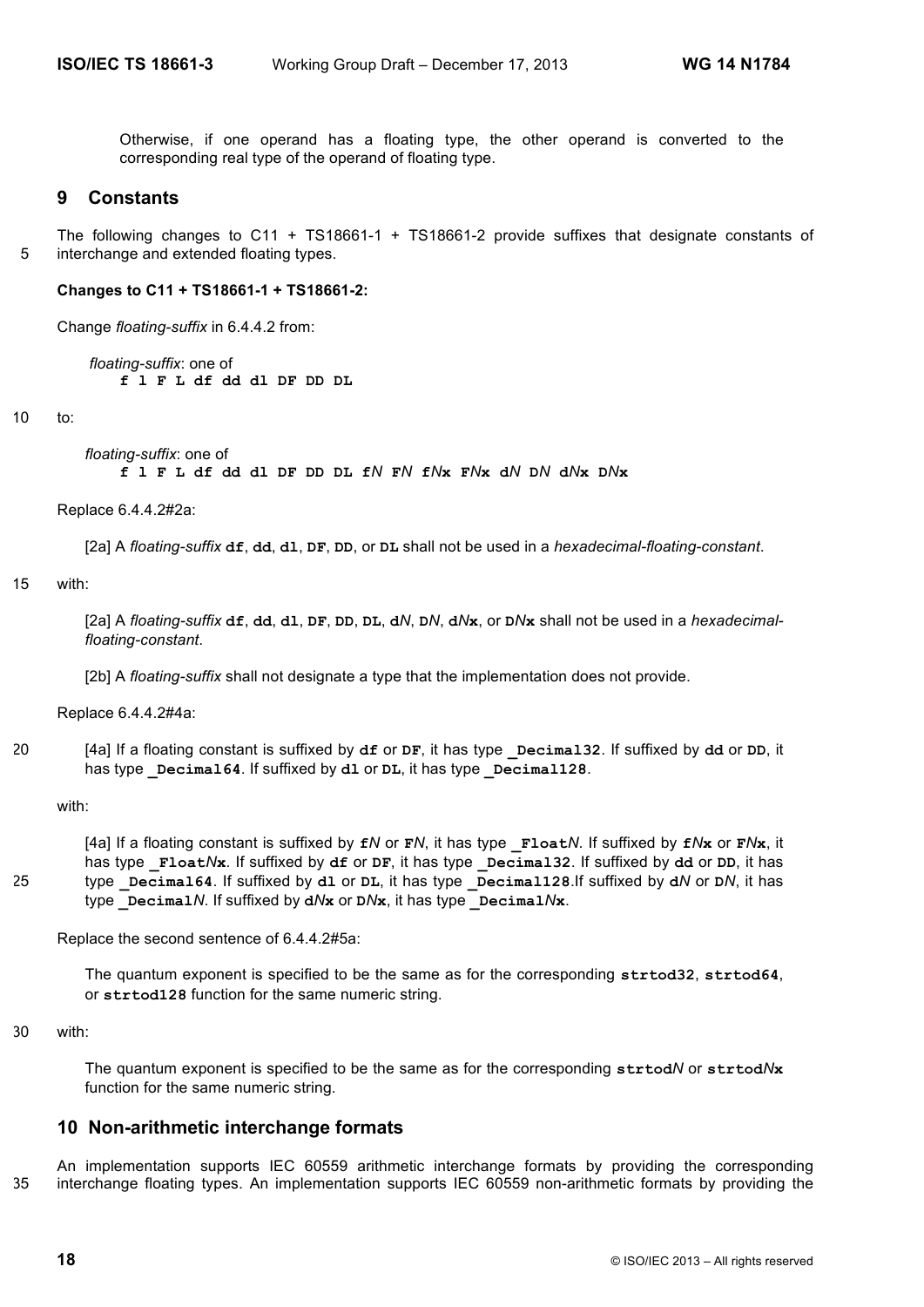Otherwise, if one operand has a floating type, the other operand is converted to the corresponding real type of the operand of floating type.

## 9 Constants

The following changes to C11 + TS18661-1 + TS18661-2 provide suffixes that designate constants of interchange and extended floating types.

**Changes to C11 + TS18661-1 + TS18661-2:**

Change *floating-suffix* in 6.4.4.2 from:

> *floating-suffix*: one of
> **f l F L df dd dl DF DD DL**

to:

> *floating-suffix*: one of
> **f l F L df dd dl DF DD DL f***N* **F***N* **f***N***x F***N***x d***N* **D***N* **d***N***x D***N***x**

Replace 6.4.4.2#2a:

> [2a] A *floating-suffix* **df**, **dd**, **dl**, **DF**, **DD**, or **DL** shall not be used in a *hexadecimal-floating-constant*.

with:

> [2a] A *floating-suffix* **df**, **dd**, **dl**, **DF**, **DD**, **DL**, **d***N*, **D***N*, **d***N***x**, or **D***N***x** shall not be used in a *hexadecimal-floating-constant*.
>
> [2b] A *floating-suffix* shall not designate a type that the implementation does not provide.

Replace 6.4.4.2#4a:

> [4a] If a floating constant is suffixed by **df** or **DF**, it has type **_Decimal32**. If suffixed by **dd** or **DD**, it has type **_Decimal64**. If suffixed by **dl** or **DL**, it has type **_Decimal128**.

with:

> [4a] If a floating constant is suffixed by **f***N* or **F***N*, it has type **_Float***N*. If suffixed by **f***N***x** or **F***N***x**, it has type **_Float***N***x**. If suffixed by **df** or **DF**, it has type **_Decimal32**. If suffixed by **dd** or **DD**, it has type **_Decimal64**. If suffixed by **dl** or **DL**, it has type **_Decimal128**.If suffixed by **d***N* or **D***N*, it has type **_Decimal***N*. If suffixed by **d***N***x** or **D***N***x**, it has type **_Decimal***N***x**.

Replace the second sentence of 6.4.4.2#5a:

> The quantum exponent is specified to be the same as for the corresponding **strtod32**, **strtod64**, or **strtod128** function for the same numeric string.

with:

> The quantum exponent is specified to be the same as for the corresponding **strtod***N* or **strtod***N***x** function for the same numeric string.

## 10 Non-arithmetic interchange formats

An implementation supports IEC 60559 arithmetic interchange formats by providing the corresponding interchange floating types. An implementation supports IEC 60559 non-arithmetic formats by providing the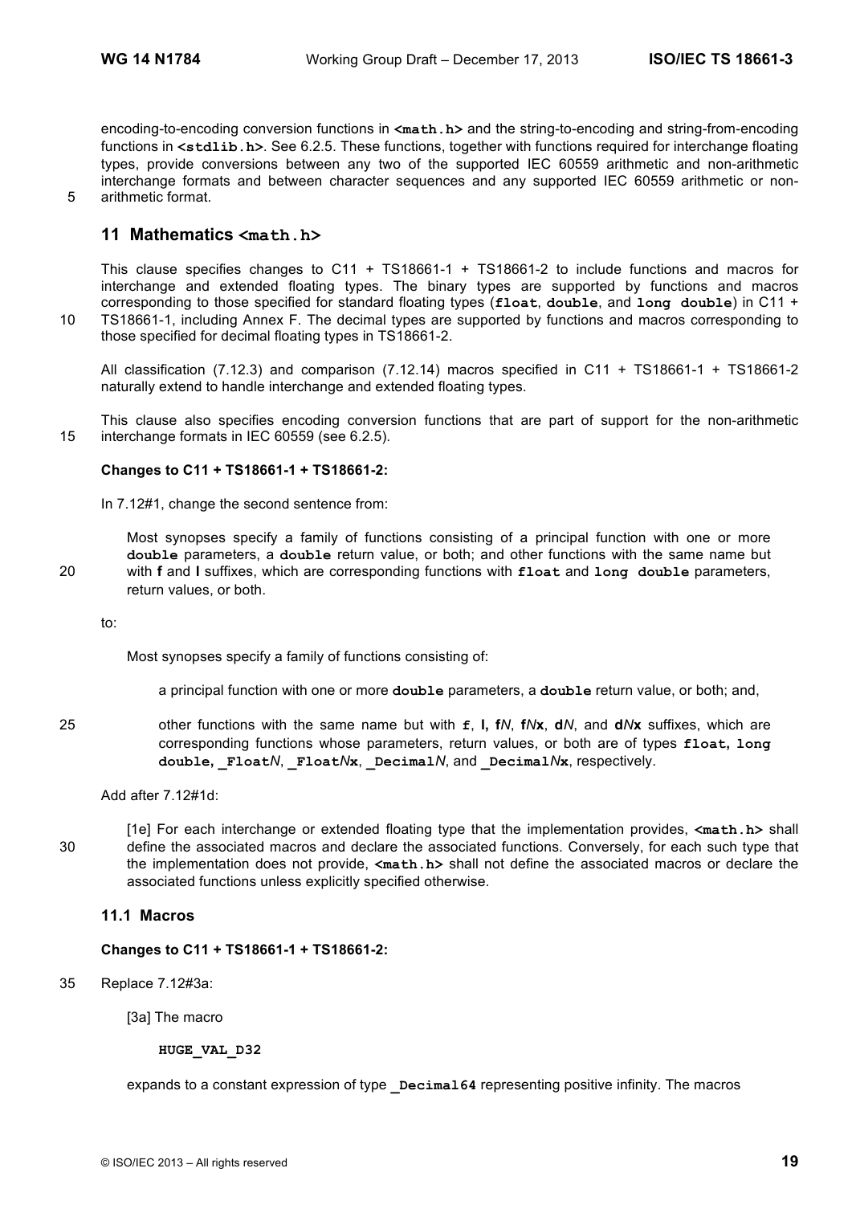encoding-to-encoding conversion functions in **<math.h>** and the string-to-encoding and string-from-encoding functions in **<stdlib.h>**. See 6.2.5. These functions, together with functions required for interchange floating types, provide conversions between any two of the supported IEC 60559 arithmetic and non-arithmetic interchange formats and between character sequences and any supported IEC 60559 arithmetic or non-arithmetic format.

## 11 Mathematics <math.h>

This clause specifies changes to C11 + TS18661-1 + TS18661-2 to include functions and macros for interchange and extended floating types. The binary types are supported by functions and macros corresponding to those specified for standard floating types (**float**, **double**, and **long double**) in C11 + TS18661-1, including Annex F. The decimal types are supported by functions and macros corresponding to those specified for decimal floating types in TS18661-2.

All classification (7.12.3) and comparison (7.12.14) macros specified in C11 + TS18661-1 + TS18661-2 naturally extend to handle interchange and extended floating types.

This clause also specifies encoding conversion functions that are part of support for the non-arithmetic interchange formats in IEC 60559 (see 6.2.5).

**Changes to C11 + TS18661-1 + TS18661-2:**

In 7.12#1, change the second sentence from:

> Most synopses specify a family of functions consisting of a principal function with one or more **double** parameters, a **double** return value, or both; and other functions with the same name but with **f** and **l** suffixes, which are corresponding functions with **float** and **long double** parameters, return values, or both.

to:

> Most synopses specify a family of functions consisting of:
>
> > a principal function with one or more **double** parameters, a **double** return value, or both; and,
> >
> > other functions with the same name but with **f**, **l**, **f***N*, **f***N***x**, **d***N*, and **d***N***x** suffixes, which are corresponding functions whose parameters, return values, or both are of types **float**, **long double**, **_Float***N*, **_Float***N***x**, **_Decimal***N*, and **_Decimal***N***x**, respectively.

Add after 7.12#1d:

> [1e] For each interchange or extended floating type that the implementation provides, **<math.h>** shall define the associated macros and declare the associated functions. Conversely, for each such type that the implementation does not provide, **<math.h>** shall not define the associated macros or declare the associated functions unless explicitly specified otherwise.

### 11.1 Macros

**Changes to C11 + TS18661-1 + TS18661-2:**

Replace 7.12#3a:

> [3a] The macro
>
> **HUGE_VAL_D32**
>
> expands to a constant expression of type **_Decimal64** representing positive infinity. The macros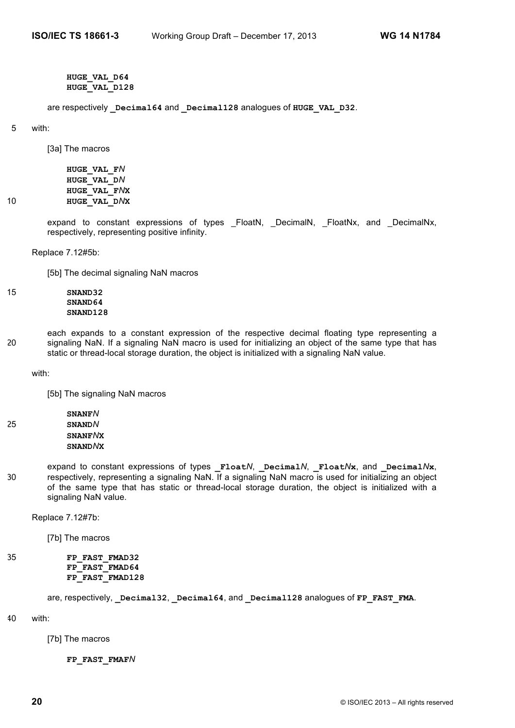```
HUGE_VAL_D64
HUGE_VAL_D128
```

are respectively **_Decimal64** and **_Decimal128** analogues of **HUGE_VAL_D32**.

with:

[3a] The macros

```
HUGE_VAL_FN
HUGE_VAL_DN
HUGE_VAL_FNX
HUGE_VAL_DNX
```

expand to constant expressions of types _FloatN, _DecimalN, _FloatNx, and _DecimalNx, respectively, representing positive infinity.

Replace 7.12#5b:

[5b] The decimal signaling NaN macros

```
SNAND32
SNAND64
SNAND128
```

each expands to a constant expression of the respective decimal floating type representing a signaling NaN. If a signaling NaN macro is used for initializing an object of the same type that has static or thread-local storage duration, the object is initialized with a signaling NaN value.

with:

[5b] The signaling NaN macros

```
SNANFN
SNANDN
SNANFNX
SNANDNX
```

expand to constant expressions of types **_Float*N***, **_Decimal*N***, **_Float*N*x**, and **_Decimal*N*x**, respectively, representing a signaling NaN. If a signaling NaN macro is used for initializing an object of the same type that has static or thread-local storage duration, the object is initialized with a signaling NaN value.

Replace 7.12#7b:

[7b] The macros

```
FP_FAST_FMAD32
FP_FAST_FMAD64
FP_FAST_FMAD128
```

are, respectively, **_Decimal32**, **_Decimal64**, and **_Decimal128** analogues of **FP_FAST_FMA**.

with:

[7b] The macros

```
FP_FAST_FMAFN
```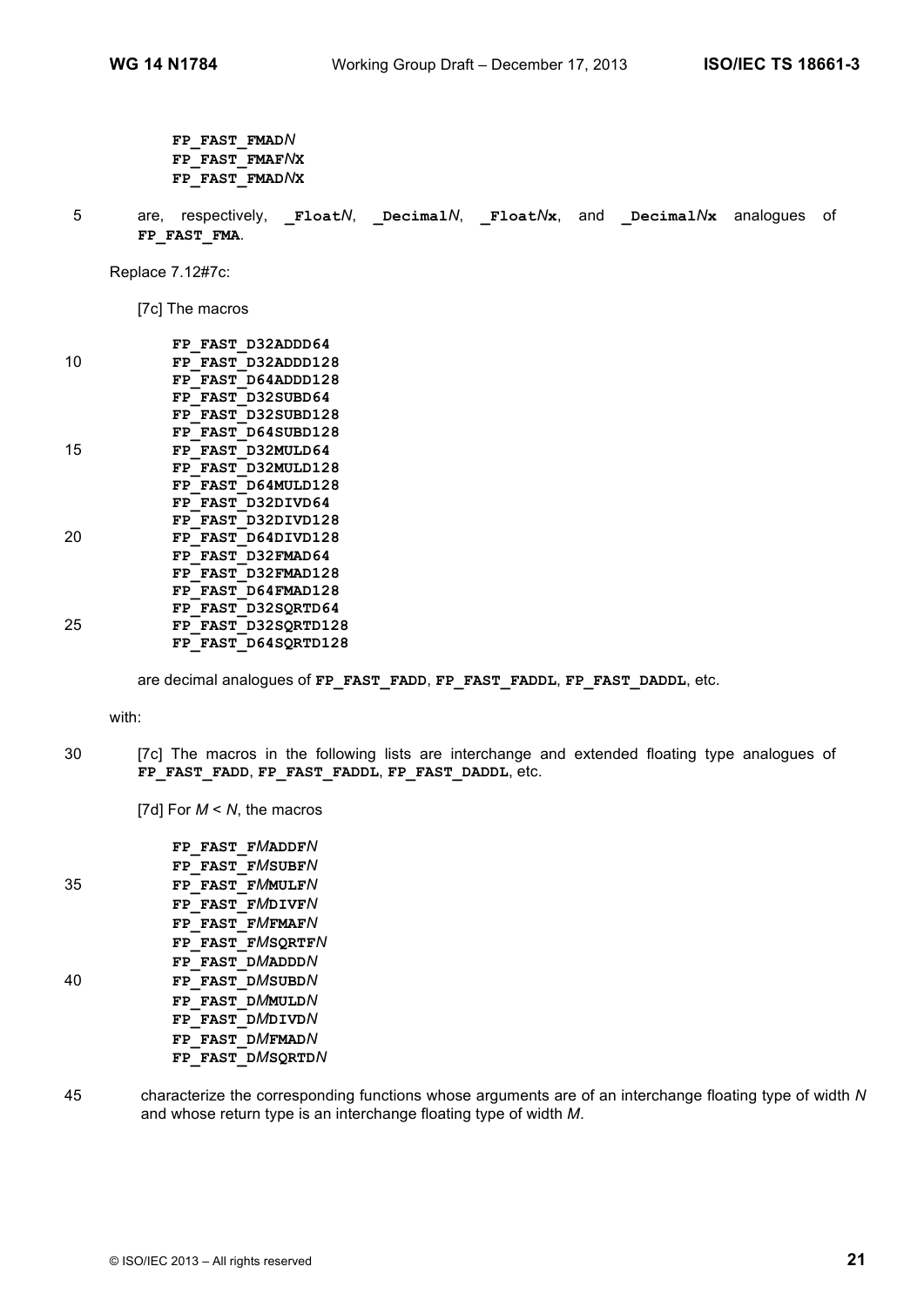```
FP_FAST_FMADN
FP_FAST_FMAFNX
FP_FAST_FMADNX
```

are, respectively, **_Float*N***, **_Decimal*N***, **_Float*N*x**, and **_Decimal*N*x** analogues of **FP_FAST_FMA**.

Replace 7.12#7c:

[7c] The macros

```
FP_FAST_D32ADDD64
FP_FAST_D32ADDD128
FP_FAST_D64ADDD128
FP_FAST_D32SUBD64
FP_FAST_D32SUBD128
FP_FAST_D64SUBD128
FP_FAST_D32MULD64
FP_FAST_D32MULD128
FP_FAST_D64MULD128
FP_FAST_D32DIVD64
FP_FAST_D32DIVD128
FP_FAST_D64DIVD128
FP_FAST_D32FMAD64
FP_FAST_D32FMAD128
FP_FAST_D64FMAD128
FP_FAST_D32SQRTD64
FP_FAST_D32SQRTD128
FP_FAST_D64SQRTD128
```

are decimal analogues of **FP_FAST_FADD**, **FP_FAST_FADDL**, **FP_FAST_DADDL**, etc.

with:

[7c] The macros in the following lists are interchange and extended floating type analogues of **FP_FAST_FADD**, **FP_FAST_FADDL**, **FP_FAST_DADDL**, etc.

[7d] For *M* < *N*, the macros

```
FP_FAST_FMADDFN
FP_FAST_FMSUBFN
FP_FAST_FMMULFN
FP_FAST_FMDIVFN
FP_FAST_FMFMAFN
FP_FAST_FMSQRTFN
FP_FAST_DMADDDN
FP_FAST_DMSUBDN
FP_FAST_DMMULDN
FP_FAST_DMDIVDN
FP_FAST_DMFMADN
FP_FAST_DMSQRTDN
```

characterize the corresponding functions whose arguments are of an interchange floating type of width *N* and whose return type is an interchange floating type of width *M*.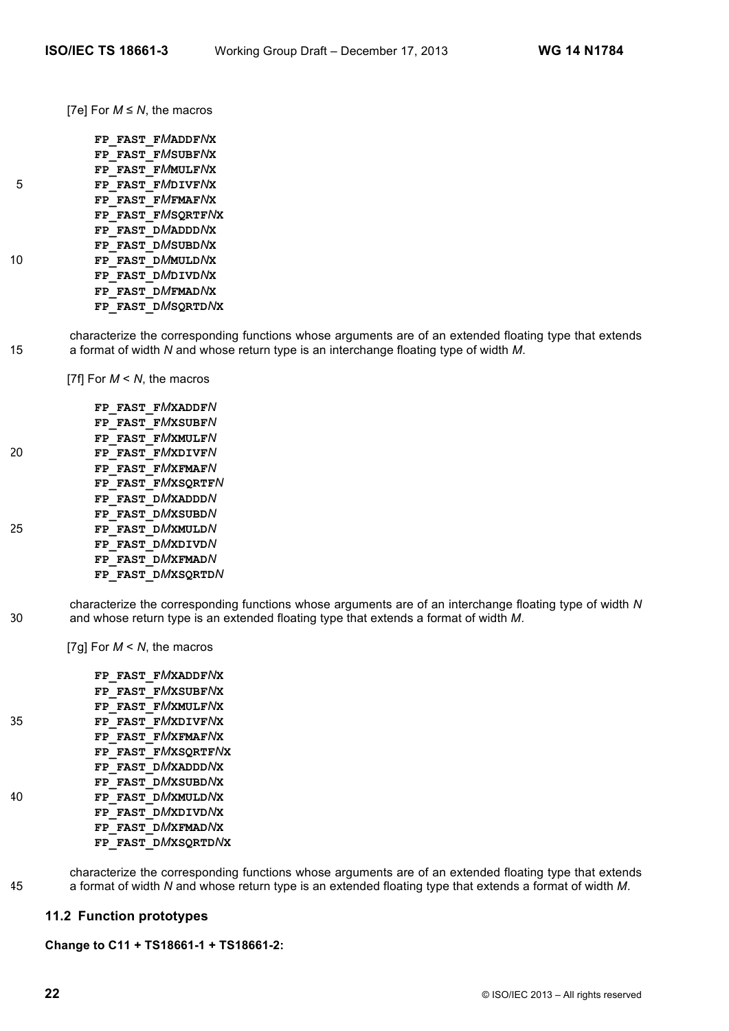[7e] For *M* ≤ *N*, the macros

**FP_FAST_F*M*ADDF*N*X**
**FP_FAST_F*M*SUBF*N*X**
**FP_FAST_F*M*MULF*N*X**
**FP_FAST_F*M*DIVF*N*X**
**FP_FAST_F*M*FMAF*N*X**
**FP_FAST_F*M*SQRTF*N*X**
**FP_FAST_D*M*ADDD*N*X**
**FP_FAST_D*M*SUBD*N*X**
**FP_FAST_D*M*MULD*N*X**
**FP_FAST_D*M*DIVD*N*X**
**FP_FAST_D*M*FMAD*N*X**
**FP_FAST_D*M*SQRTD*N*X**

characterize the corresponding functions whose arguments are of an extended floating type that extends a format of width *N* and whose return type is an interchange floating type of width *M*.

[7f] For *M* < *N*, the macros

**FP_FAST_F*M*XADDF*N***
**FP_FAST_F*M*XSUBF*N***
**FP_FAST_F*M*XMULF*N***
**FP_FAST_F*M*XDIVF*N***
**FP_FAST_F*M*XFMAF*N***
**FP_FAST_F*M*XSQRTF*N***
**FP_FAST_D*M*XADDD*N***
**FP_FAST_D*M*XSUBD*N***
**FP_FAST_D*M*XMULD*N***
**FP_FAST_D*M*XDIVD*N***
**FP_FAST_D*M*XFMAD*N***
**FP_FAST_D*M*XSQRTD*N***

characterize the corresponding functions whose arguments are of an interchange floating type of width *N* and whose return type is an extended floating type that extends a format of width *M*.

[7g] For *M* < *N*, the macros

**FP_FAST_F*M*XADDF*N*X**
**FP_FAST_F*M*XSUBF*N*X**
**FP_FAST_F*M*XMULF*N*X**
**FP_FAST_F*M*XDIVF*N*X**
**FP_FAST_F*M*XFMAF*N*X**
**FP_FAST_F*M*XSQRTF*N*X**
**FP_FAST_D*M*XADDD*N*X**
**FP_FAST_D*M*XSUBD*N*X**
**FP_FAST_D*M*XMULD*N*X**
**FP_FAST_D*M*XDIVD*N*X**
**FP_FAST_D*M*XFMAD*N*X**
**FP_FAST_D*M*XSQRTD*N*X**

characterize the corresponding functions whose arguments are of an extended floating type that extends a format of width *N* and whose return type is an extended floating type that extends a format of width *M*.

## 11.2 Function prototypes

**Change to C11 + TS18661-1 + TS18661-2:**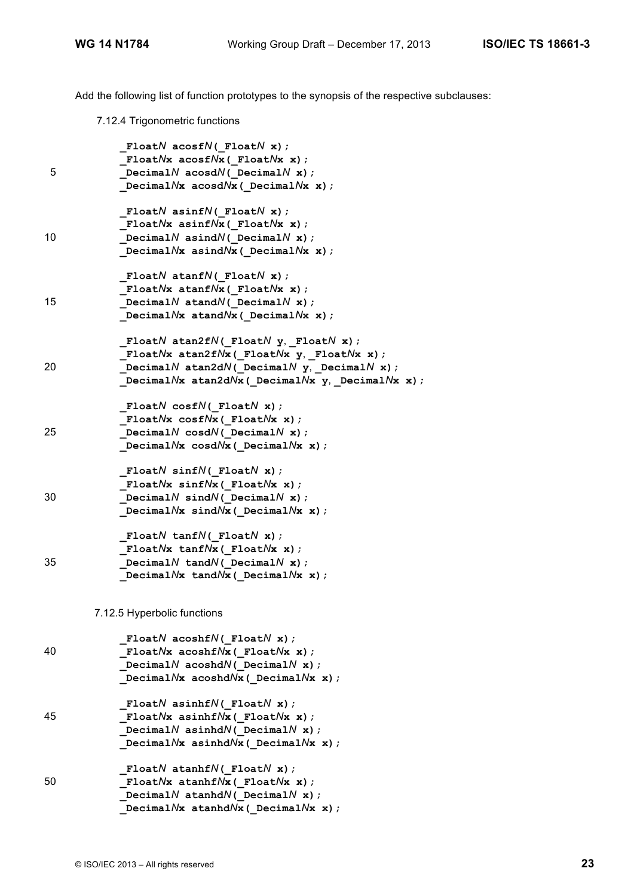Add the following list of function prototypes to the synopsis of the respective subclauses:

7.12.4 Trigonometric functions

```
_FloatN acosfN(_FloatN x);
_FloatNx acosfNx(_FloatNx x);
_DecimalN acosdN(_DecimalN x);
_DecimalNx acosdNx(_DecimalNx x);

_FloatN asinfN(_FloatN x);
_FloatNx asinfNx(_FloatNx x);
_DecimalN asindN(_DecimalN x);
_DecimalNx asindNx(_DecimalNx x);

_FloatN atanfN(_FloatN x);
_FloatNx atanfNx(_FloatNx x);
_DecimalN atandN(_DecimalN x);
_DecimalNx atandNx(_DecimalNx x);

_FloatN atan2fN(_FloatN y, _FloatN x);
_FloatNx atan2fNx(_FloatNx y, _FloatNx x);
_DecimalN atan2dN(_DecimalN y, _DecimalN x);
_DecimalNx atan2dNx(_DecimalNx y, _DecimalNx x);

_FloatN cosfN(_FloatN x);
_FloatNx cosfNx(_FloatNx x);
_DecimalN cosdN(_DecimalN x);
_DecimalNx cosdNx(_DecimalNx x);

_FloatN sinfN(_FloatN x);
_FloatNx sinfNx(_FloatNx x);
_DecimalN sindN(_DecimalN x);
_DecimalNx sindNx(_DecimalNx x);

_FloatN tanfN(_FloatN x);
_FloatNx tanfNx(_FloatNx x);
_DecimalN tandN(_DecimalN x);
_DecimalNx tandNx(_DecimalNx x);
```

7.12.5 Hyperbolic functions

```
_FloatN acoshfN(_FloatN x);
_FloatNx acoshfNx(_FloatNx x);
_DecimalN acoshdN(_DecimalN x);
_DecimalNx acoshdNx(_DecimalNx x);

_FloatN asinhfN(_FloatN x);
_FloatNx asinhfNx(_FloatNx x);
_DecimalN asinhdN(_DecimalN x);
_DecimalNx asinhdNx(_DecimalNx x);

_FloatN atanhfN(_FloatN x);
_FloatNx atanhfNx(_FloatNx x);
_DecimalN atanhdN(_DecimalN x);
_DecimalNx atanhdNx(_DecimalNx x);
```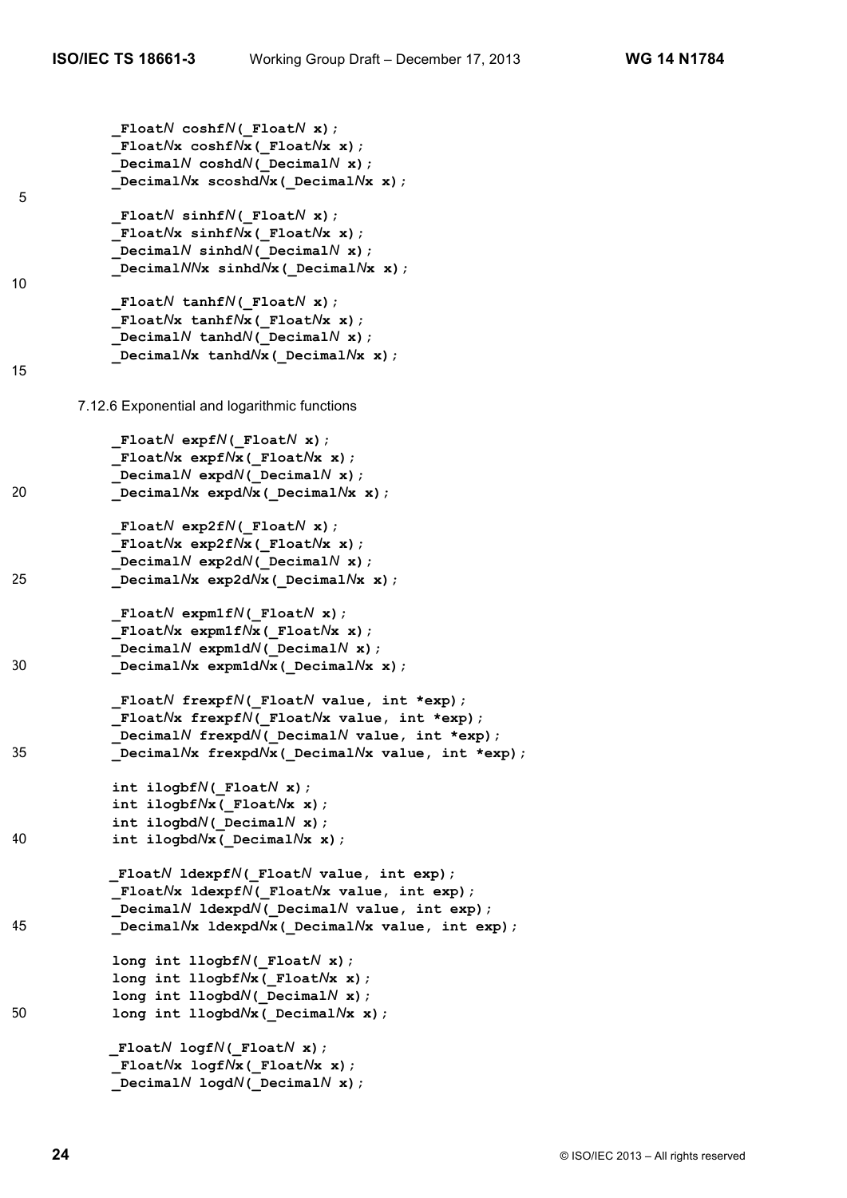```
_FloatN coshfN(_FloatN x);
_FloatNx coshfNx(_FloatNx x);
_DecimalN coshdN(_DecimalN x);
_DecimalNx scoshdNx(_DecimalNx x);

_FloatN sinhfN(_FloatN x);
_FloatNx sinhfNx(_FloatNx x);
_DecimalN sinhdN(_DecimalN x);
_DecimalNNx sinhdNx(_DecimalNx x);

_FloatN tanhfN(_FloatN x);
_FloatNx tanhfNx(_FloatNx x);
_DecimalN tanhdN(_DecimalN x);
_DecimalNx tanhdNx(_DecimalNx x);
```

7.12.6 Exponential and logarithmic functions

```
_FloatN expfN(_FloatN x);
_FloatNx expfNx(_FloatNx x);
_DecimalN expdN(_DecimalN x);
_DecimalNx expdNx(_DecimalNx x);

_FloatN exp2fN(_FloatN x);
_FloatNx exp2fNx(_FloatNx x);
_DecimalN exp2dN(_DecimalN x);
_DecimalNx exp2dNx(_DecimalNx x);

_FloatN expm1fN(_FloatN x);
_FloatNx expm1fNx(_FloatNx x);
_DecimalN expm1dN(_DecimalN x);
_DecimalNx expm1dNx(_DecimalNx x);

_FloatN frexpfN(_FloatN value, int *exp);
_FloatNx frexpfN(_FloatNx value, int *exp);
_DecimalN frexpdN(_DecimalN value, int *exp);
_DecimalNx frexpdNx(_DecimalNx value, int *exp);

int ilogbfN(_FloatN x);
int ilogbfNx(_FloatNx x);
int ilogbdN(_DecimalN x);
int ilogbdNx(_DecimalNx x);

_FloatN ldexpfN(_FloatN value, int exp);
_FloatNx ldexpfN(_FloatNx value, int exp);
_DecimalN ldexpdN(_DecimalN value, int exp);
_DecimalNx ldexpdNx(_DecimalNx value, int exp);

long int llogbfN(_FloatN x);
long int llogbfNx(_FloatNx x);
long int llogbdN(_DecimalN x);
long int llogbdNx(_DecimalNx x);

_FloatN logfN(_FloatN x);
_FloatNx logfNx(_FloatNx x);
_DecimalN logdN(_DecimalN x);
```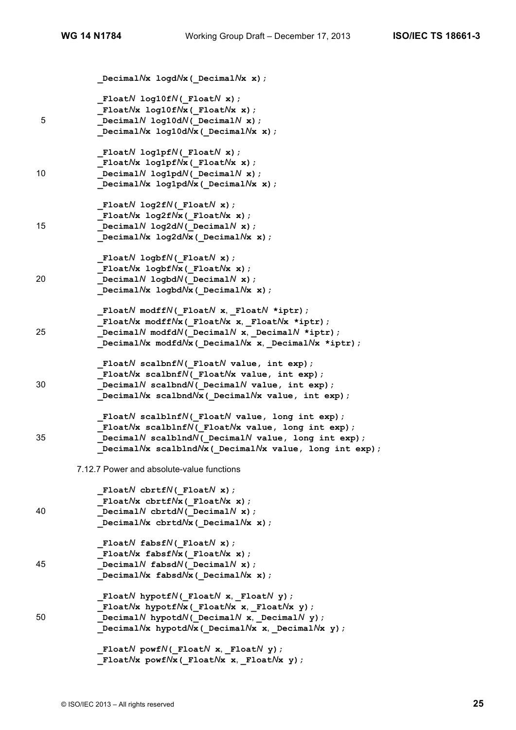```
_DecimalNx logdNx(_DecimalNx x);

_FloatN log10fN(_FloatN x);
_FloatNx log10fNx(_FloatNx x);
_DecimalN log10dN(_DecimalN x);
_DecimalNx log10dNx(_DecimalNx x);

_FloatN log1pfN(_FloatN x);
_FloatNx log1pfNx(_FloatNx x);
_DecimalN log1pdN(_DecimalN x);
_DecimalNx log1pdNx(_DecimalNx x);

_FloatN log2fN(_FloatN x);
_FloatNx log2fNx(_FloatNx x);
_DecimalN log2dN(_DecimalN x);
_DecimalNx log2dNx(_DecimalNx x);

_FloatN logbfN(_FloatN x);
_FloatNx logbfNx(_FloatNx x);
_DecimalN logbdN(_DecimalN x);
_DecimalNx logbdNx(_DecimalNx x);

_FloatN modffN(_FloatN x, _FloatN *iptr);
_FloatNx modffNx(_FloatNx x, _FloatNx *iptr);
_DecimalN modfdN(_DecimalN x, _DecimalN *iptr);
_DecimalNx modfdNx(_DecimalNx x, _DecimalNx *iptr);

_FloatN scalbnfN(_FloatN value, int exp);
_FloatNx scalbnfN(_FloatNx value, int exp);
_DecimalN scalbndN(_DecimalN value, int exp);
_DecimalNx scalbndNx(_DecimalNx value, int exp);

_FloatN scalblnfN(_FloatN value, long int exp);
_FloatNx scalblnfN(_FloatNx value, long int exp);
_DecimalN scalblndN(_DecimalN value, long int exp);
_DecimalNx scalblndNx(_DecimalNx value, long int exp);
```

7.12.7 Power and absolute-value functions

```
_FloatN cbrtfN(_FloatN x);
_FloatNx cbrtfNx(_FloatNx x);
_DecimalN cbrtdN(_DecimalN x);
_DecimalNx cbrtdNx(_DecimalNx x);

_FloatN fabsfN(_FloatN x);
_FloatNx fabsfNx(_FloatNx x);
_DecimalN fabsdN(_DecimalN x);
_DecimalNx fabsdNx(_DecimalNx x);

_FloatN hypotfN(_FloatN x, _FloatN y);
_FloatNx hypotfNx(_FloatNx x, _FloatNx y);
_DecimalN hypotdN(_DecimalN x, _DecimalN y);
_DecimalNx hypotdNx(_DecimalNx x, _DecimalNx y);

_FloatN powfN(_FloatN x, _FloatN y);
_FloatNx powfNx(_FloatNx x, _FloatNx y);
```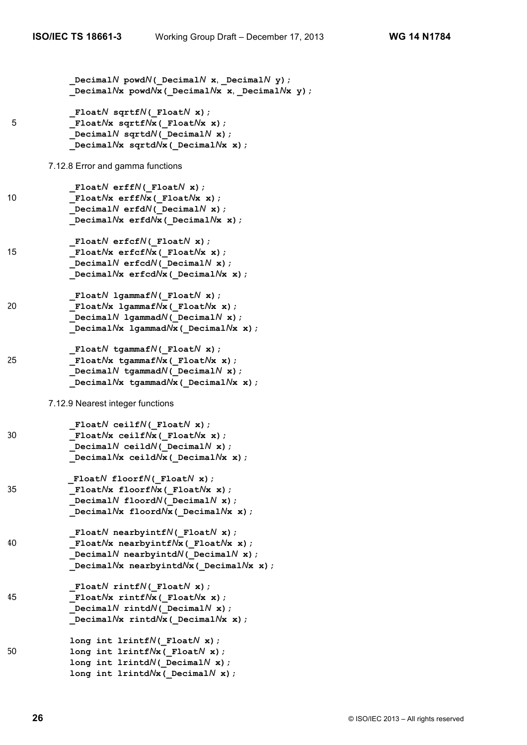```
_DecimalN powdN(_DecimalN x, _DecimalN y);
_DecimalNx powdNx(_DecimalNx x, _DecimalNx y);

_FloatN sqrtfN(_FloatN x);
_FloatNx sqrtfNx(_FloatNx x);
_DecimalN sqrtdN(_DecimalN x);
_DecimalNx sqrtdNx(_DecimalNx x);
```

7.12.8 Error and gamma functions

```
_FloatN erffN(_FloatN x);
_FloatNx erffNx(_FloatNx x);
_DecimalN erfdN(_DecimalN x);
_DecimalNx erfdNx(_DecimalNx x);

_FloatN erfcfN(_FloatN x);
_FloatNx erfcfNx(_FloatNx x);
_DecimalN erfcdN(_DecimalN x);
_DecimalNx erfcdNx(_DecimalNx x);

_FloatN lgammafN(_FloatN x);
_FloatNx lgammafNx(_FloatNx x);
_DecimalN lgammadN(_DecimalN x);
_DecimalNx lgammadNx(_DecimalNx x);

_FloatN tgammafN(_FloatN x);
_FloatNx tgammafNx(_FloatNx x);
_DecimalN tgammadN(_DecimalN x);
_DecimalNx tgammadNx(_DecimalNx x);
```

7.12.9 Nearest integer functions

```
_FloatN ceilfN(_FloatN x);
_FloatNx ceilfNx(_FloatNx x);
_DecimalN ceildN(_DecimalN x);
_DecimalNx ceildNx(_DecimalNx x);

_FloatN floorfN(_FloatN x);
_FloatNx floorfNx(_FloatNx x);
_DecimalN floordN(_DecimalN x);
_DecimalNx floordNx(_DecimalNx x);

_FloatN nearbyintfN(_FloatN x);
_FloatNx nearbyintfNx(_FloatNx x);
_DecimalN nearbyintdN(_DecimalN x);
_DecimalNx nearbyintdNx(_DecimalNx x);

_FloatN rintfN(_FloatN x);
_FloatNx rintfNx(_FloatNx x);
_DecimalN rintdN(_DecimalN x);
_DecimalNx rintdNx(_DecimalNx x);

long int lrintfN(_FloatN x);
long int lrintfNx(_FloatN x);
long int lrintdN(_DecimalN x);
long int lrintdNx(_DecimalN x);
```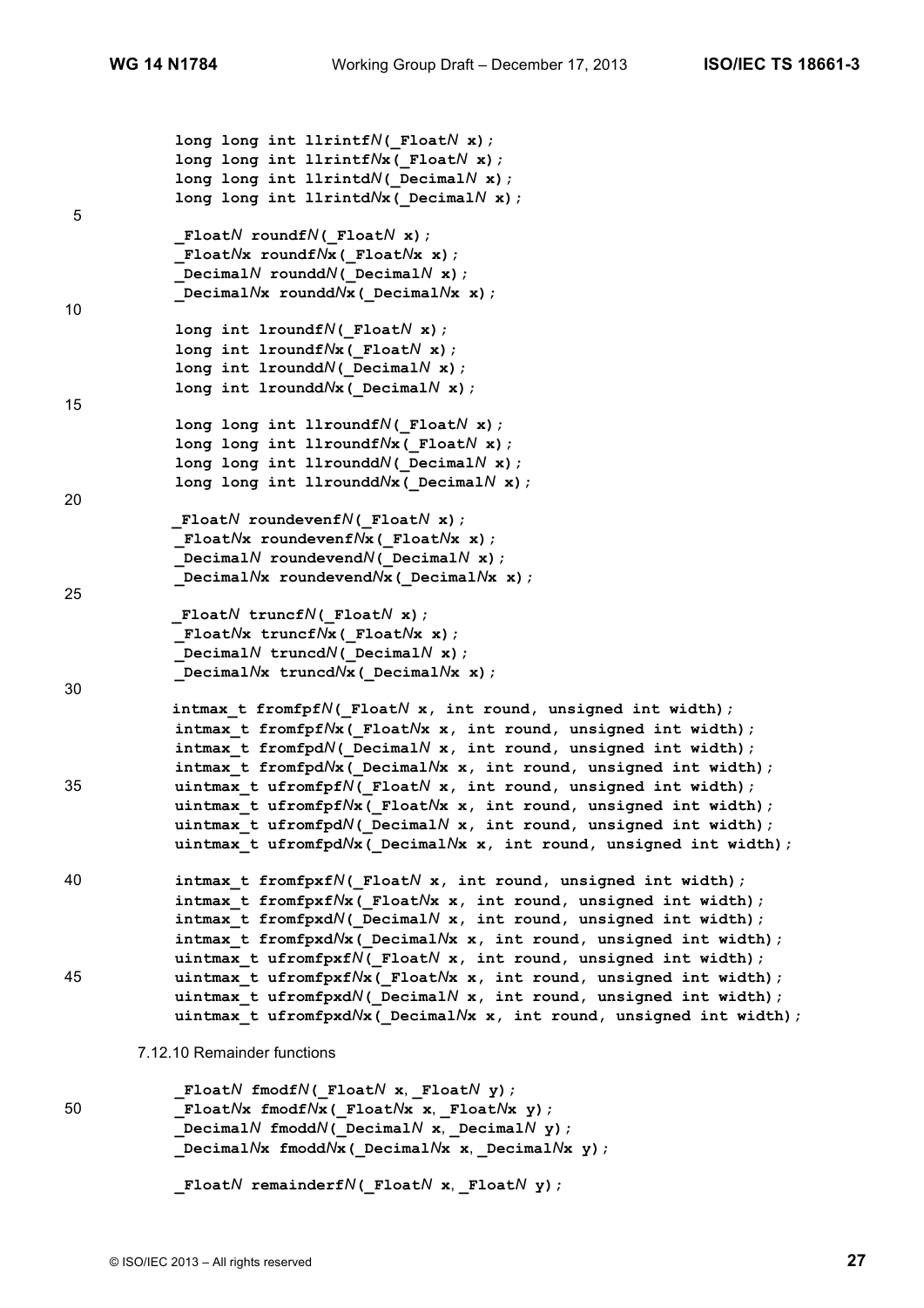```
long long int llrintfN(_FloatN x);
long long int llrintfNx(_FloatN x);
long long int llrintdN(_DecimalN x);
long long int llrintdNx(_DecimalN x);

_FloatN roundfN(_FloatN x);
_FloatNx roundfNx(_FloatNx x);
_DecimalN rounddN(_DecimalN x);
_DecimalNx rounddNx(_DecimalNx x);

long int lroundfN(_FloatN x);
long int lroundfNx(_FloatN x);
long int lrounddN(_DecimalN x);
long int lrounddNx(_DecimalN x);

long long int llroundfN(_FloatN x);
long long int llroundfNx(_FloatN x);
long long int llrounddN(_DecimalN x);
long long int llrounddNx(_DecimalN x);

_FloatN roundevenfN(_FloatN x);
_FloatNx roundevenfNx(_FloatNx x);
_DecimalN roundevendN(_DecimalN x);
_DecimalNx roundevendNx(_DecimalNx x);

_FloatN truncfN(_FloatN x);
_FloatNx truncfNx(_FloatNx x);
_DecimalN truncdN(_DecimalN x);
_DecimalNx truncdNx(_DecimalNx x);

intmax_t fromfpfN(_FloatN x, int round, unsigned int width);
intmax_t fromfpfNx(_FloatNx x, int round, unsigned int width);
intmax_t fromfpdN(_DecimalN x, int round, unsigned int width);
intmax_t fromfpdNx(_DecimalNx x, int round, unsigned int width);
uintmax_t ufromfpfN(_FloatN x, int round, unsigned int width);
uintmax_t ufromfpfNx(_FloatNx x, int round, unsigned int width);
uintmax_t ufromfpdN(_DecimalN x, int round, unsigned int width);
uintmax_t ufromfpdNx(_DecimalNx x, int round, unsigned int width);

intmax_t fromfpxfN(_FloatN x, int round, unsigned int width);
intmax_t fromfpxfNx(_FloatNx x, int round, unsigned int width);
intmax_t fromfpxdN(_DecimalN x, int round, unsigned int width);
intmax_t fromfpxdNx(_DecimalNx x, int round, unsigned int width);
uintmax_t ufromfpxfN(_FloatN x, int round, unsigned int width);
uintmax_t ufromfpxfNx(_FloatNx x, int round, unsigned int width);
uintmax_t ufromfpxdN(_DecimalN x, int round, unsigned int width);
uintmax_t ufromfpxdNx(_DecimalNx x, int round, unsigned int width);
```

7.12.10 Remainder functions

```
_FloatN fmodfN(_FloatN x, _FloatN y);
_FloatNx fmodfNx(_FloatNx x, _FloatNx y);
_DecimalN fmoddN(_DecimalN x, _DecimalN y);
_DecimalNx fmoddNx(_DecimalNx x, _DecimalNx y);

_FloatN remainderfN(_FloatN x, _FloatN y);
```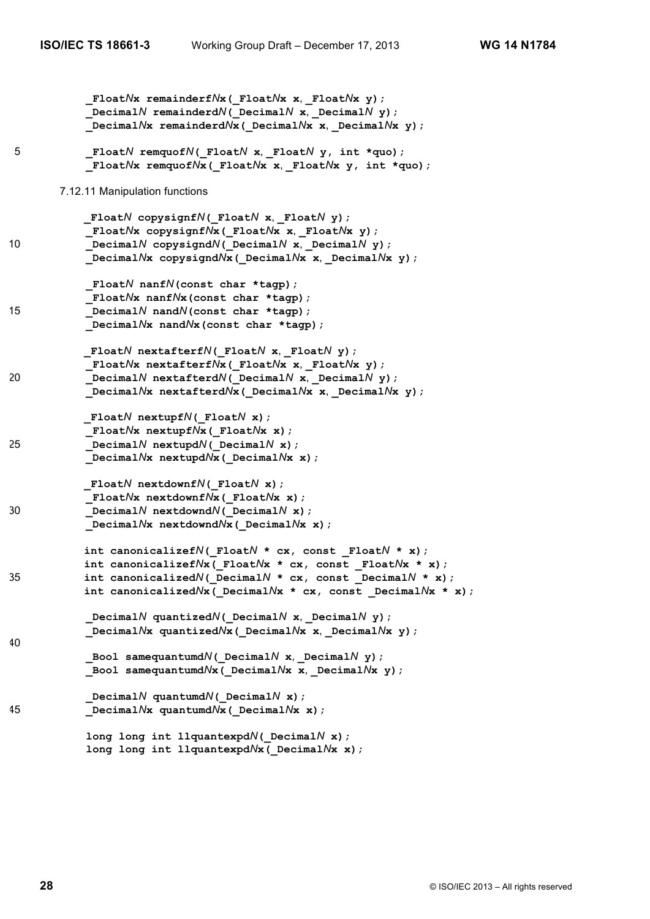```
_FloatNx remainderfNx(_FloatNx x, _FloatNx y);
_DecimalN remainderdN(_DecimalN x, _DecimalN y);
_DecimalNx remainderdNx(_DecimalNx x, _DecimalNx y);

_FloatN remquofN(_FloatN x, _FloatN y, int *quo);
_FloatNx remquofNx(_FloatNx x, _FloatNx y, int *quo);
```

7.12.11 Manipulation functions

```
_FloatN copysignfN(_FloatN x, _FloatN y);
_FloatNx copysignfNx(_FloatNx x, _FloatNx y);
_DecimalN copysigndN(_DecimalN x, _DecimalN y);
_DecimalNx copysigndNx(_DecimalNx x, _DecimalNx y);

_FloatN nanfN(const char *tagp);
_FloatNx nanfNx(const char *tagp);
_DecimalN nandN(const char *tagp);
_DecimalNx nandNx(const char *tagp);

_FloatN nextafterfN(_FloatN x, _FloatN y);
_FloatNx nextafterfNx(_FloatNx x, _FloatNx y);
_DecimalN nextafterdN(_DecimalN x, _DecimalN y);
_DecimalNx nextafterdNx(_DecimalNx x, _DecimalNx y);

_FloatN nextupfN(_FloatN x);
_FloatNx nextupfNx(_FloatNx x);
_DecimalN nextupdN(_DecimalN x);
_DecimalNx nextupdNx(_DecimalNx x);

_FloatN nextdownfN(_FloatN x);
_FloatNx nextdownfNx(_FloatNx x);
_DecimalN nextdowndN(_DecimalN x);
_DecimalNx nextdowndNx(_DecimalNx x);

int canonicalizefN(_FloatN * cx, const _FloatN * x);
int canonicalizefNx(_FloatNx * cx, const _FloatNx * x);
int canonicalizedN(_DecimalN * cx, const _DecimalN * x);
int canonicalizedNx(_DecimalNx * cx, const _DecimalNx * x);

_DecimalN quantizedN(_DecimalN x, _DecimalN y);
_DecimalNx quantizedNx(_DecimalNx x, _DecimalNx y);

_Bool samequantumdN(_DecimalN x, _DecimalN y);
_Bool samequantumdNx(_DecimalNx x, _DecimalNx y);

_DecimalN quantumdN(_DecimalN x);
_DecimalNx quantumdNx(_DecimalNx x);

long long int llquantexpdN(_DecimalN x);
long long int llquantexpdNx(_DecimalNx x);
```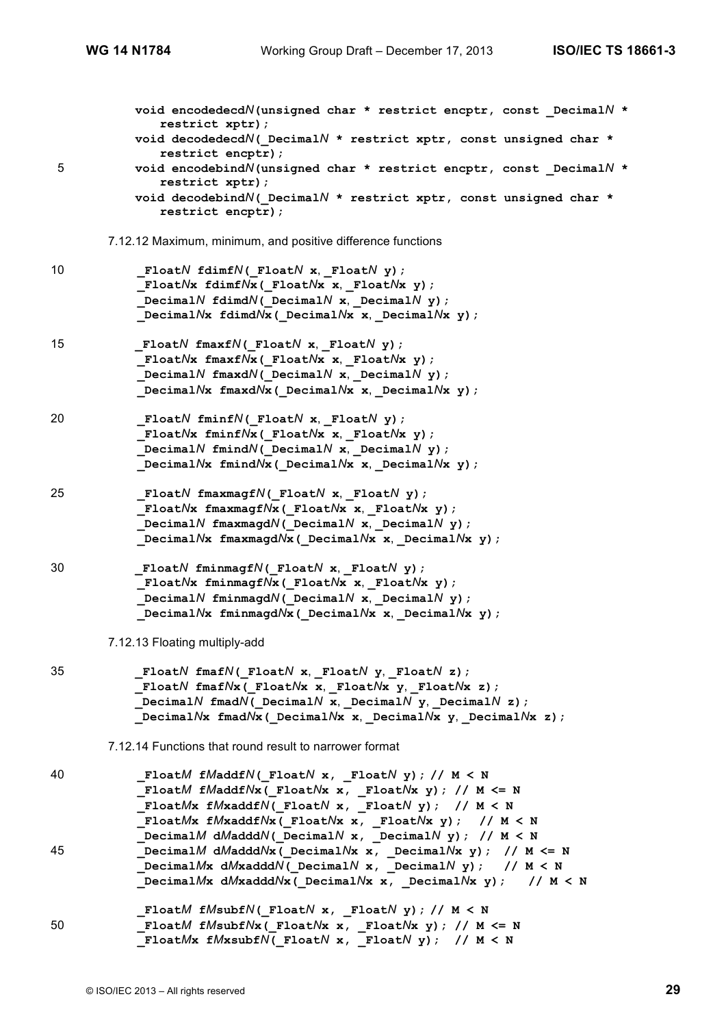```
void encodedecdN(unsigned char * restrict encptr, const _DecimalN *
   restrict xptr);
void decodedecdN(_DecimalN * restrict xptr, const unsigned char *
   restrict encptr);
void encodebindN(unsigned char * restrict encptr, const _DecimalN *
   restrict xptr);
void decodebindN(_DecimalN * restrict xptr, const unsigned char *
   restrict encptr);
```

7.12.12 Maximum, minimum, and positive difference functions

```
_FloatN fdimfN(_FloatN x, _FloatN y);
_FloatNx fdimfNx(_FloatNx x, _FloatNx y);
_DecimalN fdimdN(_DecimalN x, _DecimalN y);
_DecimalNx fdimdNx(_DecimalNx x, _DecimalNx y);

_FloatN fmaxfN(_FloatN x, _FloatN y);
_FloatNx fmaxfNx(_FloatNx x, _FloatNx y);
_DecimalN fmaxdN(_DecimalN x, _DecimalN y);
_DecimalNx fmaxdNx(_DecimalNx x, _DecimalNx y);

_FloatN fminfN(_FloatN x, _FloatN y);
_FloatNx fminfNx(_FloatNx x, _FloatNx y);
_DecimalN fmindN(_DecimalN x, _DecimalN y);
_DecimalNx fmindNx(_DecimalNx x, _DecimalNx y);

_FloatN fmaxmagfN(_FloatN x, _FloatN y);
_FloatNx fmaxmagfNx(_FloatNx x, _FloatNx y);
_DecimalN fmaxmagdN(_DecimalN x, _DecimalN y);
_DecimalNx fmaxmagdNx(_DecimalNx x, _DecimalNx y);

_FloatN fminmagfN(_FloatN x, _FloatN y);
_FloatNx fminmagfNx(_FloatNx x, _FloatNx y);
_DecimalN fminmagdN(_DecimalN x, _DecimalN y);
_DecimalNx fminmagdNx(_DecimalNx x, _DecimalNx y);
```

7.12.13 Floating multiply-add

```
_FloatN fmafN(_FloatN x, _FloatN y, _FloatN z);
_FloatN fmafNx(_FloatNx x, _FloatNx y, _FloatNx z);
_DecimalN fmadN(_DecimalN x, _DecimalN y, _DecimalN z);
_DecimalNx fmadNx(_DecimalNx x, _DecimalNx y, _DecimalNx z);
```

7.12.14 Functions that round result to narrower format

```
_FloatM fMaddfN(_FloatN x, _FloatN y); // M < N
_FloatM fMaddfNx(_FloatNx x, _FloatNx y); // M <= N
_FloatMx fMxaddfN(_FloatN x, _FloatN y);  // M < N
_FloatMx fMxaddfNx(_FloatNx x, _FloatNx y);  // M < N
_DecimalM dMadddN(_DecimalN x, _DecimalN y); // M < N
_DecimalM dMadddNx(_DecimalNx x, _DecimalNx y);  // M <= N
_DecimalMx dMxadddN(_DecimalN x, _DecimalN y);  // M < N
_DecimalMx dMxadddNx(_DecimalNx x, _DecimalNx y);   // M < N

_FloatM fMsubfN(_FloatN x, _FloatN y); // M < N
_FloatM fMsubfNx(_FloatNx x, _FloatNx y); // M <= N
_FloatMx fMxsubfN(_FloatN x, _FloatN y);  // M < N
```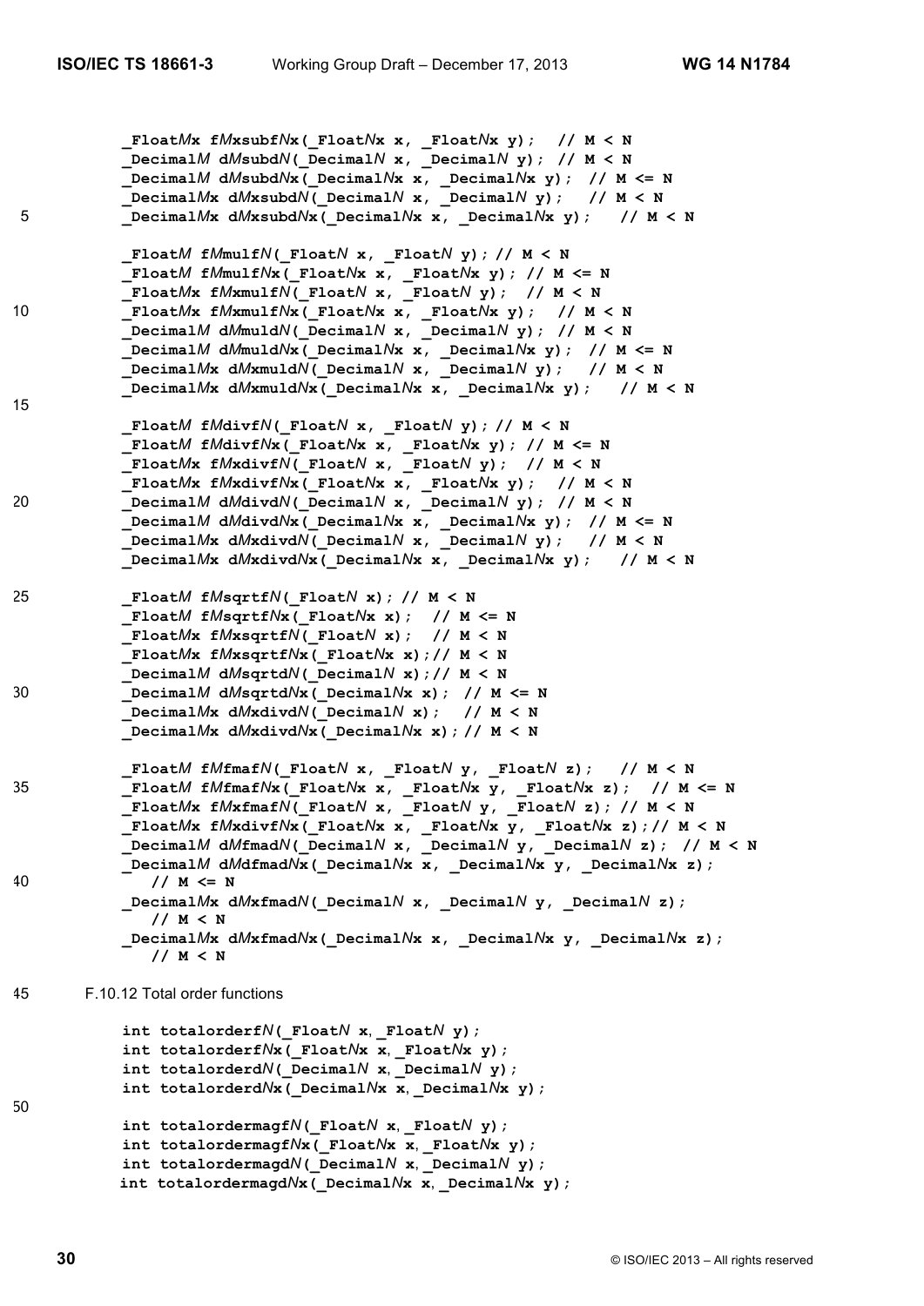```
_FloatMx fMxsubfNx(_FloatNx x, _FloatNx y);  // M < N
_DecimalM dMsubdN(_DecimalN x, _DecimalN y); // M < N
_DecimalM dMsubdNx(_DecimalNx x, _DecimalNx y);  // M <= N
_DecimalMx dMxsubdN(_DecimalN x, _DecimalN y);   // M < N
_DecimalMx dMxsubdNx(_DecimalNx x, _DecimalNx y);   // M < N

_FloatM fMmulfN(_FloatN x, _FloatN y); // M < N
_FloatM fMmulfNx(_FloatNx x, _FloatNx y); // M <= N
_FloatMx fMxmulfN(_FloatN x, _FloatN y);  // M < N
_FloatMx fMxmulfNx(_FloatNx x, _FloatNx y);  // M < N
_DecimalM dMmuldN(_DecimalN x, _DecimalN y); // M < N
_DecimalM dMmuldNx(_DecimalNx x, _DecimalNx y);  // M <= N
_DecimalMx dMxmuldN(_DecimalN x, _DecimalN y);   // M < N
_DecimalMx dMxmuldNx(_DecimalNx x, _DecimalNx y);   // M < N

_FloatM fMdivfN(_FloatN x, _FloatN y); // M < N
_FloatM fMdivfNx(_FloatNx x, _FloatNx y); // M <= N
_FloatMx fMxdivfN(_FloatN x, _FloatN y);  // M < N
_FloatMx fMxdivfNx(_FloatNx x, _FloatNx y);  // M < N
_DecimalM dMdivdN(_DecimalN x, _DecimalN y); // M < N
_DecimalM dMdivdNx(_DecimalNx x, _DecimalNx y);  // M <= N
_DecimalMx dMxdivdN(_DecimalN x, _DecimalN y);   // M < N
_DecimalMx dMxdivdNx(_DecimalNx x, _DecimalNx y);   // M < N

_FloatM fMsqrtfN(_FloatN x); // M < N
_FloatM fMsqrtfNx(_FloatNx x);  // M <= N
_FloatMx fMxsqrtfN(_FloatN x);  // M < N
_FloatMx fMxsqrtfNx(_FloatNx x);// M < N
_DecimalM dMsqrtdN(_DecimalN x);// M < N
_DecimalM dMsqrtdNx(_DecimalNx x); // M <= N
_DecimalMx dMxdivdN(_DecimalN x);  // M < N
_DecimalMx dMxdivdNx(_DecimalNx x);// M < N

_FloatM fMfmafN(_FloatN x, _FloatN y, _FloatN z);  // M < N
_FloatM fMfmafNx(_FloatNx x, _FloatNx y, _FloatNx z);  // M <= N
_FloatMx fMxfmafN(_FloatN x, _FloatN y, _FloatN z); // M < N
_FloatMx fMxdivfNx(_FloatNx x, _FloatNx y, _FloatNx z);// M < N
_DecimalM dMfmadN(_DecimalN x, _DecimalN y, _DecimalN z);  // M < N
_DecimalM dMdfmadNx(_DecimalNx x, _DecimalNx y, _DecimalNx z);
   // M <= N
_DecimalMx dMxfmadN(_DecimalN x, _DecimalN y, _DecimalN z);
   // M < N
_DecimalMx dMxfmadNx(_DecimalNx x, _DecimalNx y, _DecimalNx z);
   // M < N
```

F.10.12 Total order functions

```
int totalorderfN(_FloatN x, _FloatN y);
int totalorderfNx(_FloatNx x, _FloatNx y);
int totalorderdN(_DecimalN x, _DecimalN y);
int totalorderdNx(_DecimalNx x, _DecimalNx y);

int totalordermagfN(_FloatN x, _FloatN y);
int totalordermagfNx(_FloatNx x, _FloatNx y);
int totalordermagdN(_DecimalN x, _DecimalN y);
int totalordermagdNx(_DecimalNx x, _DecimalNx y);
```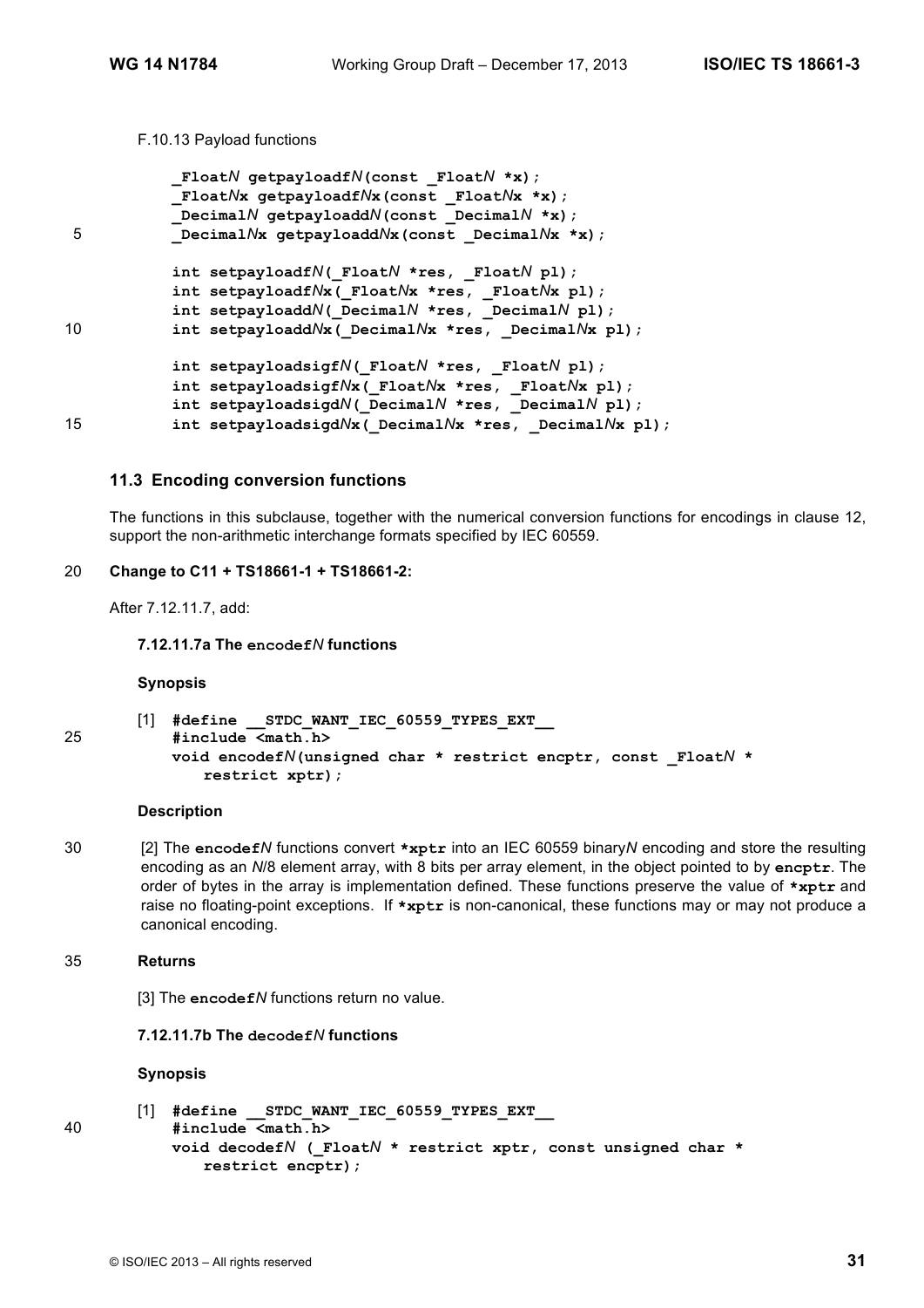F.10.13 Payload functions

```
_FloatN getpayloadfN(const _FloatN *x);
_FloatNx getpayloadfNx(const _FloatNx *x);
_DecimalN getpayloaddN(const _DecimalN *x);
_DecimalNx getpayloaddNx(const _DecimalNx *x);

int setpayloadfN(_FloatN *res, _FloatN pl);
int setpayloadfNx(_FloatNx *res, _FloatNx pl);
int setpayloaddN(_DecimalN *res, _DecimalN pl);
int setpayloaddNx(_DecimalNx *res, _DecimalNx pl);

int setpayloadsigfN(_FloatN *res, _FloatN pl);
int setpayloadsigfNx(_FloatNx *res, _FloatNx pl);
int setpayloadsigdN(_DecimalN *res, _DecimalN pl);
int setpayloadsigdNx(_DecimalNx *res, _DecimalNx pl);
```

## 11.3 Encoding conversion functions

The functions in this subclause, together with the numerical conversion functions for encodings in clause 12, support the non-arithmetic interchange formats specified by IEC 60559.

**Change to C11 + TS18661-1 + TS18661-2:**

After 7.12.11.7, add:

#### 7.12.11.7a The `encodefN` functions

**Synopsis**

[1]
```
#define __STDC_WANT_IEC_60559_TYPES_EXT__
#include <math.h>
void encodefN(unsigned char * restrict encptr, const _FloatN *
    restrict xptr);
```

**Description**

[2] The **`encodefN`** functions convert **`*xptr`** into an IEC 60559 binary*N* encoding and store the resulting encoding as an *N*/8 element array, with 8 bits per array element, in the object pointed to by **`encptr`**. The order of bytes in the array is implementation defined. These functions preserve the value of **`*xptr`** and raise no floating-point exceptions. If **`*xptr`** is non-canonical, these functions may or may not produce a canonical encoding.

**Returns**

[3] The **`encodefN`** functions return no value.

#### 7.12.11.7b The `decodefN` functions

**Synopsis**

[1]
```
#define __STDC_WANT_IEC_60559_TYPES_EXT__
#include <math.h>
void decodefN (_FloatN * restrict xptr, const unsigned char *
    restrict encptr);
```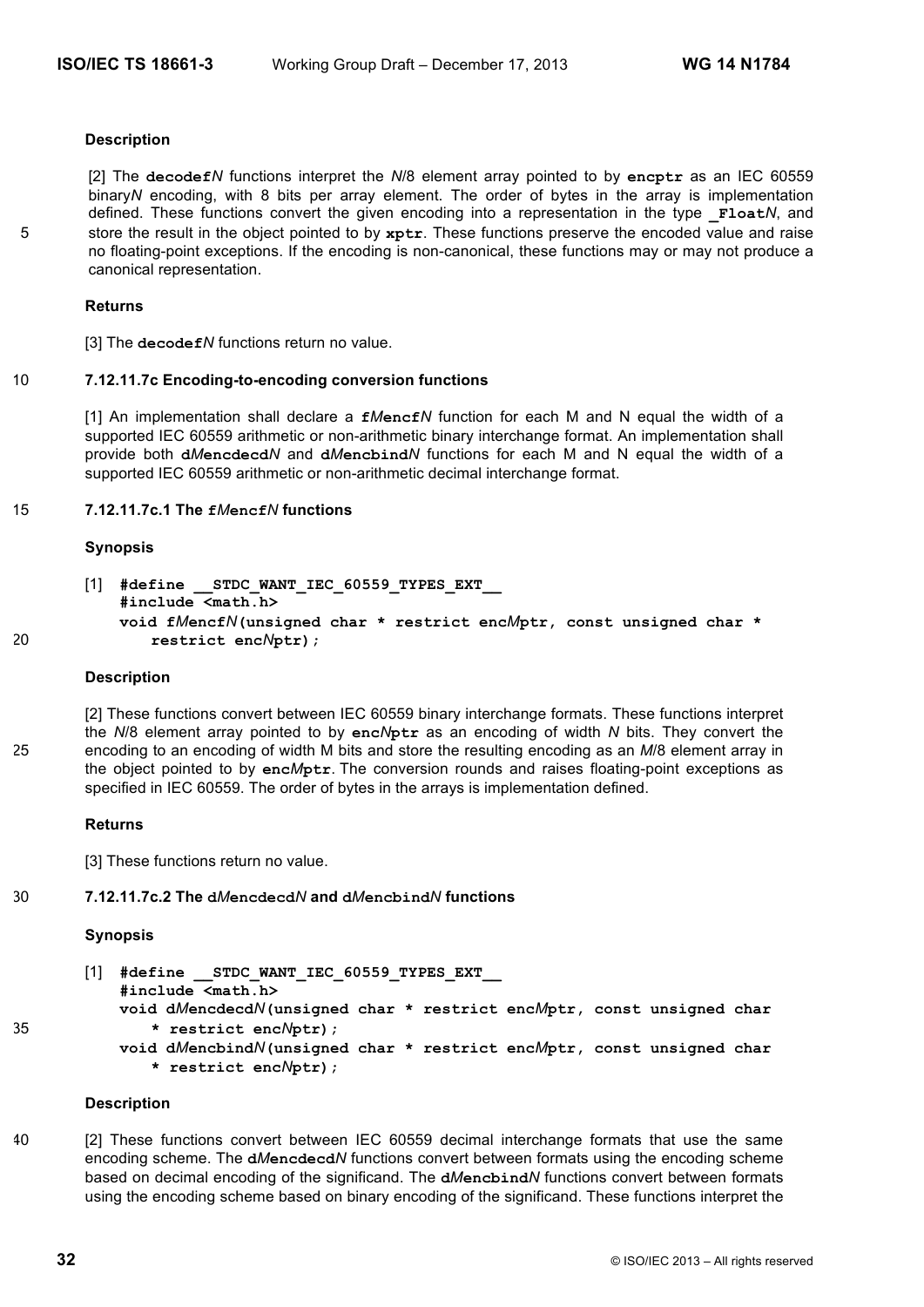**Description**

[2] The **decodef***N* functions interpret the *N*/8 element array pointed to by **encptr** as an IEC 60559 binary*N* encoding, with 8 bits per array element. The order of bytes in the array is implementation defined. These functions convert the given encoding into a representation in the type **_Float***N*, and store the result in the object pointed to by **xptr**. These functions preserve the encoded value and raise no floating-point exceptions. If the encoding is non-canonical, these functions may or may not produce a canonical representation.

**Returns**

[3] The **decodef***N* functions return no value.

**7.12.11.7c Encoding-to-encoding conversion functions**

[1] An implementation shall declare a **f***M***encf***N* function for each M and N equal the width of a supported IEC 60559 arithmetic or non-arithmetic binary interchange format. An implementation shall provide both **d***M***encdecd***N* and **d***M***encbind***N* functions for each M and N equal the width of a supported IEC 60559 arithmetic or non-arithmetic decimal interchange format.

**7.12.11.7c.1 The f*M*encf*N* functions**

**Synopsis**

```
[1] #define __STDC_WANT_IEC_60559_TYPES_EXT__
    #include <math.h>
    void fMencfN(unsigned char * restrict encMptr, const unsigned char *
        restrict encNptr);
```

**Description**

[2] These functions convert between IEC 60559 binary interchange formats. These functions interpret the *N*/8 element array pointed to by **enc*N*ptr** as an encoding of width *N* bits. They convert the encoding to an encoding of width M bits and store the resulting encoding as an *M*/8 element array in the object pointed to by **enc*M*ptr**. The conversion rounds and raises floating-point exceptions as specified in IEC 60559. The order of bytes in the arrays is implementation defined.

**Returns**

[3] These functions return no value.

**7.12.11.7c.2 The d*M*encdecd*N* and d*M*encbind*N* functions**

**Synopsis**

```
[1] #define __STDC_WANT_IEC_60559_TYPES_EXT__
    #include <math.h>
    void dMencdecdN(unsigned char * restrict encMptr, const unsigned char
        * restrict encNptr);
    void dMencbindN(unsigned char * restrict encMptr, const unsigned char
        * restrict encNptr);
```

**Description**

[2] These functions convert between IEC 60559 decimal interchange formats that use the same encoding scheme. The **d***M***encdecd***N* functions convert between formats using the encoding scheme based on decimal encoding of the significand. The **d***M***encbind***N* functions convert between formats using the encoding scheme based on binary encoding of the significand. These functions interpret the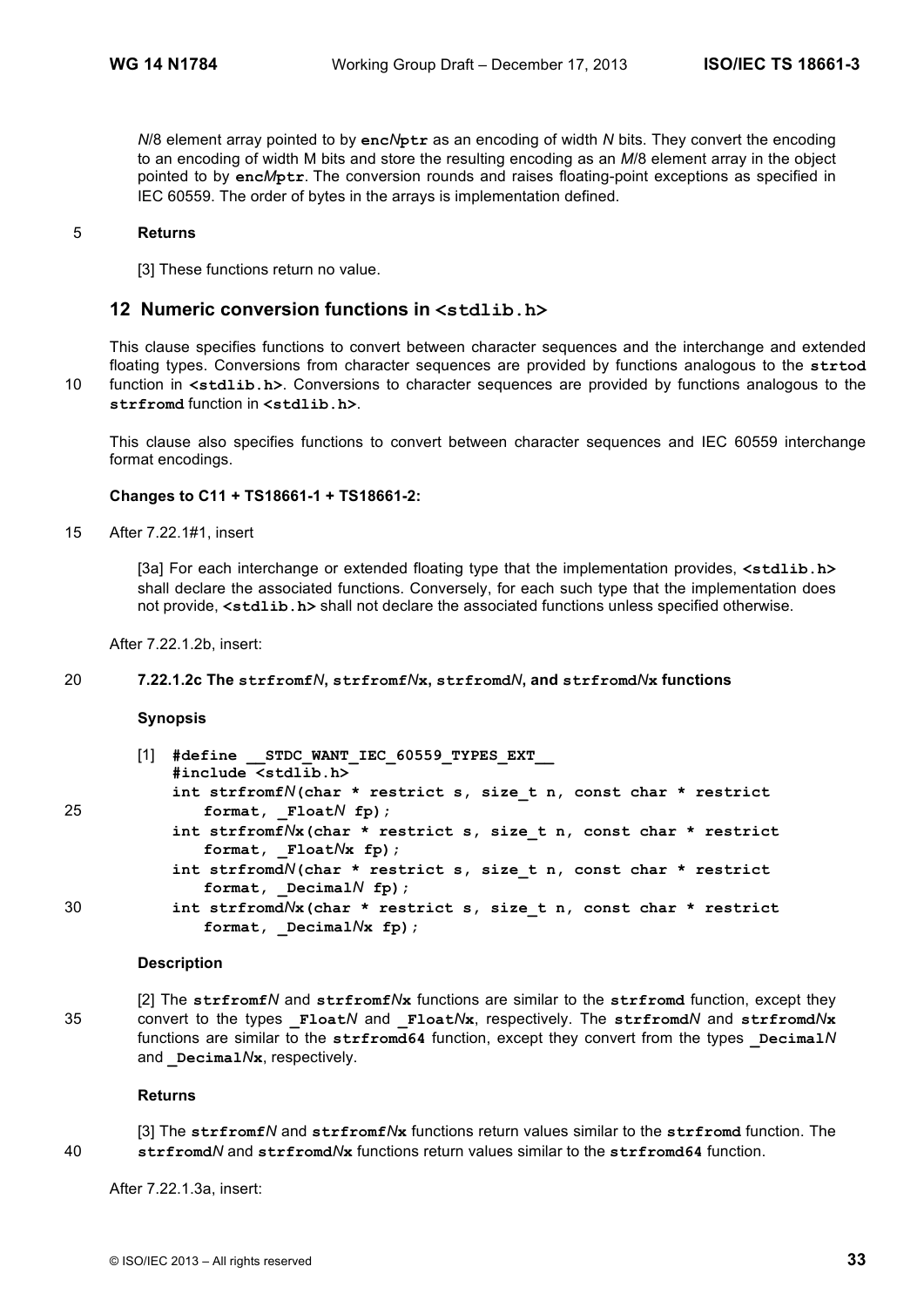*N*/8 element array pointed to by **enc*N*ptr** as an encoding of width *N* bits. They convert the encoding to an encoding of width M bits and store the resulting encoding as an *M*/8 element array in the object pointed to by **enc*M*ptr**. The conversion rounds and raises floating-point exceptions as specified in IEC 60559. The order of bytes in the arrays is implementation defined.

**Returns**

[3] These functions return no value.

## 12 Numeric conversion functions in `<stdlib.h>`

This clause specifies functions to convert between character sequences and the interchange and extended floating types. Conversions from character sequences are provided by functions analogous to the **strtod** function in **<stdlib.h>**. Conversions to character sequences are provided by functions analogous to the **strfromd** function in **<stdlib.h>**.

This clause also specifies functions to convert between character sequences and IEC 60559 interchange format encodings.

**Changes to C11 + TS18661-1 + TS18661-2:**

After 7.22.1#1, insert

> [3a] For each interchange or extended floating type that the implementation provides, **<stdlib.h>** shall declare the associated functions. Conversely, for each such type that the implementation does not provide, **<stdlib.h>** shall not declare the associated functions unless specified otherwise.

After 7.22.1.2b, insert:

**7.22.1.2c The strfromf*N*, strfromf*N*x, strfromd*N*, and strfromd*N*x functions**

**Synopsis**

[1]
```
#define __STDC_WANT_IEC_60559_TYPES_EXT__
#include <stdlib.h>
int strfromfN(char * restrict s, size_t n, const char * restrict
    format, _FloatN fp);
int strfromfNx(char * restrict s, size_t n, const char * restrict
    format, _FloatNx fp);
int strfromdN(char * restrict s, size_t n, const char * restrict
    format, _DecimalN fp);
int strfromdNx(char * restrict s, size_t n, const char * restrict
    format, _DecimalNx fp);
```

**Description**

[2] The **strfromf*N*** and **strfromf*N*x** functions are similar to the **strfromd** function, except they convert to the types **_Float*N*** and **_Float*N*x**, respectively. The **strfromd*N*** and **strfromd*N*x** functions are similar to the **strfromd64** function, except they convert from the types **_Decimal*N*** and **_Decimal*N*x**, respectively.

**Returns**

[3] The **strfromf*N*** and **strfromf*N*x** functions return values similar to the **strfromd** function. The **strfromd*N*** and **strfromd*N*x** functions return values similar to the **strfromd64** function.

After 7.22.1.3a, insert: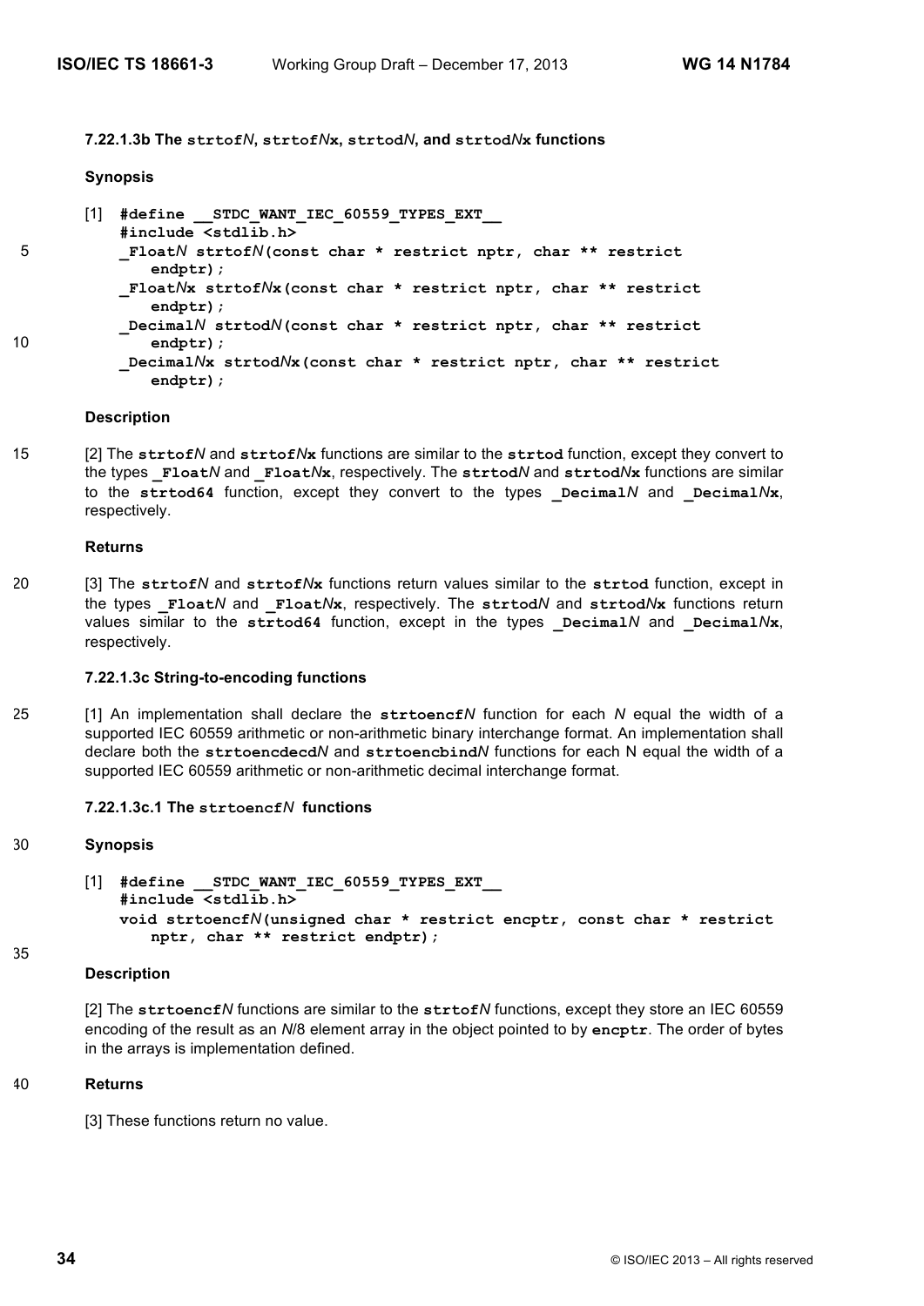#### 7.22.1.3b The **strtof*N***, **strtof*N*x**, **strtod*N***, and **strtod*N*x** functions

**Synopsis**

[1]
```
#define __STDC_WANT_IEC_60559_TYPES_EXT__
#include <stdlib.h>
_FloatN strtofN(const char * restrict nptr, char ** restrict
    endptr);
_FloatNx strtofNx(const char * restrict nptr, char ** restrict
    endptr);
_DecimalN strtodN(const char * restrict nptr, char ** restrict
    endptr);
_DecimalNx strtodNx(const char * restrict nptr, char ** restrict
    endptr);
```

**Description**

[2] The **strtof*N*** and **strtof*N*x** functions are similar to the **strtod** function, except they convert to the types **_Float*N*** and **_Float*N*x**, respectively. The **strtod*N*** and **strtod*N*x** functions are similar to the **strtod64** function, except they convert to the types **_Decimal*N*** and **_Decimal*N*x**, respectively.

**Returns**

[3] The **strtof*N*** and **strtof*N*x** functions return values similar to the **strtod** function, except in the types **_Float*N*** and **_Float*N*x**, respectively. The **strtod*N*** and **strtod*N*x** functions return values similar to the **strtod64** function, except in the types **_Decimal*N*** and **_Decimal*N*x**, respectively.

#### 7.22.1.3c String-to-encoding functions

[1] An implementation shall declare the **strtoencf*N*** function for each *N* equal the width of a supported IEC 60559 arithmetic or non-arithmetic binary interchange format. An implementation shall declare both the **strtoencdecd*N*** and **strtoencbind*N*** functions for each N equal the width of a supported IEC 60559 arithmetic or non-arithmetic decimal interchange format.

#### 7.22.1.3c.1 The **strtoencf*N*** functions

**Synopsis**

[1]
```
#define __STDC_WANT_IEC_60559_TYPES_EXT__
#include <stdlib.h>
void strtoencfN(unsigned char * restrict encptr, const char * restrict
    nptr, char ** restrict endptr);
```

**Description**

[2] The **strtoencf*N*** functions are similar to the **strtof*N*** functions, except they store an IEC 60559 encoding of the result as an *N*/8 element array in the object pointed to by **encptr**. The order of bytes in the arrays is implementation defined.

**Returns**

[3] These functions return no value.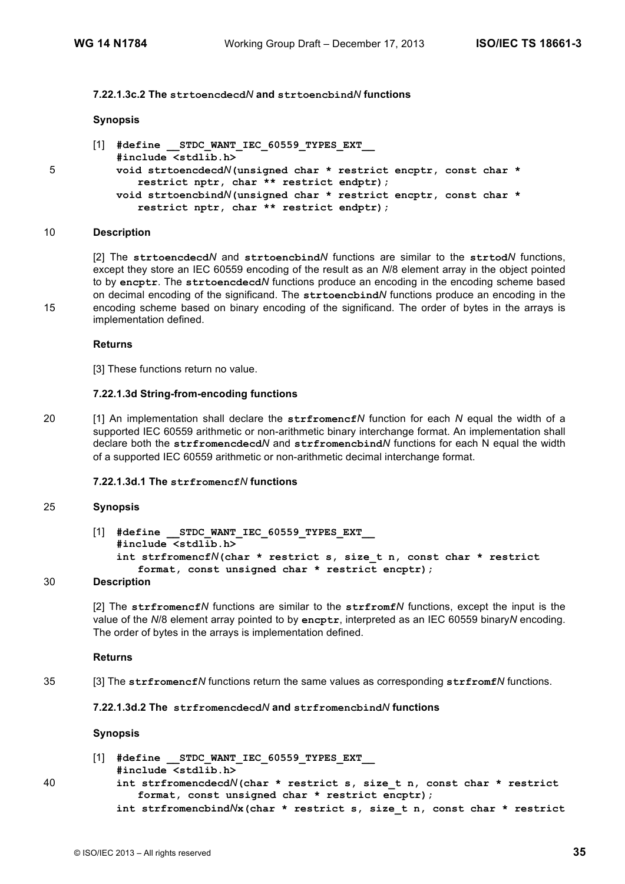#### 7.22.1.3c.2 The **strtoencdecd***N* and **strtoencbind***N* functions

**Synopsis**

[1]
```
#define __STDC_WANT_IEC_60559_TYPES_EXT__
#include <stdlib.h>
void strtoencdecdN(unsigned char * restrict encptr, const char *
    restrict nptr, char ** restrict endptr);
void strtoencbindN(unsigned char * restrict encptr, const char *
    restrict nptr, char ** restrict endptr);
```

**Description**

[2] The **strtoencdecd***N* and **strtoencbind***N* functions are similar to the **strtod***N* functions, except they store an IEC 60559 encoding of the result as an *N*/8 element array in the object pointed to by **encptr**. The **strtoencdecd***N* functions produce an encoding in the encoding scheme based on decimal encoding of the significand. The **strtoencbind***N* functions produce an encoding in the encoding scheme based on binary encoding of the significand. The order of bytes in the arrays is implementation defined.

**Returns**

[3] These functions return no value.

#### 7.22.1.3d String-from-encoding functions

[1] An implementation shall declare the **strfromencf***N* function for each *N* equal the width of a supported IEC 60559 arithmetic or non-arithmetic binary interchange format. An implementation shall declare both the **strfromencdecd***N* and **strfromencbind***N* functions for each N equal the width of a supported IEC 60559 arithmetic or non-arithmetic decimal interchange format.

#### 7.22.1.3d.1 The **strfromencf***N* functions

**Synopsis**

[1]
```
#define __STDC_WANT_IEC_60559_TYPES_EXT__
#include <stdlib.h>
int strfromencfN(char * restrict s, size_t n, const char * restrict
    format, const unsigned char * restrict encptr);
```

**Description**

[2] The **strfromencf***N* functions are similar to the **strfromf***N* functions, except the input is the value of the *N*/8 element array pointed to by **encptr**, interpreted as an IEC 60559 binary*N* encoding. The order of bytes in the arrays is implementation defined.

**Returns**

[3] The **strfromencf***N* functions return the same values as corresponding **strfromf***N* functions.

#### 7.22.1.3d.2 The **strfromencdecd***N* and **strfromencbind***N* functions

**Synopsis**

[1]
```
#define __STDC_WANT_IEC_60559_TYPES_EXT__
#include <stdlib.h>
int strfromencdecdN(char * restrict s, size_t n, const char * restrict
    format, const unsigned char * restrict encptr);
int strfromencbindNx(char * restrict s, size_t n, const char * restrict
```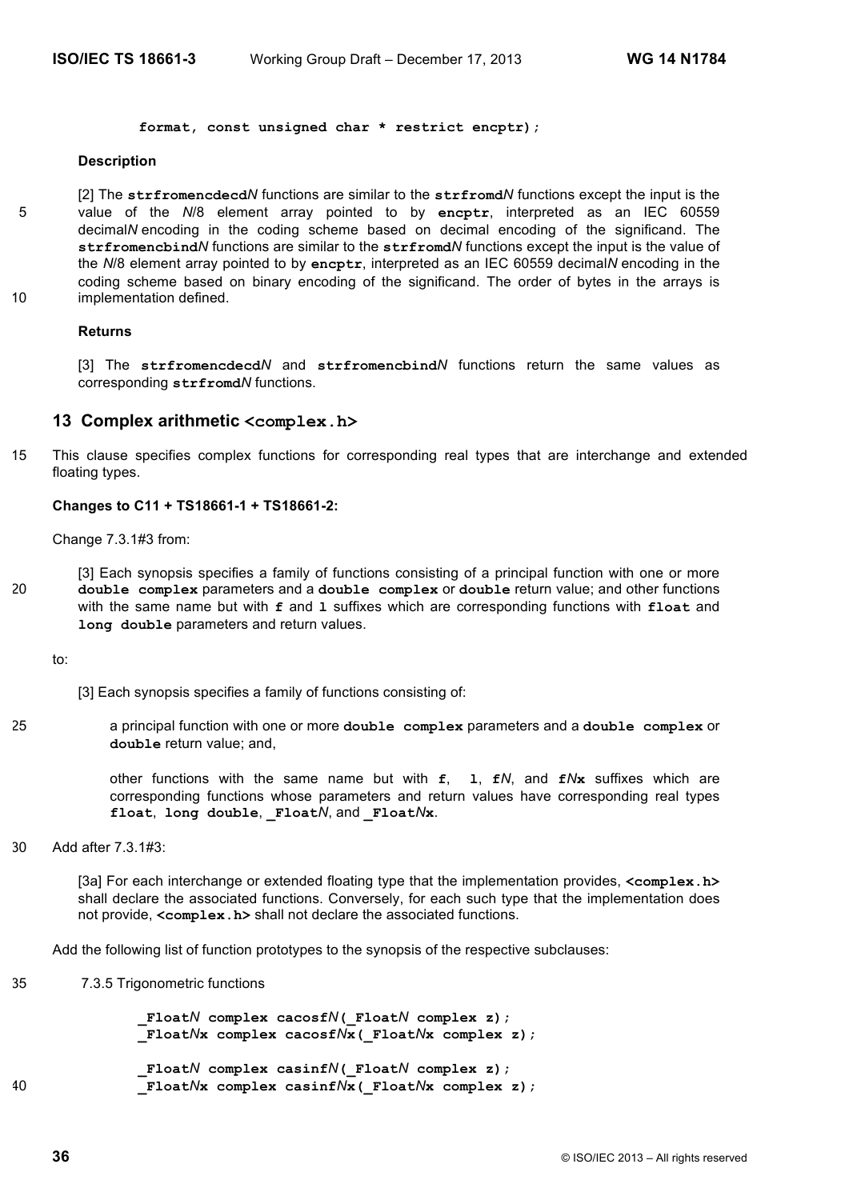```
format, const unsigned char * restrict encptr);
```

**Description**

[2] The **strfromencdecd***N* functions are similar to the **strfromd***N* functions except the input is the value of the *N*/8 element array pointed to by **encptr**, interpreted as an IEC 60559 decimal*N* encoding in the coding scheme based on decimal encoding of the significand. The **strfromencbind***N* functions are similar to the **strfromd***N* functions except the input is the value of the *N*/8 element array pointed to by **encptr**, interpreted as an IEC 60559 decimal*N* encoding in the coding scheme based on binary encoding of the significand. The order of bytes in the arrays is implementation defined.

**Returns**

[3] The **strfromencdecd***N* and **strfromencbind***N* functions return the same values as corresponding **strfromd***N* functions.

## 13 Complex arithmetic <complex.h>

This clause specifies complex functions for corresponding real types that are interchange and extended floating types.

**Changes to C11 + TS18661-1 + TS18661-2:**

Change 7.3.1#3 from:

> [3] Each synopsis specifies a family of functions consisting of a principal function with one or more **double complex** parameters and a **double complex** or **double** return value; and other functions with the same name but with **f** and **l** suffixes which are corresponding functions with **float** and **long double** parameters and return values.

to:

> [3] Each synopsis specifies a family of functions consisting of:
>
> a principal function with one or more **double complex** parameters and a **double complex** or **double** return value; and,
>
> other functions with the same name but with **f**, **l**, **f***N*, and **f***N***x** suffixes which are corresponding functions whose parameters and return values have corresponding real types **float**, **long double**, **_Float***N*, and **_Float***N***x**.

Add after 7.3.1#3:

> [3a] For each interchange or extended floating type that the implementation provides, **<complex.h>** shall declare the associated functions. Conversely, for each such type that the implementation does not provide, **<complex.h>** shall not declare the associated functions.

Add the following list of function prototypes to the synopsis of the respective subclauses:

7.3.5 Trigonometric functions

```
_FloatN complex cacosfN(_FloatN complex z);
_FloatNx complex cacosfNx(_FloatNx complex z);

_FloatN complex casinfN(_FloatN complex z);
_FloatNx complex casinfNx(_FloatNx complex z);
```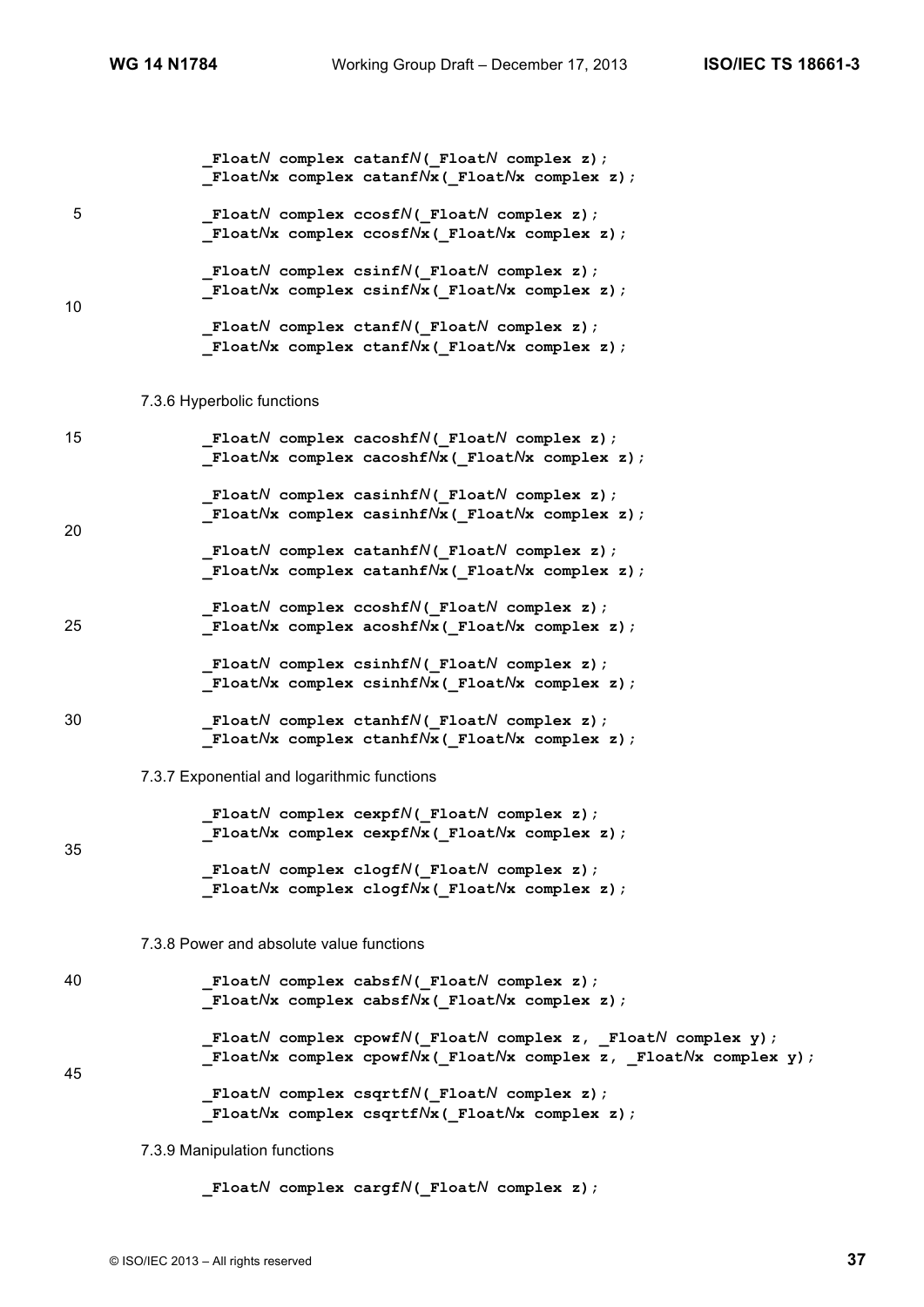```
_FloatN complex catanfN(_FloatN complex z);
_FloatNx complex catanfNx(_FloatNx complex z);

_FloatN complex ccosfN(_FloatN complex z);
_FloatNx complex ccosfNx(_FloatNx complex z);

_FloatN complex csinfN(_FloatN complex z);
_FloatNx complex csinfNx(_FloatNx complex z);

_FloatN complex ctanfN(_FloatN complex z);
_FloatNx complex ctanfNx(_FloatNx complex z);
```

7.3.6 Hyperbolic functions

```
_FloatN complex cacoshfN(_FloatN complex z);
_FloatNx complex cacoshfNx(_FloatNx complex z);

_FloatN complex casinhfN(_FloatN complex z);
_FloatNx complex casinhfNx(_FloatNx complex z);

_FloatN complex catanhfN(_FloatN complex z);
_FloatNx complex catanhfNx(_FloatNx complex z);

_FloatN complex ccoshfN(_FloatN complex z);
_FloatNx complex acoshfNx(_FloatNx complex z);

_FloatN complex csinhfN(_FloatN complex z);
_FloatNx complex csinhfNx(_FloatNx complex z);

_FloatN complex ctanhfN(_FloatN complex z);
_FloatNx complex ctanhfNx(_FloatNx complex z);
```

7.3.7 Exponential and logarithmic functions

```
_FloatN complex cexpfN(_FloatN complex z);
_FloatNx complex cexpfNx(_FloatNx complex z);

_FloatN complex clogfN(_FloatN complex z);
_FloatNx complex clogfNx(_FloatNx complex z);
```

7.3.8 Power and absolute value functions

```
_FloatN complex cabsfN(_FloatN complex z);
_FloatNx complex cabsfNx(_FloatNx complex z);

_FloatN complex cpowfN(_FloatN complex z, _FloatN complex y);
_FloatNx complex cpowfNx(_FloatNx complex z, _FloatNx complex y);

_FloatN complex csqrtfN(_FloatN complex z);
_FloatNx complex csqrtfNx(_FloatNx complex z);
```

7.3.9 Manipulation functions

```
_FloatN complex cargfN(_FloatN complex z);
```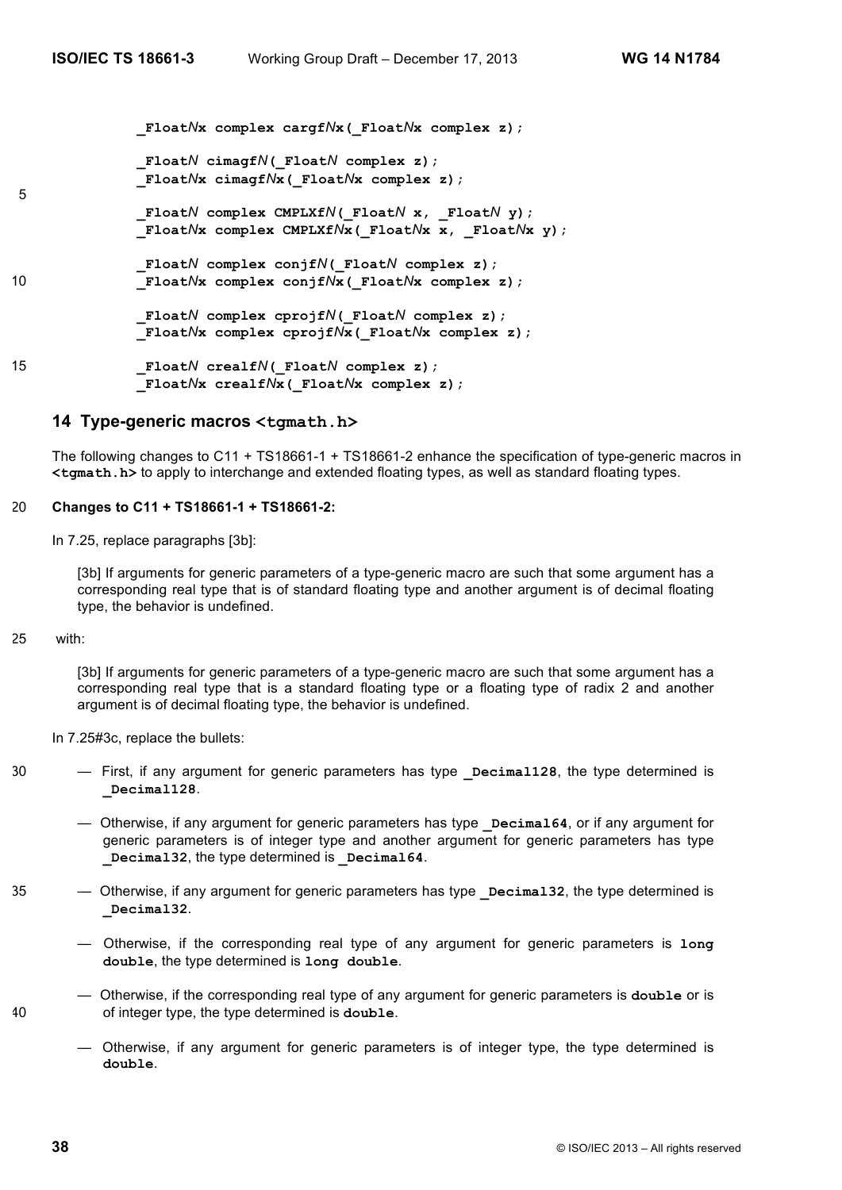```
_FloatNx complex cargfNx(_FloatNx complex z);

_FloatN cimagfN(_FloatN complex z);
_FloatNx cimagfNx(_FloatNx complex z);

_FloatN complex CMPLXfN(_FloatN x, _FloatN y);
_FloatNx complex CMPLXfNx(_FloatNx x, _FloatNx y);

_FloatN complex conjfN(_FloatN complex z);
_FloatNx complex conjfNx(_FloatNx complex z);

_FloatN complex cprojfN(_FloatN complex z);
_FloatNx complex cprojfNx(_FloatNx complex z);

_FloatN crealfN(_FloatN complex z);
_FloatNx crealfNx(_FloatNx complex z);
```

## 14 Type-generic macros `<tgmath.h>`

The following changes to C11 + TS18661-1 + TS18661-2 enhance the specification of type-generic macros in **`<tgmath.h>`** to apply to interchange and extended floating types, as well as standard floating types.

**Changes to C11 + TS18661-1 + TS18661-2:**

In 7.25, replace paragraphs [3b]:

> [3b] If arguments for generic parameters of a type-generic macro are such that some argument has a corresponding real type that is of standard floating type and another argument is of decimal floating type, the behavior is undefined.

with:

> [3b] If arguments for generic parameters of a type-generic macro are such that some argument has a corresponding real type that is a standard floating type or a floating type of radix 2 and another argument is of decimal floating type, the behavior is undefined.

In 7.25#3c, replace the bullets:

- First, if any argument for generic parameters has type **`_Decimal128`**, the type determined is **`_Decimal128`**.
- Otherwise, if any argument for generic parameters has type **`_Decimal64`**, or if any argument for generic parameters is of integer type and another argument for generic parameters has type **`_Decimal32`**, the type determined is **`_Decimal64`**.
- Otherwise, if any argument for generic parameters has type **`_Decimal32`**, the type determined is **`_Decimal32`**.
- Otherwise, if the corresponding real type of any argument for generic parameters is **`long double`**, the type determined is **`long double`**.
- Otherwise, if the corresponding real type of any argument for generic parameters is **`double`** or is of integer type, the type determined is **`double`**.
- Otherwise, if any argument for generic parameters is of integer type, the type determined is **`double`**.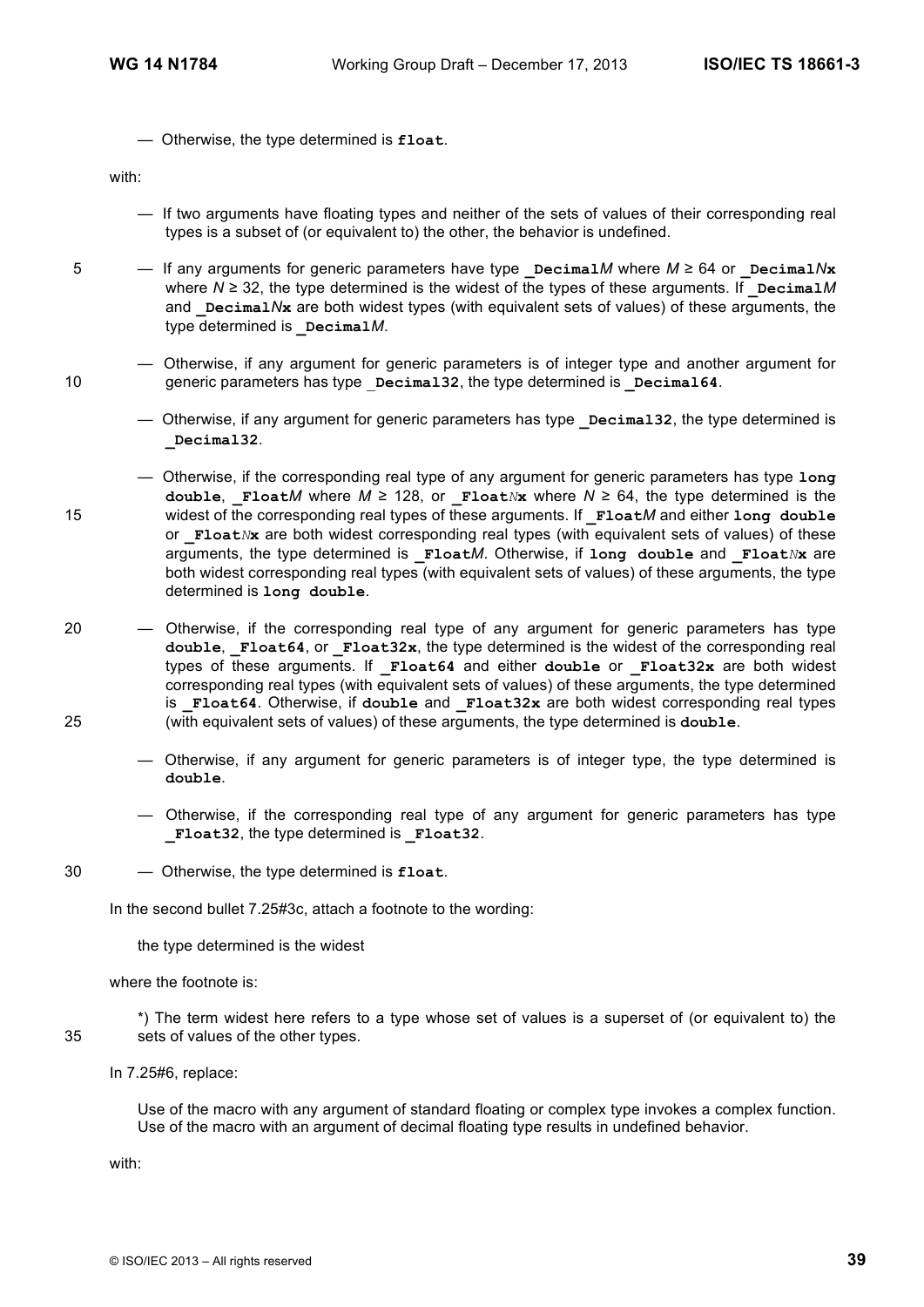— Otherwise, the type determined is **float**.

with:

— If two arguments have floating types and neither of the sets of values of their corresponding real types is a subset of (or equivalent to) the other, the behavior is undefined.

— If any arguments for generic parameters have type **_Decimal***M* where $M \geq 64$ or **_Decimal***N***x** where $N \geq 32$, the type determined is the widest of the types of these arguments. If **_Decimal***M* and **_Decimal***N***x** are both widest types (with equivalent sets of values) of these arguments, the type determined is **_Decimal***M*.

— Otherwise, if any argument for generic parameters is of integer type and another argument for generic parameters has type **_Decimal32**, the type determined is **_Decimal64**.

— Otherwise, if any argument for generic parameters has type **_Decimal32**, the type determined is **_Decimal32**.

— Otherwise, if the corresponding real type of any argument for generic parameters has type **long double**, **_Float***M* where $M \geq 128$, or **_Float***N***x** where $N \geq 64$, the type determined is the widest of the corresponding real types of these arguments. If **_Float***M* and either **long double** or **_Float***N***x** are both widest corresponding real types (with equivalent sets of values) of these arguments, the type determined is **_Float***M*. Otherwise, if **long double** and **_Float***N***x** are both widest corresponding real types (with equivalent sets of values) of these arguments, the type determined is **long double**.

— Otherwise, if the corresponding real type of any argument for generic parameters has type **double**, **_Float64**, or **_Float32x**, the type determined is the widest of the corresponding real types of these arguments. If **_Float64** and either **double** or **_Float32x** are both widest corresponding real types (with equivalent sets of values) of these arguments, the type determined is **_Float64**. Otherwise, if **double** and **_Float32x** are both widest corresponding real types (with equivalent sets of values) of these arguments, the type determined is **double**.

— Otherwise, if any argument for generic parameters is of integer type, the type determined is **double**.

— Otherwise, if the corresponding real type of any argument for generic parameters has type **_Float32**, the type determined is **_Float32**.

— Otherwise, the type determined is **float**.

In the second bullet 7.25#3c, attach a footnote to the wording:

the type determined is the widest

where the footnote is:

*) The term widest here refers to a type whose set of values is a superset of (or equivalent to) the sets of values of the other types.

In 7.25#6, replace:

Use of the macro with any argument of standard floating or complex type invokes a complex function. Use of the macro with an argument of decimal floating type results in undefined behavior.

with: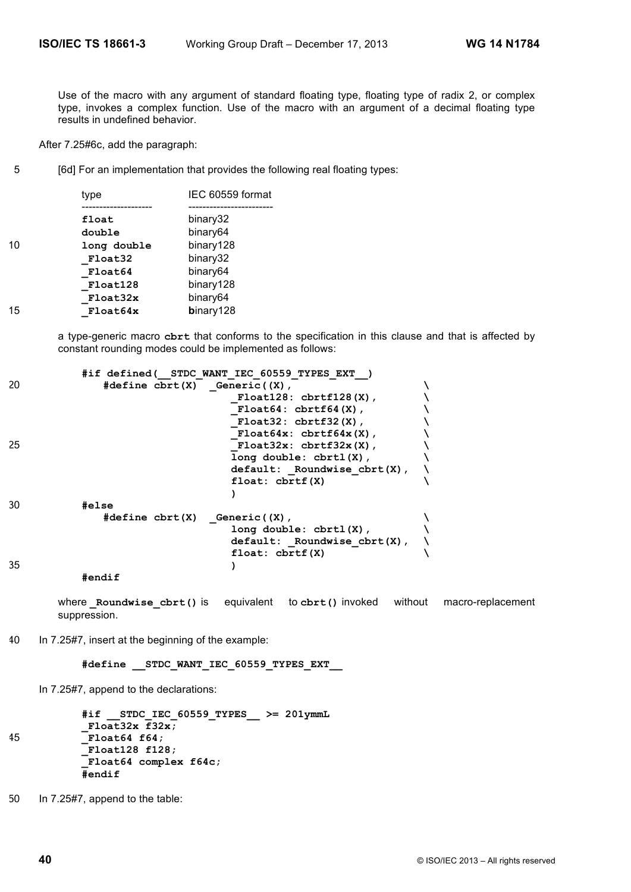Use of the macro with any argument of standard floating type, floating type of radix 2, or complex type, invokes a complex function. Use of the macro with an argument of a decimal floating type results in undefined behavior.

After 7.25#6c, add the paragraph:

[6d] For an implementation that provides the following real floating types:

| type | IEC 60559 format |
|---|---|
| `float` | binary32 |
| `double` | binary64 |
| `long double` | binary128 |
| `_Float32` | binary32 |
| `_Float64` | binary64 |
| `_Float128` | binary128 |
| `_Float32x` | binary64 |
| `_Float64x` | binary128 |

a type-generic macro **cbrt** that conforms to the specification in this clause and that is affected by constant rounding modes could be implemented as follows:

```
#if defined(__STDC_WANT_IEC_60559_TYPES_EXT__)
   #define cbrt(X)  _Generic((X),                      \
                       _Float128: cbrtf128(X),         \
                       _Float64: cbrtf64(X),           \
                       _Float32: cbrtf32(X),           \
                       _Float64x: cbrtf64x(X),         \
                       _Float32x: cbrtf32x(X),         \
                       long double: cbrtl(X),          \
                       default: _Roundwise_cbrt(X),    \
                       float: cbrtf(X)                 \
                       )
#else
   #define cbrt(X)  _Generic((X),                      \
                       long double: cbrtl(X),          \
                       default: _Roundwise_cbrt(X),    \
                       float: cbrtf(X)                 \
                       )
#endif
```

where **_Roundwise_cbrt()** is equivalent to **cbrt()** invoked without macro-replacement suppression.

In 7.25#7, insert at the beginning of the example:

```
#define __STDC_WANT_IEC_60559_TYPES_EXT__
```

In 7.25#7, append to the declarations:

```
#if __STDC_IEC_60559_TYPES__ >= 201ymmL
_Float32x f32x;
_Float64 f64;
_Float128 f128;
_Float64 complex f64c;
#endif
```

In 7.25#7, append to the table: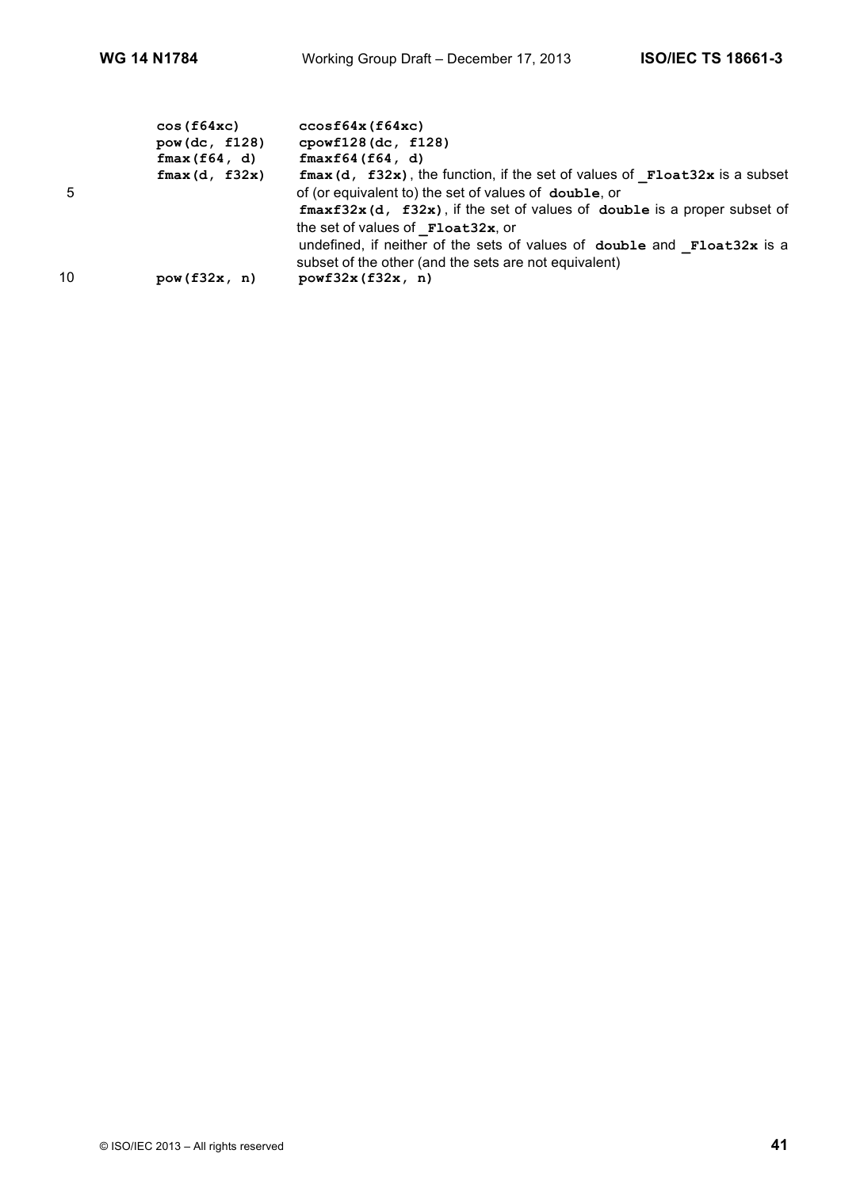| | |
|---|---|
| `cos(f64xc)` | `ccosf64x(f64xc)` |
| `pow(dc, f128)` | `cpowf128(dc, f128)` |
| `fmax(f64, d)` | `fmaxf64(f64, d)` |
| `fmax(d, f32x)` | `fmax(d, f32x)`, the function, if the set of values of **`_Float32x`** is a subset of (or equivalent to) the set of values of **`double`**, or<br>`fmaxf32x(d, f32x)`, if the set of values of **`double`** is a proper subset of the set of values of **`_Float32x`**, or<br>undefined, if neither of the sets of values of **`double`** and **`_Float32x`** is a subset of the other (and the sets are not equivalent) |
| `pow(f32x, n)` | `powf32x(f32x, n)` |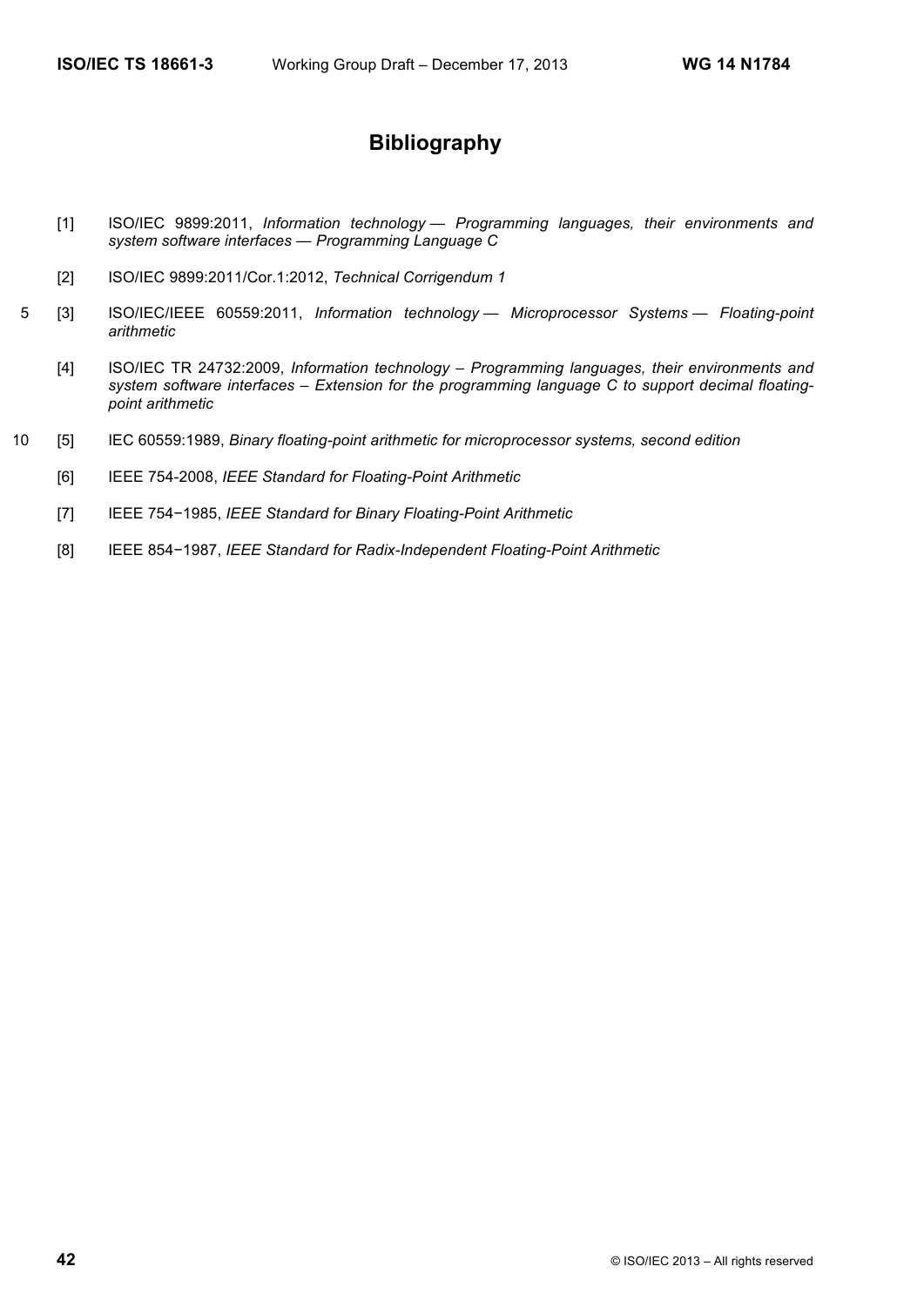# Bibliography

[1] ISO/IEC 9899:2011, *Information technology — Programming languages, their environments and system software interfaces — Programming Language C*

[2] ISO/IEC 9899:2011/Cor.1:2012, *Technical Corrigendum 1*

[3] ISO/IEC/IEEE 60559:2011, *Information technology — Microprocessor Systems — Floating-point arithmetic*

[4] ISO/IEC TR 24732:2009, *Information technology – Programming languages, their environments and system software interfaces – Extension for the programming language C to support decimal floating-point arithmetic*

[5] IEC 60559:1989, *Binary floating-point arithmetic for microprocessor systems, second edition*

[6] IEEE 754-2008, *IEEE Standard for Floating-Point Arithmetic*

[7] IEEE 754−1985, *IEEE Standard for Binary Floating-Point Arithmetic*

[8] IEEE 854−1987, *IEEE Standard for Radix-Independent Floating-Point Arithmetic*